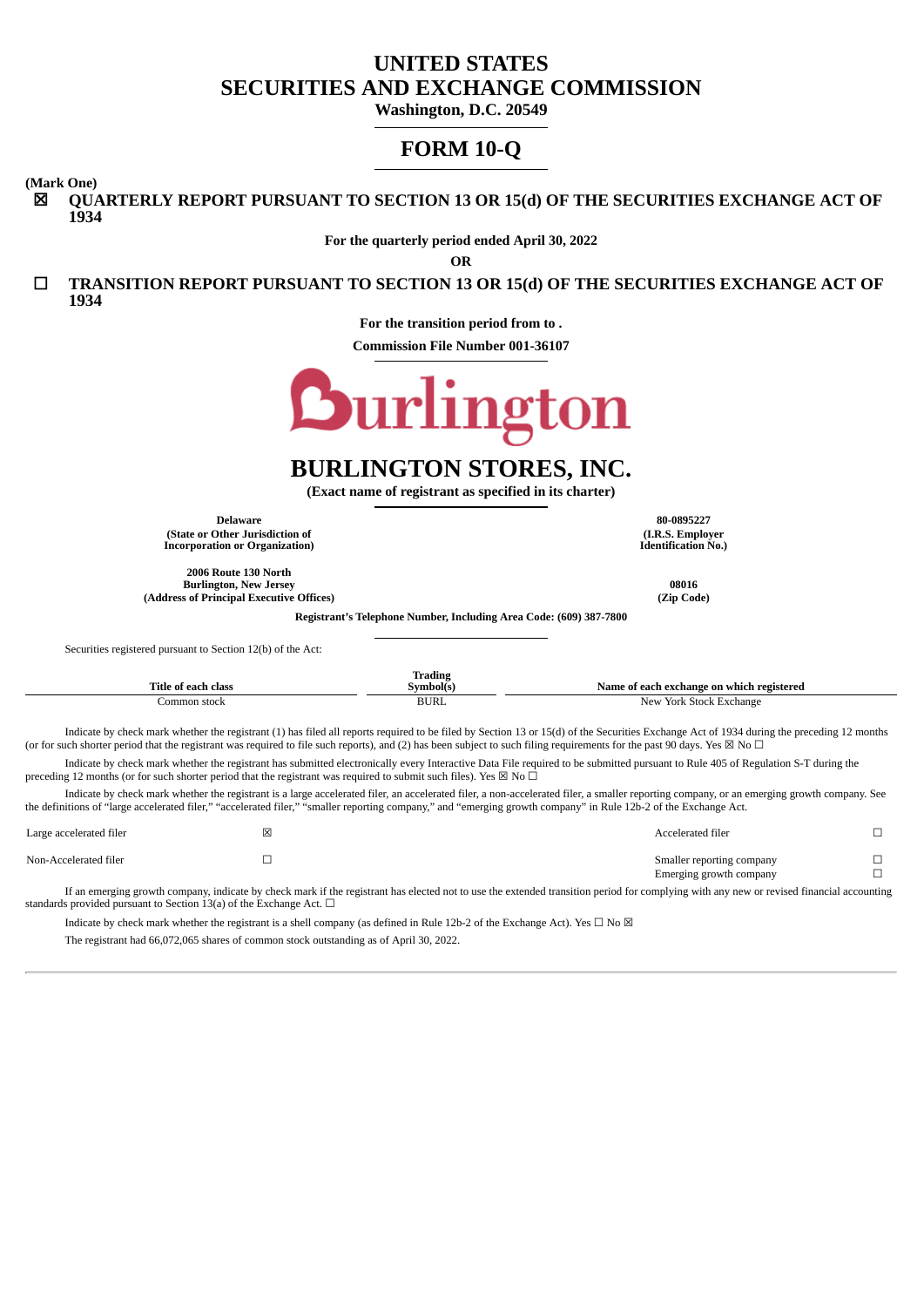# UNITED STATES
# SECURITIES AND EXCHANGE COMMISSION
**Washington, D.C. 20549**

# FORM 10-Q

**(Mark One)**

☒ **QUARTERLY REPORT PURSUANT TO SECTION 13 OR 15(d) OF THE SECURITIES EXCHANGE ACT OF 1934**

**For the quarterly period ended April 30, 2022**

**OR**

☐ **TRANSITION REPORT PURSUANT TO SECTION 13 OR 15(d) OF THE SECURITIES EXCHANGE ACT OF 1934**

**For the transition period from to .**

**Commission File Number 001-36107**

Burlington

# BURLINGTON STORES, INC.

**(Exact name of registrant as specified in its charter)**

| | |
|---|---|
| **Delaware**<br>**(State or Other Jurisdiction of Incorporation or Organization)** | **80-0895227**<br>**(I.R.S. Employer Identification No.)** |
| **2006 Route 130 North**<br>**Burlington, New Jersey**<br>**(Address of Principal Executive Offices)** | **08016**<br>**(Zip Code)** |

**Registrant's Telephone Number, Including Area Code: (609) 387-7800**

Securities registered pursuant to Section 12(b) of the Act:

| Title of each class | Trading Symbol(s) | Name of each exchange on which registered |
|---|---|---|
| Common stock | BURL | New York Stock Exchange |

Indicate by check mark whether the registrant (1) has filed all reports required to be filed by Section 13 or 15(d) of the Securities Exchange Act of 1934 during the preceding 12 months (or for such shorter period that the registrant was required to file such reports), and (2) has been subject to such filing requirements for the past 90 days. Yes ☒ No ☐

Indicate by check mark whether the registrant has submitted electronically every Interactive Data File required to be submitted pursuant to Rule 405 of Regulation S-T during the preceding 12 months (or for such shorter period that the registrant was required to submit such files). Yes ☒ No ☐

Indicate by check mark whether the registrant is a large accelerated filer, an accelerated filer, a non-accelerated filer, a smaller reporting company, or an emerging growth company. See the definitions of "large accelerated filer," "accelerated filer," "smaller reporting company," and "emerging growth company" in Rule 12b-2 of the Exchange Act.

| | | | |
|---|---|---|---|
| Large accelerated filer | ☒ | Accelerated filer | ☐ |
| Non-Accelerated filer | ☐ | Smaller reporting company | ☐ |
| | | Emerging growth company | ☐ |

If an emerging growth company, indicate by check mark if the registrant has elected not to use the extended transition period for complying with any new or revised financial accounting standards provided pursuant to Section 13(a) of the Exchange Act. ☐

Indicate by check mark whether the registrant is a shell company (as defined in Rule 12b-2 of the Exchange Act). Yes ☐ No ☒

The registrant had 66,072,065 shares of common stock outstanding as of April 30, 2022.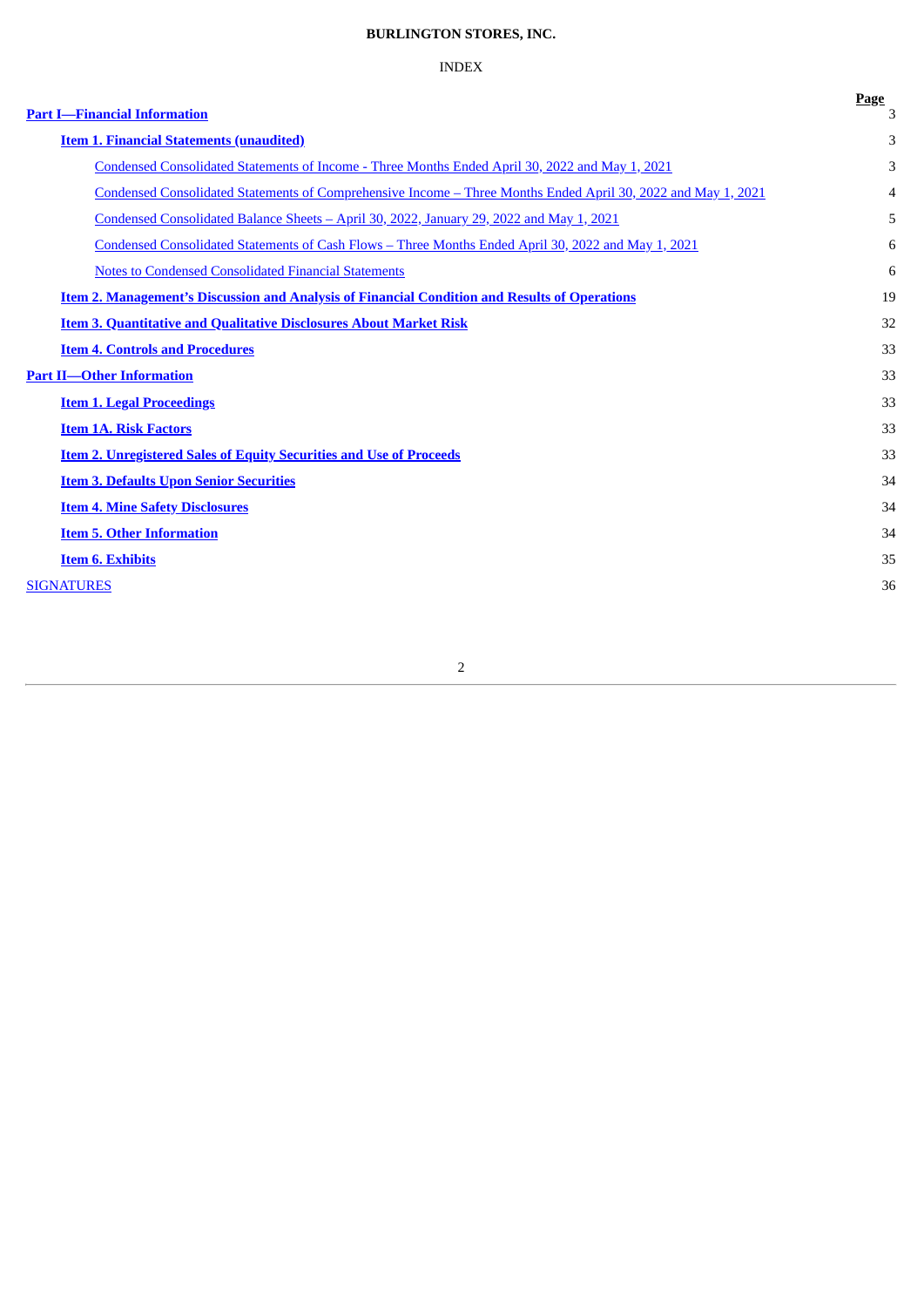**BURLINGTON STORES, INC.**

INDEX

| | Page |
|---|---|
| **Part I—Financial Information** | 3 |
| **Item 1. Financial Statements (unaudited)** | 3 |
| Condensed Consolidated Statements of Income - Three Months Ended April 30, 2022 and May 1, 2021 | 3 |
| Condensed Consolidated Statements of Comprehensive Income – Three Months Ended April 30, 2022 and May 1, 2021 | 4 |
| Condensed Consolidated Balance Sheets – April 30, 2022, January 29, 2022 and May 1, 2021 | 5 |
| Condensed Consolidated Statements of Cash Flows – Three Months Ended April 30, 2022 and May 1, 2021 | 6 |
| Notes to Condensed Consolidated Financial Statements | 6 |
| **Item 2. Management's Discussion and Analysis of Financial Condition and Results of Operations** | 19 |
| **Item 3. Quantitative and Qualitative Disclosures About Market Risk** | 32 |
| **Item 4. Controls and Procedures** | 33 |
| **Part II—Other Information** | 33 |
| **Item 1. Legal Proceedings** | 33 |
| **Item 1A. Risk Factors** | 33 |
| **Item 2. Unregistered Sales of Equity Securities and Use of Proceeds** | 33 |
| **Item 3. Defaults Upon Senior Securities** | 34 |
| **Item 4. Mine Safety Disclosures** | 34 |
| **Item 5. Other Information** | 34 |
| **Item 6. Exhibits** | 35 |
| SIGNATURES | 36 |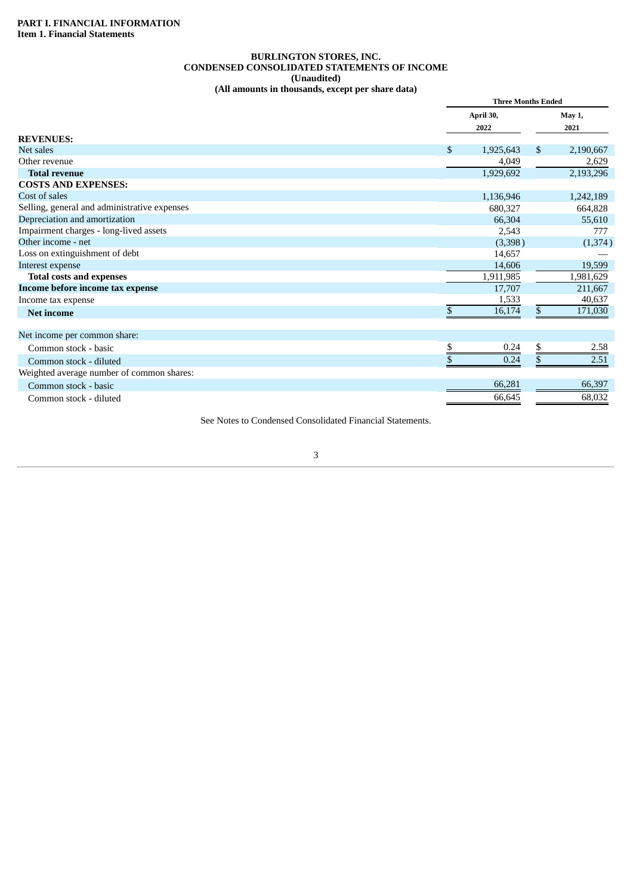**PART I. FINANCIAL INFORMATION**
**Item 1. Financial Statements**

# BURLINGTON STORES, INC.
## CONDENSED CONSOLIDATED STATEMENTS OF INCOME
**(Unaudited)**
**(All amounts in thousands, except per share data)**

| | Three Months Ended | |
|---|---|---|
| | April 30, 2022 | May 1, 2021 |
| **REVENUES:** | | |
| Net sales | $ 1,925,643 | $ 2,190,667 |
| Other revenue | 4,049 | 2,629 |
| **Total revenue** | 1,929,692 | 2,193,296 |
| **COSTS AND EXPENSES:** | | |
| Cost of sales | 1,136,946 | 1,242,189 |
| Selling, general and administrative expenses | 680,327 | 664,828 |
| Depreciation and amortization | 66,304 | 55,610 |
| Impairment charges - long-lived assets | 2,543 | 777 |
| Other income - net | (3,398) | (1,374) |
| Loss on extinguishment of debt | 14,657 | — |
| Interest expense | 14,606 | 19,599 |
| **Total costs and expenses** | 1,911,985 | 1,981,629 |
| **Income before income tax expense** | 17,707 | 211,667 |
| Income tax expense | 1,533 | 40,637 |
| **Net income** | $ 16,174 | $ 171,030 |
| | | |
| Net income per common share: | | |
| Common stock - basic | $ 0.24 | $ 2.58 |
| Common stock - diluted | $ 0.24 | $ 2.51 |
| Weighted average number of common shares: | | |
| Common stock - basic | 66,281 | 66,397 |
| Common stock - diluted | 66,645 | 68,032 |

See Notes to Condensed Consolidated Financial Statements.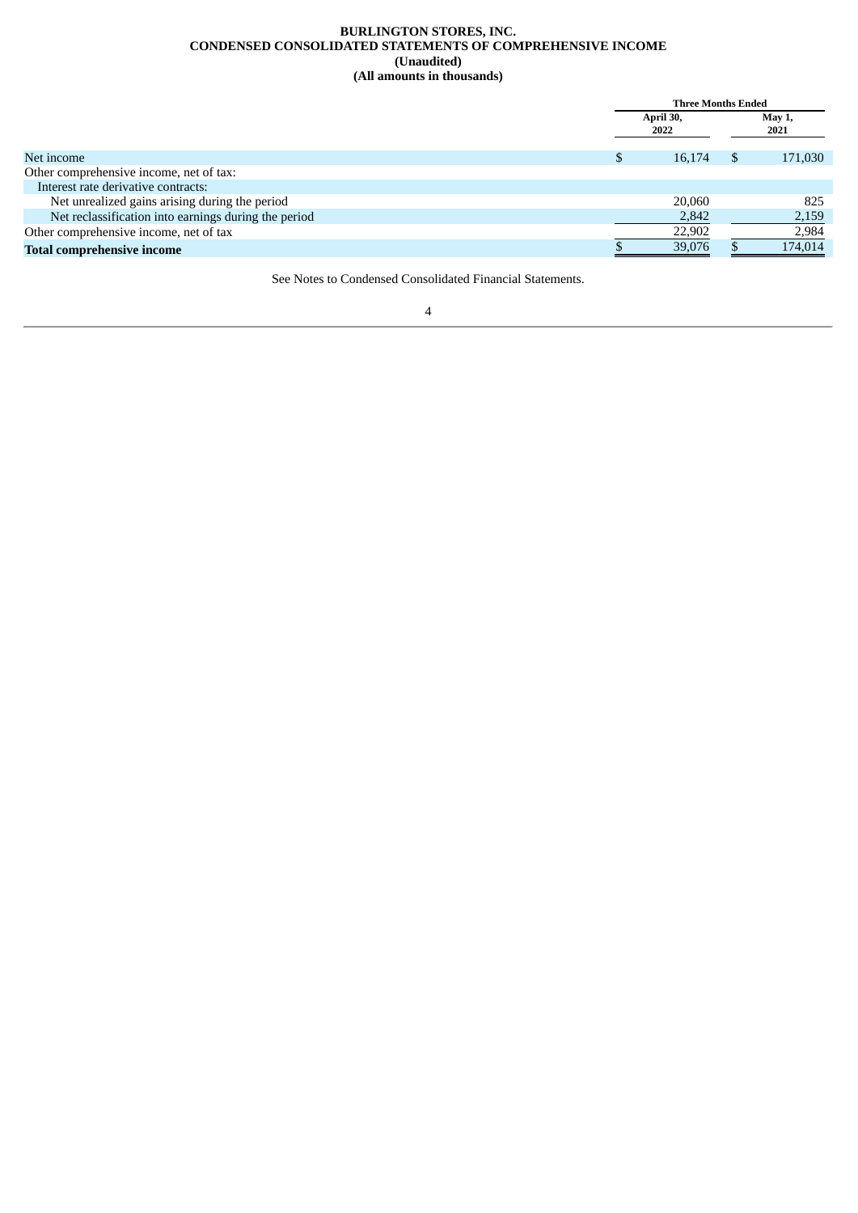**BURLINGTON STORES, INC.**
**CONDENSED CONSOLIDATED STATEMENTS OF COMPREHENSIVE INCOME**
**(Unaudited)**
**(All amounts in thousands)**

| | Three Months Ended | |
|---|---|---|
| | April 30, 2022 | May 1, 2021 |
| Net income | $ 16,174 | $ 171,030 |
| Other comprehensive income, net of tax: | | |
| Interest rate derivative contracts: | | |
| Net unrealized gains arising during the period | 20,060 | 825 |
| Net reclassification into earnings during the period | 2,842 | 2,159 |
| Other comprehensive income, net of tax | 22,902 | 2,984 |
| **Total comprehensive income** | $ 39,076 | $ 174,014 |

See Notes to Condensed Consolidated Financial Statements.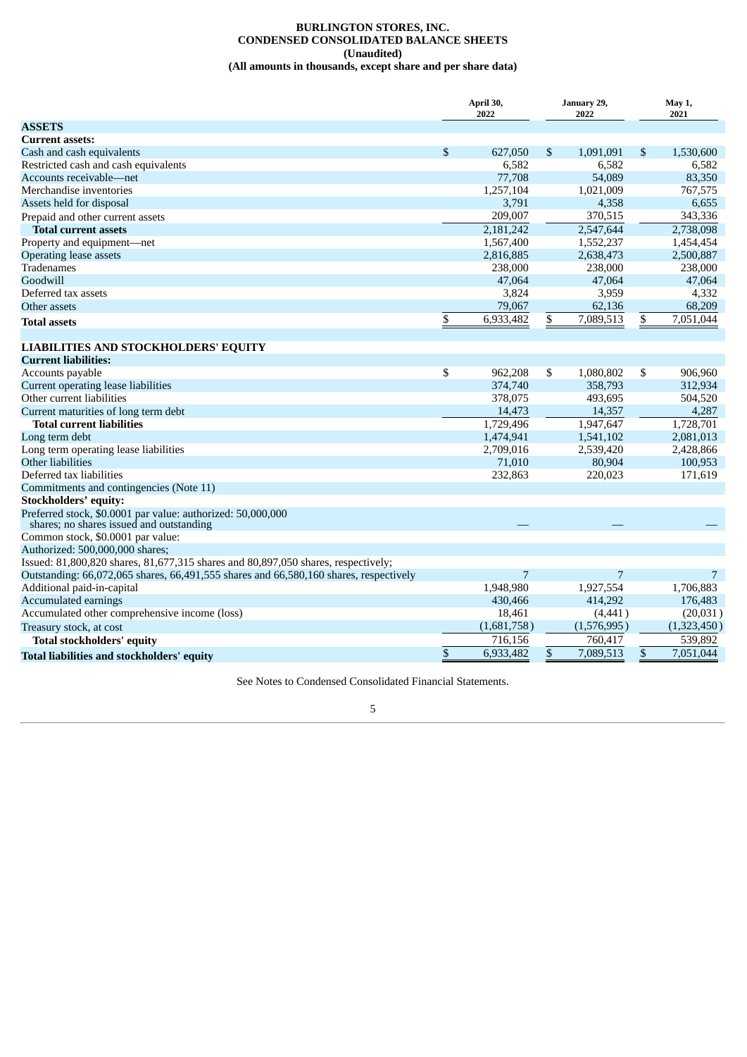# BURLINGTON STORES, INC.
# CONDENSED CONSOLIDATED BALANCE SHEETS
## (Unaudited)
### (All amounts in thousands, except share and per share data)

| | April 30, 2022 | January 29, 2022 | May 1, 2021 |
|---|---|---|---|
| **ASSETS** | | | |
| **Current assets:** | | | |
| Cash and cash equivalents | $ 627,050 | $ 1,091,091 | $ 1,530,600 |
| Restricted cash and cash equivalents | 6,582 | 6,582 | 6,582 |
| Accounts receivable—net | 77,708 | 54,089 | 83,350 |
| Merchandise inventories | 1,257,104 | 1,021,009 | 767,575 |
| Assets held for disposal | 3,791 | 4,358 | 6,655 |
| Prepaid and other current assets | 209,007 | 370,515 | 343,336 |
| **Total current assets** | 2,181,242 | 2,547,644 | 2,738,098 |
| Property and equipment—net | 1,567,400 | 1,552,237 | 1,454,454 |
| Operating lease assets | 2,816,885 | 2,638,473 | 2,500,887 |
| Tradenames | 238,000 | 238,000 | 238,000 |
| Goodwill | 47,064 | 47,064 | 47,064 |
| Deferred tax assets | 3,824 | 3,959 | 4,332 |
| Other assets | 79,067 | 62,136 | 68,209 |
| **Total assets** | $ 6,933,482 | $ 7,089,513 | $ 7,051,044 |
| **LIABILITIES AND STOCKHOLDERS' EQUITY** | | | |
| **Current liabilities:** | | | |
| Accounts payable | $ 962,208 | $ 1,080,802 | $ 906,960 |
| Current operating lease liabilities | 374,740 | 358,793 | 312,934 |
| Other current liabilities | 378,075 | 493,695 | 504,520 |
| Current maturities of long term debt | 14,473 | 14,357 | 4,287 |
| **Total current liabilities** | 1,729,496 | 1,947,647 | 1,728,701 |
| Long term debt | 1,474,941 | 1,541,102 | 2,081,013 |
| Long term operating lease liabilities | 2,709,016 | 2,539,420 | 2,428,866 |
| Other liabilities | 71,010 | 80,904 | 100,953 |
| Deferred tax liabilities | 232,863 | 220,023 | 171,619 |
| Commitments and contingencies (Note 11) | | | |
| **Stockholders' equity:** | | | |
| Preferred stock, $0.0001 par value: authorized: 50,000,000 shares; no shares issued and outstanding | — | — | — |
| Common stock, $0.0001 par value: | | | |
| Authorized: 500,000,000 shares; | | | |
| Issued: 81,800,820 shares, 81,677,315 shares and 80,897,050 shares, respectively; | | | |
| Outstanding: 66,072,065 shares, 66,491,555 shares and 66,580,160 shares, respectively | 7 | 7 | 7 |
| Additional paid-in-capital | 1,948,980 | 1,927,554 | 1,706,883 |
| Accumulated earnings | 430,466 | 414,292 | 176,483 |
| Accumulated other comprehensive income (loss) | 18,461 | (4,441) | (20,031) |
| Treasury stock, at cost | (1,681,758) | (1,576,995) | (1,323,450) |
| **Total stockholders' equity** | 716,156 | 760,417 | 539,892 |
| **Total liabilities and stockholders' equity** | $ 6,933,482 | $ 7,089,513 | $ 7,051,044 |

See Notes to Condensed Consolidated Financial Statements.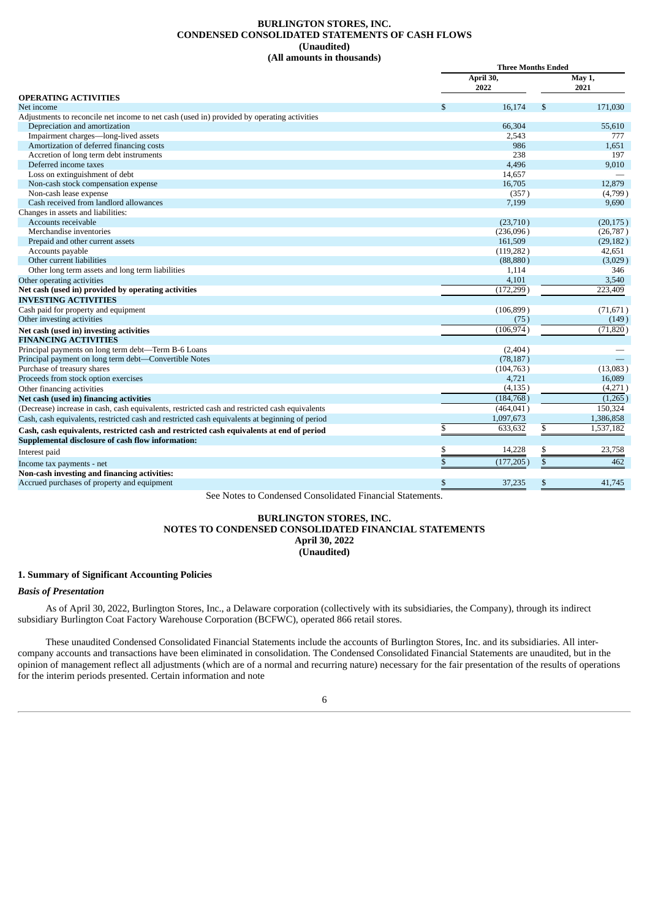# BURLINGTON STORES, INC.
## CONDENSED CONSOLIDATED STATEMENTS OF CASH FLOWS
### (Unaudited)
### (All amounts in thousands)

| | Three Months Ended | |
|---|---|---|
| | April 30, 2022 | May 1, 2021 |
| **OPERATING ACTIVITIES** | | |
| Net income | $ 16,174 | $ 171,030 |
| Adjustments to reconcile net income to net cash (used in) provided by operating activities | | |
| Depreciation and amortization | 66,304 | 55,610 |
| Impairment charges—long-lived assets | 2,543 | 777 |
| Amortization of deferred financing costs | 986 | 1,651 |
| Accretion of long term debt instruments | 238 | 197 |
| Deferred income taxes | 4,496 | 9,010 |
| Loss on extinguishment of debt | 14,657 | — |
| Non-cash stock compensation expense | 16,705 | 12,879 |
| Non-cash lease expense | (357) | (4,799) |
| Cash received from landlord allowances | 7,199 | 9,690 |
| Changes in assets and liabilities: | | |
| Accounts receivable | (23,710) | (20,175) |
| Merchandise inventories | (236,096) | (26,787) |
| Prepaid and other current assets | 161,509 | (29,182) |
| Accounts payable | (119,282) | 42,651 |
| Other current liabilities | (88,880) | (3,029) |
| Other long term assets and long term liabilities | 1,114 | 346 |
| Other operating activities | 4,101 | 3,540 |
| **Net cash (used in) provided by operating activities** | (172,299) | 223,409 |
| **INVESTING ACTIVITIES** | | |
| Cash paid for property and equipment | (106,899) | (71,671) |
| Other investing activities | (75) | (149) |
| **Net cash (used in) investing activities** | (106,974) | (71,820) |
| **FINANCING ACTIVITIES** | | |
| Principal payments on long term debt—Term B-6 Loans | (2,404) | — |
| Principal payment on long term debt—Convertible Notes | (78,187) | — |
| Purchase of treasury shares | (104,763) | (13,083) |
| Proceeds from stock option exercises | 4,721 | 16,089 |
| Other financing activities | (4,135) | (4,271) |
| **Net cash (used in) financing activities** | (184,768) | (1,265) |
| (Decrease) increase in cash, cash equivalents, restricted cash and restricted cash equivalents | (464,041) | 150,324 |
| Cash, cash equivalents, restricted cash and restricted cash equivalents at beginning of period | 1,097,673 | 1,386,858 |
| **Cash, cash equivalents, restricted cash and restricted cash equivalents at end of period** | $ 633,632 | $ 1,537,182 |
| **Supplemental disclosure of cash flow information:** | | |
| Interest paid | $ 14,228 | $ 23,758 |
| Income tax payments - net | $ (177,205) | $ 462 |
| **Non-cash investing and financing activities:** | | |
| Accrued purchases of property and equipment | $ 37,235 | $ 41,745 |

See Notes to Condensed Consolidated Financial Statements.

# BURLINGTON STORES, INC.
## NOTES TO CONDENSED CONSOLIDATED FINANCIAL STATEMENTS
### April 30, 2022
### (Unaudited)

## 1. Summary of Significant Accounting Policies

### *Basis of Presentation*

As of April 30, 2022, Burlington Stores, Inc., a Delaware corporation (collectively with its subsidiaries, the Company), through its indirect subsidiary Burlington Coat Factory Warehouse Corporation (BCFWC), operated 866 retail stores.

These unaudited Condensed Consolidated Financial Statements include the accounts of Burlington Stores, Inc. and its subsidiaries. All inter-company accounts and transactions have been eliminated in consolidation. The Condensed Consolidated Financial Statements are unaudited, but in the opinion of management reflect all adjustments (which are of a normal and recurring nature) necessary for the fair presentation of the results of operations for the interim periods presented. Certain information and note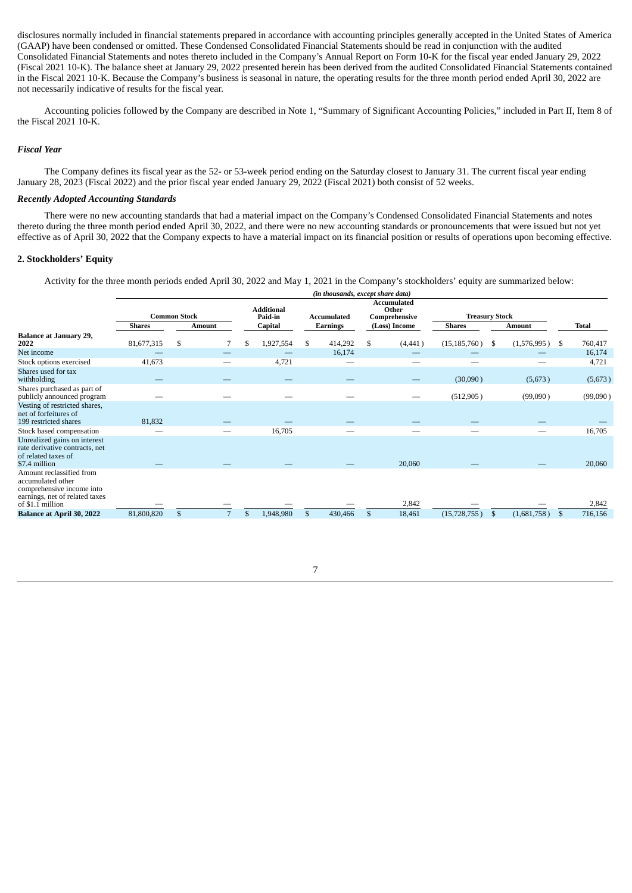disclosures normally included in financial statements prepared in accordance with accounting principles generally accepted in the United States of America (GAAP) have been condensed or omitted. These Condensed Consolidated Financial Statements should be read in conjunction with the audited Consolidated Financial Statements and notes thereto included in the Company's Annual Report on Form 10-K for the fiscal year ended January 29, 2022 (Fiscal 2021 10-K). The balance sheet at January 29, 2022 presented herein has been derived from the audited Consolidated Financial Statements contained in the Fiscal 2021 10-K. Because the Company's business is seasonal in nature, the operating results for the three month period ended April 30, 2022 are not necessarily indicative of results for the fiscal year.

Accounting policies followed by the Company are described in Note 1, "Summary of Significant Accounting Policies," included in Part II, Item 8 of the Fiscal 2021 10-K.

### *Fiscal Year*

The Company defines its fiscal year as the 52- or 53-week period ending on the Saturday closest to January 31. The current fiscal year ending January 28, 2023 (Fiscal 2022) and the prior fiscal year ended January 29, 2022 (Fiscal 2021) both consist of 52 weeks.

### *Recently Adopted Accounting Standards*

There were no new accounting standards that had a material impact on the Company's Condensed Consolidated Financial Statements and notes thereto during the three month period ended April 30, 2022, and there were no new accounting standards or pronouncements that were issued but not yet effective as of April 30, 2022 that the Company expects to have a material impact on its financial position or results of operations upon becoming effective.

## 2. Stockholders' Equity

Activity for the three month periods ended April 30, 2022 and May 1, 2021 in the Company's stockholders' equity are summarized below:

*(in thousands, except share data)*

| | Common Stock | | Additional Paid-in | Accumulated | Accumulated Other Comprehensive | Treasury Stock | | |
|---|---|---|---|---|---|---|---|---|
| | Shares | Amount | Capital | Earnings | (Loss) Income | Shares | Amount | Total |
| **Balance at January 29, 2022** | 81,677,315 | $ 7 | $ 1,927,554 | $ 414,292 | $ (4,441) | (15,185,760) | $ (1,576,995) | $ 760,417 |
| Net income | — | — | — | 16,174 | — | — | — | 16,174 |
| Stock options exercised | 41,673 | — | 4,721 | — | — | — | — | 4,721 |
| Shares used for tax withholding | — | — | — | — | — | (30,090) | (5,673) | (5,673) |
| Shares purchased as part of publicly announced program | — | — | — | — | — | (512,905) | (99,090) | (99,090) |
| Vesting of restricted shares, net of forfeitures of 199 restricted shares | 81,832 | — | — | — | — | — | — | — |
| Stock based compensation | — | — | 16,705 | — | — | — | — | 16,705 |
| Unrealized gains on interest rate derivative contracts, net of related taxes of $7.4 million | — | — | — | — | 20,060 | — | — | 20,060 |
| Amount reclassified from accumulated other comprehensive income into earnings, net of related taxes of $1.1 million | — | — | — | — | 2,842 | — | — | 2,842 |
| **Balance at April 30, 2022** | 81,800,820 | $ 7 | $ 1,948,980 | $ 430,466 | $ 18,461 | (15,728,755) | $ (1,681,758) | $ 716,156 |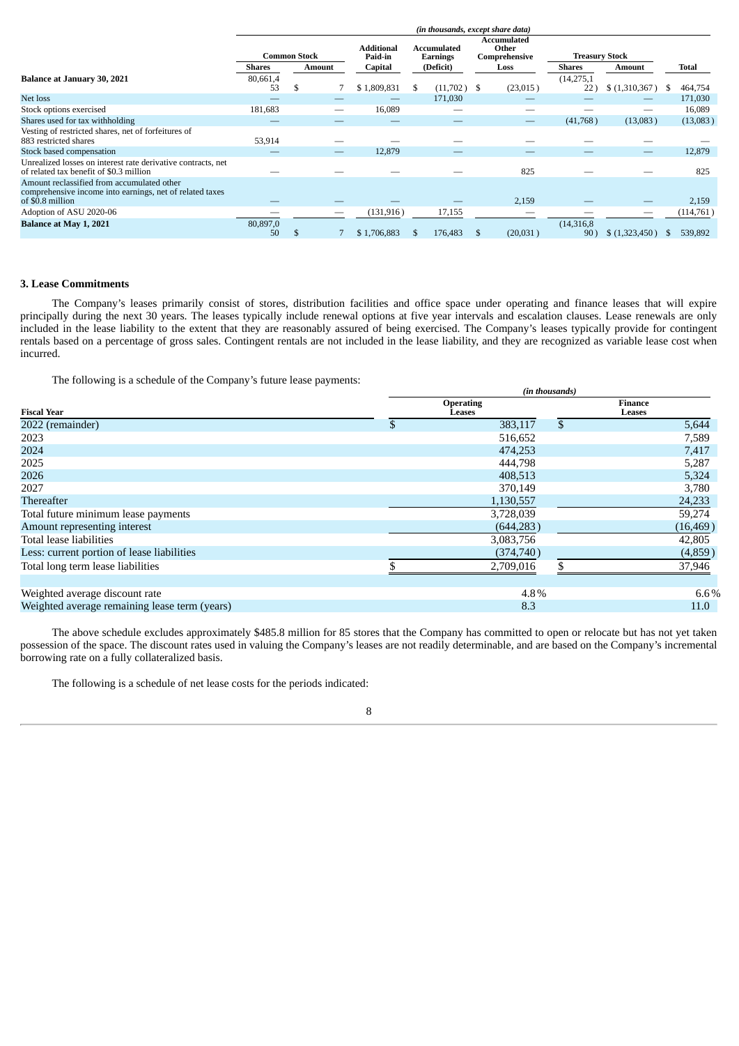| | *(in thousands, except share data)* | | | | | | | | |
|---|---|---|---|---|---|---|---|---|---|
| | Common Stock | | Additional Paid-in | Accumulated Earnings | Accumulated Other Comprehensive | Treasury Stock | | |
| | Shares | Amount | Capital | (Deficit) | Loss | Shares | Amount | Total |
| **Balance at January 30, 2021** | 80,661,453 | $ 7 | $ 1,809,831 | $ (11,702) | $ (23,015) | (14,275,122) | $ (1,310,367) | $ 464,754 |
| Net loss | — | — | — | 171,030 | — | — | — | 171,030 |
| Stock options exercised | 181,683 | — | 16,089 | — | — | — | — | 16,089 |
| Shares used for tax withholding | — | — | — | — | — | (41,768) | (13,083) | (13,083) |
| Vesting of restricted shares, net of forfeitures of 883 restricted shares | 53,914 | — | — | — | — | — | — | — |
| Stock based compensation | — | — | 12,879 | — | — | — | — | 12,879 |
| Unrealized losses on interest rate derivative contracts, net of related tax benefit of $0.3 million | — | — | — | — | 825 | — | — | 825 |
| Amount reclassified from accumulated other comprehensive income into earnings, net of related taxes of $0.8 million | — | — | — | — | 2,159 | — | — | 2,159 |
| Adoption of ASU 2020-06 | — | — | (131,916) | 17,155 | — | — | — | (114,761) |
| **Balance at May 1, 2021** | 80,897,050 | $ 7 | $ 1,706,883 | $ 176,483 | $ (20,031) | (14,316,890) | $ (1,323,450) | $ 539,892 |

### 3. Lease Commitments

The Company's leases primarily consist of stores, distribution facilities and office space under operating and finance leases that will expire principally during the next 30 years. The leases typically include renewal options at five year intervals and escalation clauses. Lease renewals are only included in the lease liability to the extent that they are reasonably assured of being exercised. The Company's leases typically provide for contingent rentals based on a percentage of gross sales. Contingent rentals are not included in the lease liability, and they are recognized as variable lease cost when incurred.

The following is a schedule of the Company's future lease payments:

| | *(in thousands)* | |
|---|---|---|
| Fiscal Year | Operating Leases | Finance Leases |
| 2022 (remainder) | $ 383,117 | $ 5,644 |
| 2023 | 516,652 | 7,589 |
| 2024 | 474,253 | 7,417 |
| 2025 | 444,798 | 5,287 |
| 2026 | 408,513 | 5,324 |
| 2027 | 370,149 | 3,780 |
| Thereafter | 1,130,557 | 24,233 |
| Total future minimum lease payments | 3,728,039 | 59,274 |
| Amount representing interest | (644,283) | (16,469) |
| Total lease liabilities | 3,083,756 | 42,805 |
| Less: current portion of lease liabilities | (374,740) | (4,859) |
| Total long term lease liabilities | $ 2,709,016 | $ 37,946 |
| | | |
| Weighted average discount rate | 4.8% | 6.6% |
| Weighted average remaining lease term (years) | 8.3 | 11.0 |

The above schedule excludes approximately $485.8 million for 85 stores that the Company has committed to open or relocate but has not yet taken possession of the space. The discount rates used in valuing the Company's leases are not readily determinable, and are based on the Company's incremental borrowing rate on a fully collateralized basis.

The following is a schedule of net lease costs for the periods indicated: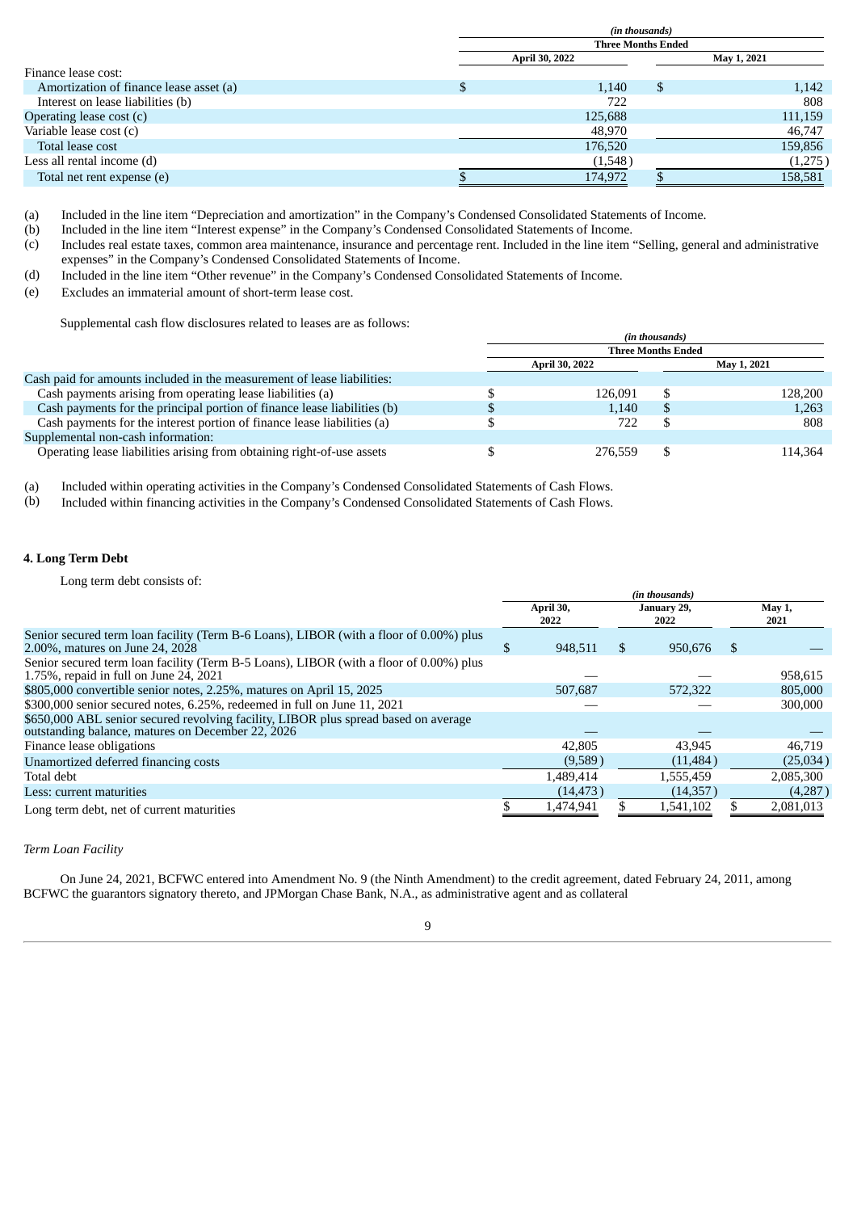| | (in thousands) | |
|---|---|---|
| | Three Months Ended | |
| | April 30, 2022 | May 1, 2021 |
| Finance lease cost: | | |
| Amortization of finance lease asset (a) | $ 1,140 | $ 1,142 |
| Interest on lease liabilities (b) | 722 | 808 |
| Operating lease cost (c) | 125,688 | 111,159 |
| Variable lease cost (c) | 48,970 | 46,747 |
| Total lease cost | 176,520 | 159,856 |
| Less all rental income (d) | (1,548) | (1,275) |
| Total net rent expense (e) | $ 174,972 | $ 158,581 |

(a) Included in the line item "Depreciation and amortization" in the Company's Condensed Consolidated Statements of Income.
(b) Included in the line item "Interest expense" in the Company's Condensed Consolidated Statements of Income.
(c) Includes real estate taxes, common area maintenance, insurance and percentage rent. Included in the line item "Selling, general and administrative expenses" in the Company's Condensed Consolidated Statements of Income.
(d) Included in the line item "Other revenue" in the Company's Condensed Consolidated Statements of Income.
(e) Excludes an immaterial amount of short-term lease cost.

Supplemental cash flow disclosures related to leases are as follows:

| | (in thousands) | |
|---|---|---|
| | Three Months Ended | |
| | April 30, 2022 | May 1, 2021 |
| Cash paid for amounts included in the measurement of lease liabilities: | | |
| Cash payments arising from operating lease liabilities (a) | $ 126,091 | $ 128,200 |
| Cash payments for the principal portion of finance lease liabilities (b) | $ 1,140 | $ 1,263 |
| Cash payments for the interest portion of finance lease liabilities (a) | $ 722 | $ 808 |
| Supplemental non-cash information: | | |
| Operating lease liabilities arising from obtaining right-of-use assets | $ 276,559 | $ 114,364 |

(a) Included within operating activities in the Company's Condensed Consolidated Statements of Cash Flows.
(b) Included within financing activities in the Company's Condensed Consolidated Statements of Cash Flows.

## 4. Long Term Debt

Long term debt consists of:

| | (in thousands) | | |
|---|---|---|---|
| | April 30, 2022 | January 29, 2022 | May 1, 2021 |
| Senior secured term loan facility (Term B-6 Loans), LIBOR (with a floor of 0.00%) plus 2.00%, matures on June 24, 2028 | $ 948,511 | $ 950,676 | $ — |
| Senior secured term loan facility (Term B-5 Loans), LIBOR (with a floor of 0.00%) plus 1.75%, repaid in full on June 24, 2021 | — | — | 958,615 |
| $805,000 convertible senior notes, 2.25%, matures on April 15, 2025 | 507,687 | 572,322 | 805,000 |
| $300,000 senior secured notes, 6.25%, redeemed in full on June 11, 2021 | — | — | 300,000 |
| $650,000 ABL senior secured revolving facility, LIBOR plus spread based on average outstanding balance, matures on December 22, 2026 | — | — | — |
| Finance lease obligations | 42,805 | 43,945 | 46,719 |
| Unamortized deferred financing costs | (9,589) | (11,484) | (25,034) |
| Total debt | 1,489,414 | 1,555,459 | 2,085,300 |
| Less: current maturities | (14,473) | (14,357) | (4,287) |
| Long term debt, net of current maturities | $ 1,474,941 | $ 1,541,102 | $ 2,081,013 |

*Term Loan Facility*

On June 24, 2021, BCFWC entered into Amendment No. 9 (the Ninth Amendment) to the credit agreement, dated February 24, 2011, among BCFWC the guarantors signatory thereto, and JPMorgan Chase Bank, N.A., as administrative agent and as collateral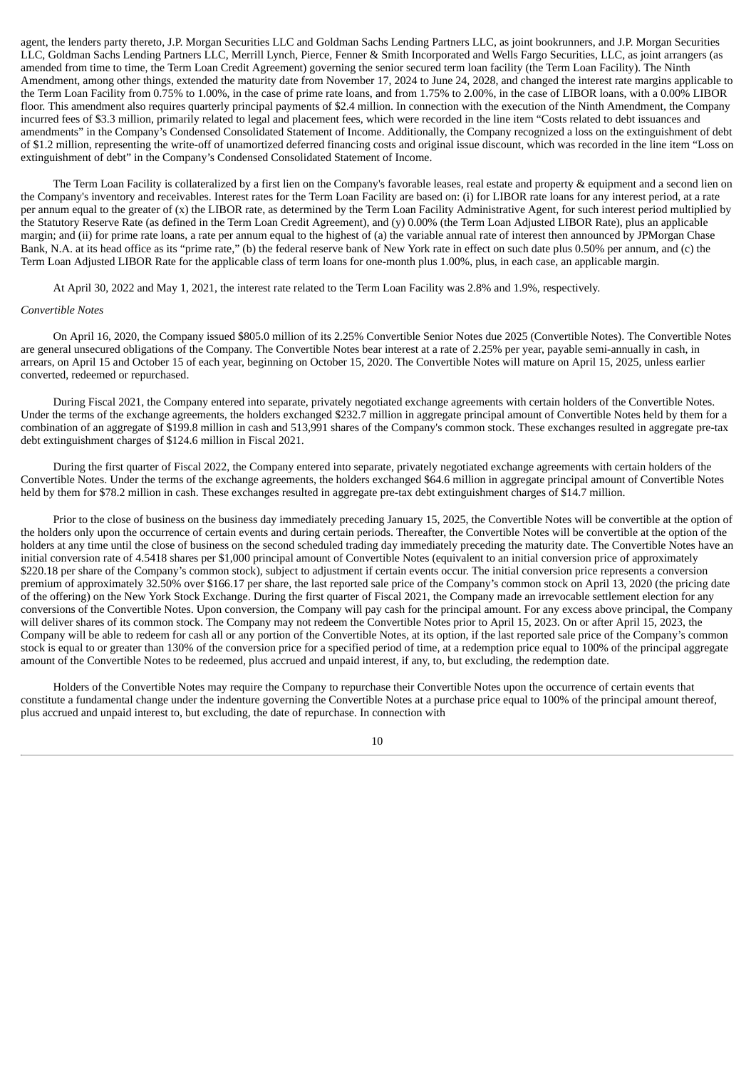agent, the lenders party thereto, J.P. Morgan Securities LLC and Goldman Sachs Lending Partners LLC, as joint bookrunners, and J.P. Morgan Securities LLC, Goldman Sachs Lending Partners LLC, Merrill Lynch, Pierce, Fenner & Smith Incorporated and Wells Fargo Securities, LLC, as joint arrangers (as amended from time to time, the Term Loan Credit Agreement) governing the senior secured term loan facility (the Term Loan Facility). The Ninth Amendment, among other things, extended the maturity date from November 17, 2024 to June 24, 2028, and changed the interest rate margins applicable to the Term Loan Facility from 0.75% to 1.00%, in the case of prime rate loans, and from 1.75% to 2.00%, in the case of LIBOR loans, with a 0.00% LIBOR floor. This amendment also requires quarterly principal payments of $2.4 million. In connection with the execution of the Ninth Amendment, the Company incurred fees of $3.3 million, primarily related to legal and placement fees, which were recorded in the line item "Costs related to debt issuances and amendments" in the Company's Condensed Consolidated Statement of Income. Additionally, the Company recognized a loss on the extinguishment of debt of $1.2 million, representing the write-off of unamortized deferred financing costs and original issue discount, which was recorded in the line item "Loss on extinguishment of debt" in the Company's Condensed Consolidated Statement of Income.

The Term Loan Facility is collateralized by a first lien on the Company's favorable leases, real estate and property & equipment and a second lien on the Company's inventory and receivables. Interest rates for the Term Loan Facility are based on: (i) for LIBOR rate loans for any interest period, at a rate per annum equal to the greater of (x) the LIBOR rate, as determined by the Term Loan Facility Administrative Agent, for such interest period multiplied by the Statutory Reserve Rate (as defined in the Term Loan Credit Agreement), and (y) 0.00% (the Term Loan Adjusted LIBOR Rate), plus an applicable margin; and (ii) for prime rate loans, a rate per annum equal to the highest of (a) the variable annual rate of interest then announced by JPMorgan Chase Bank, N.A. at its head office as its "prime rate," (b) the federal reserve bank of New York rate in effect on such date plus 0.50% per annum, and (c) the Term Loan Adjusted LIBOR Rate for the applicable class of term loans for one-month plus 1.00%, plus, in each case, an applicable margin.

At April 30, 2022 and May 1, 2021, the interest rate related to the Term Loan Facility was 2.8% and 1.9%, respectively.

*Convertible Notes*

On April 16, 2020, the Company issued $805.0 million of its 2.25% Convertible Senior Notes due 2025 (Convertible Notes). The Convertible Notes are general unsecured obligations of the Company. The Convertible Notes bear interest at a rate of 2.25% per year, payable semi-annually in cash, in arrears, on April 15 and October 15 of each year, beginning on October 15, 2020. The Convertible Notes will mature on April 15, 2025, unless earlier converted, redeemed or repurchased.

During Fiscal 2021, the Company entered into separate, privately negotiated exchange agreements with certain holders of the Convertible Notes. Under the terms of the exchange agreements, the holders exchanged $232.7 million in aggregate principal amount of Convertible Notes held by them for a combination of an aggregate of $199.8 million in cash and 513,991 shares of the Company's common stock. These exchanges resulted in aggregate pre-tax debt extinguishment charges of $124.6 million in Fiscal 2021.

During the first quarter of Fiscal 2022, the Company entered into separate, privately negotiated exchange agreements with certain holders of the Convertible Notes. Under the terms of the exchange agreements, the holders exchanged $64.6 million in aggregate principal amount of Convertible Notes held by them for $78.2 million in cash. These exchanges resulted in aggregate pre-tax debt extinguishment charges of $14.7 million.

Prior to the close of business on the business day immediately preceding January 15, 2025, the Convertible Notes will be convertible at the option of the holders only upon the occurrence of certain events and during certain periods. Thereafter, the Convertible Notes will be convertible at the option of the holders at any time until the close of business on the second scheduled trading day immediately preceding the maturity date. The Convertible Notes have an initial conversion rate of 4.5418 shares per $1,000 principal amount of Convertible Notes (equivalent to an initial conversion price of approximately $220.18 per share of the Company's common stock), subject to adjustment if certain events occur. The initial conversion price represents a conversion premium of approximately 32.50% over $166.17 per share, the last reported sale price of the Company's common stock on April 13, 2020 (the pricing date of the offering) on the New York Stock Exchange. During the first quarter of Fiscal 2021, the Company made an irrevocable settlement election for any conversions of the Convertible Notes. Upon conversion, the Company will pay cash for the principal amount. For any excess above principal, the Company will deliver shares of its common stock. The Company may not redeem the Convertible Notes prior to April 15, 2023. On or after April 15, 2023, the Company will be able to redeem for cash all or any portion of the Convertible Notes, at its option, if the last reported sale price of the Company's common stock is equal to or greater than 130% of the conversion price for a specified period of time, at a redemption price equal to 100% of the principal aggregate amount of the Convertible Notes to be redeemed, plus accrued and unpaid interest, if any, to, but excluding, the redemption date.

Holders of the Convertible Notes may require the Company to repurchase their Convertible Notes upon the occurrence of certain events that constitute a fundamental change under the indenture governing the Convertible Notes at a purchase price equal to 100% of the principal amount thereof, plus accrued and unpaid interest to, but excluding, the date of repurchase. In connection with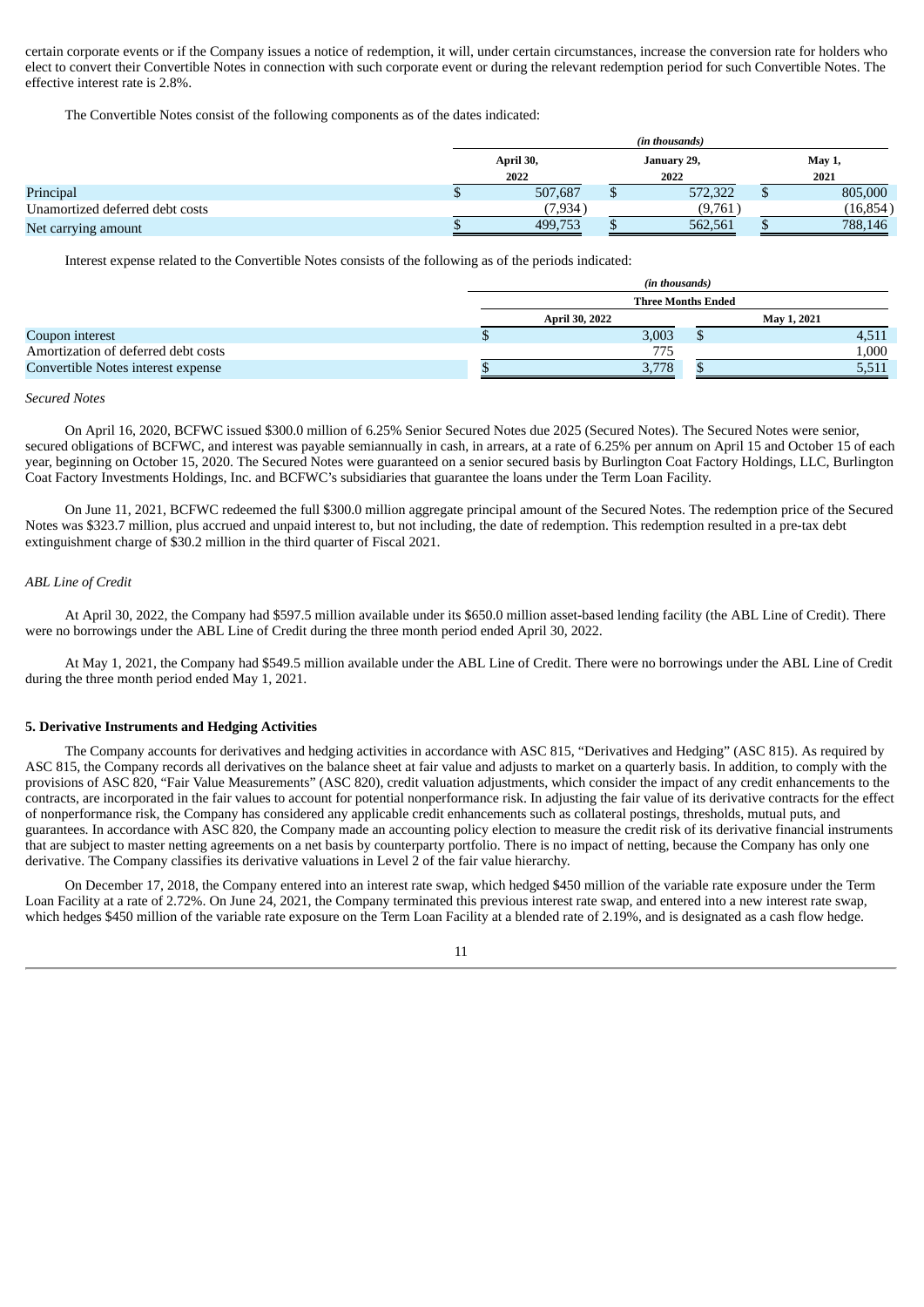certain corporate events or if the Company issues a notice of redemption, it will, under certain circumstances, increase the conversion rate for holders who elect to convert their Convertible Notes in connection with such corporate event or during the relevant redemption period for such Convertible Notes. The effective interest rate is 2.8%.

The Convertible Notes consist of the following components as of the dates indicated:

| | (in thousands) | | |
|---|---|---|---|
| | April 30, 2022 | January 29, 2022 | May 1, 2021 |
| Principal | $ 507,687 | $ 572,322 | $ 805,000 |
| Unamortized deferred debt costs | (7,934) | (9,761) | (16,854) |
| Net carrying amount | $ 499,753 | $ 562,561 | $ 788,146 |

Interest expense related to the Convertible Notes consists of the following as of the periods indicated:

| | (in thousands) | |
|---|---|---|
| | Three Months Ended | |
| | April 30, 2022 | May 1, 2021 |
| Coupon interest | $ 3,003 | $ 4,511 |
| Amortization of deferred debt costs | 775 | 1,000 |
| Convertible Notes interest expense | $ 3,778 | $ 5,511 |

*Secured Notes*

On April 16, 2020, BCFWC issued $300.0 million of 6.25% Senior Secured Notes due 2025 (Secured Notes). The Secured Notes were senior, secured obligations of BCFWC, and interest was payable semiannually in cash, in arrears, at a rate of 6.25% per annum on April 15 and October 15 of each year, beginning on October 15, 2020. The Secured Notes were guaranteed on a senior secured basis by Burlington Coat Factory Holdings, LLC, Burlington Coat Factory Investments Holdings, Inc. and BCFWC's subsidiaries that guarantee the loans under the Term Loan Facility.

On June 11, 2021, BCFWC redeemed the full $300.0 million aggregate principal amount of the Secured Notes. The redemption price of the Secured Notes was $323.7 million, plus accrued and unpaid interest to, but not including, the date of redemption. This redemption resulted in a pre-tax debt extinguishment charge of $30.2 million in the third quarter of Fiscal 2021.

*ABL Line of Credit*

At April 30, 2022, the Company had $597.5 million available under its $650.0 million asset-based lending facility (the ABL Line of Credit). There were no borrowings under the ABL Line of Credit during the three month period ended April 30, 2022.

At May 1, 2021, the Company had $549.5 million available under the ABL Line of Credit. There were no borrowings under the ABL Line of Credit during the three month period ended May 1, 2021.

**5. Derivative Instruments and Hedging Activities**

The Company accounts for derivatives and hedging activities in accordance with ASC 815, "Derivatives and Hedging" (ASC 815). As required by ASC 815, the Company records all derivatives on the balance sheet at fair value and adjusts to market on a quarterly basis. In addition, to comply with the provisions of ASC 820, "Fair Value Measurements" (ASC 820), credit valuation adjustments, which consider the impact of any credit enhancements to the contracts, are incorporated in the fair values to account for potential nonperformance risk. In adjusting the fair value of its derivative contracts for the effect of nonperformance risk, the Company has considered any applicable credit enhancements such as collateral postings, thresholds, mutual puts, and guarantees. In accordance with ASC 820, the Company made an accounting policy election to measure the credit risk of its derivative financial instruments that are subject to master netting agreements on a net basis by counterparty portfolio. There is no impact of netting, because the Company has only one derivative. The Company classifies its derivative valuations in Level 2 of the fair value hierarchy.

On December 17, 2018, the Company entered into an interest rate swap, which hedged $450 million of the variable rate exposure under the Term Loan Facility at a rate of 2.72%. On June 24, 2021, the Company terminated this previous interest rate swap, and entered into a new interest rate swap, which hedges $450 million of the variable rate exposure on the Term Loan Facility at a blended rate of 2.19%, and is designated as a cash flow hedge.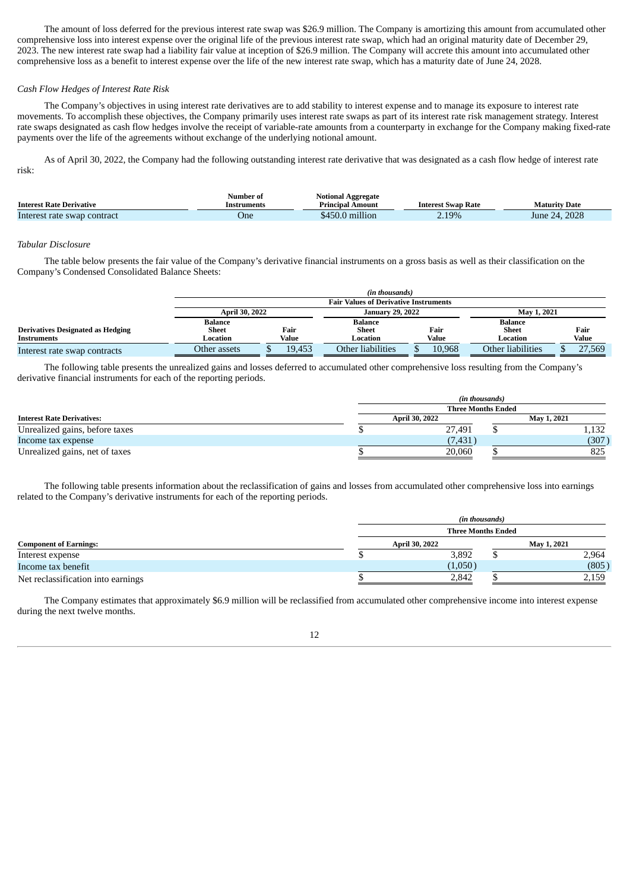The amount of loss deferred for the previous interest rate swap was $26.9 million. The Company is amortizing this amount from accumulated other comprehensive loss into interest expense over the original life of the previous interest rate swap, which had an original maturity date of December 29, 2023. The new interest rate swap had a liability fair value at inception of $26.9 million. The Company will accrete this amount into accumulated other comprehensive loss as a benefit to interest expense over the life of the new interest rate swap, which has a maturity date of June 24, 2028.

*Cash Flow Hedges of Interest Rate Risk*

The Company's objectives in using interest rate derivatives are to add stability to interest expense and to manage its exposure to interest rate movements. To accomplish these objectives, the Company primarily uses interest rate swaps as part of its interest rate risk management strategy. Interest rate swaps designated as cash flow hedges involve the receipt of variable-rate amounts from a counterparty in exchange for the Company making fixed-rate payments over the life of the agreements without exchange of the underlying notional amount.

As of April 30, 2022, the Company had the following outstanding interest rate derivative that was designated as a cash flow hedge of interest rate risk:

| Interest Rate Derivative | Number of Instruments | Notional Aggregate Principal Amount | Interest Swap Rate | Maturity Date |
|---|---|---|---|---|
| Interest rate swap contract | One | $450.0 million | 2.19% | June 24, 2028 |

*Tabular Disclosure*

The table below presents the fair value of the Company's derivative financial instruments on a gross basis as well as their classification on the Company's Condensed Consolidated Balance Sheets:

| | *(in thousands)* | | | | | |
|---|---|---|---|---|---|---|
| | Fair Values of Derivative Instruments | | | | | |
| | April 30, 2022 | | January 29, 2022 | | May 1, 2021 | |
| Derivatives Designated as Hedging Instruments | Balance Sheet Location | Fair Value | Balance Sheet Location | Fair Value | Balance Sheet Location | Fair Value |
| Interest rate swap contracts | Other assets | $ 19,453 | Other liabilities | $ 10,968 | Other liabilities | $ 27,569 |

The following table presents the unrealized gains and losses deferred to accumulated other comprehensive loss resulting from the Company's derivative financial instruments for each of the reporting periods.

| | *(in thousands)* | |
|---|---|---|
| | Three Months Ended | |
| Interest Rate Derivatives: | April 30, 2022 | May 1, 2021 |
| Unrealized gains, before taxes | $ 27,491 | $ 1,132 |
| Income tax expense | (7,431) | (307) |
| Unrealized gains, net of taxes | $ 20,060 | $ 825 |

The following table presents information about the reclassification of gains and losses from accumulated other comprehensive loss into earnings related to the Company's derivative instruments for each of the reporting periods.

| | *(in thousands)* | |
|---|---|---|
| | Three Months Ended | |
| Component of Earnings: | April 30, 2022 | May 1, 2021 |
| Interest expense | $ 3,892 | $ 2,964 |
| Income tax benefit | (1,050) | (805) |
| Net reclassification into earnings | $ 2,842 | $ 2,159 |

The Company estimates that approximately $6.9 million will be reclassified from accumulated other comprehensive income into interest expense during the next twelve months.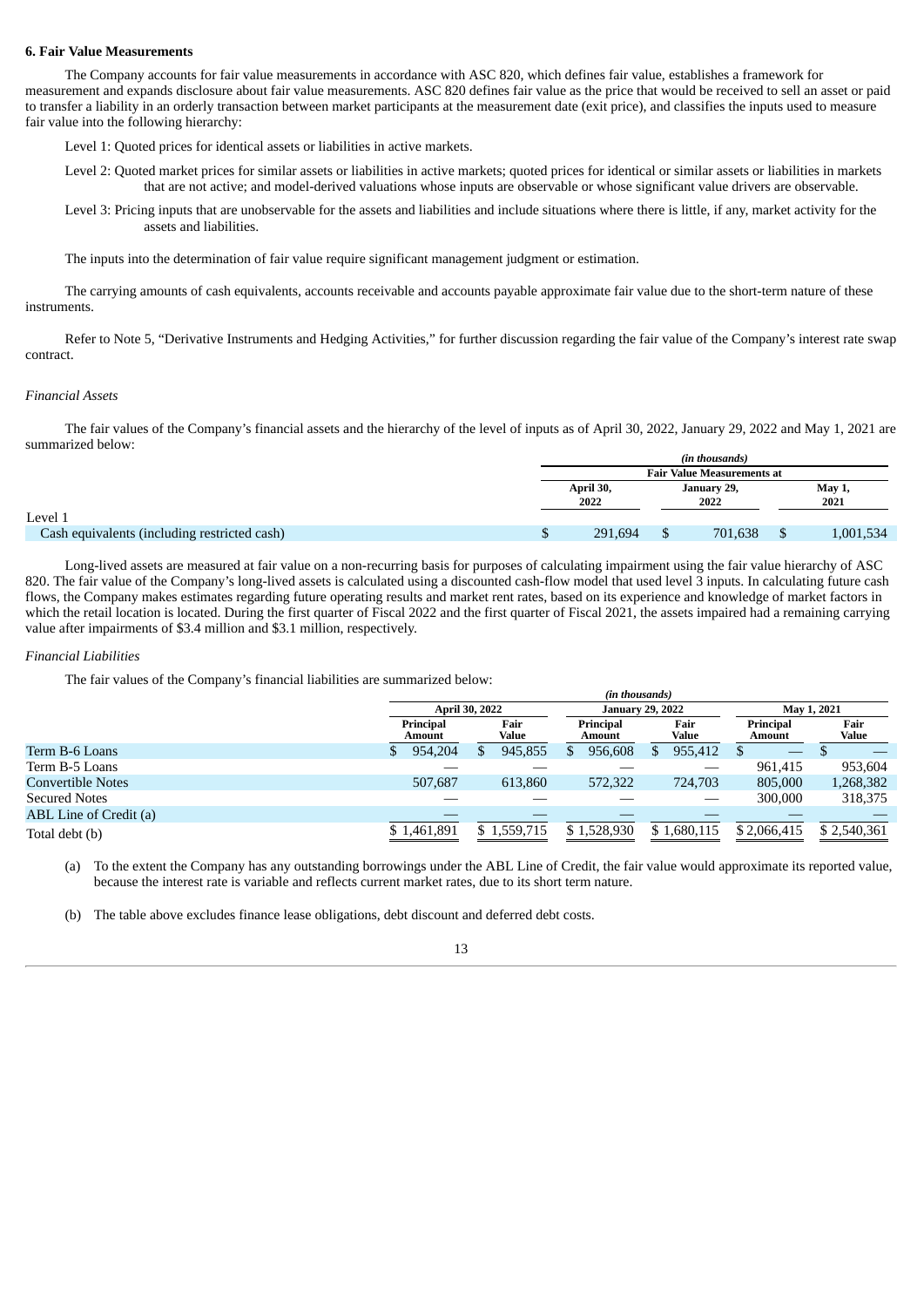**6. Fair Value Measurements**

The Company accounts for fair value measurements in accordance with ASC 820, which defines fair value, establishes a framework for measurement and expands disclosure about fair value measurements. ASC 820 defines fair value as the price that would be received to sell an asset or paid to transfer a liability in an orderly transaction between market participants at the measurement date (exit price), and classifies the inputs used to measure fair value into the following hierarchy:

Level 1: Quoted prices for identical assets or liabilities in active markets.

Level 2: Quoted market prices for similar assets or liabilities in active markets; quoted prices for identical or similar assets or liabilities in markets that are not active; and model-derived valuations whose inputs are observable or whose significant value drivers are observable.

Level 3: Pricing inputs that are unobservable for the assets and liabilities and include situations where there is little, if any, market activity for the assets and liabilities.

The inputs into the determination of fair value require significant management judgment or estimation.

The carrying amounts of cash equivalents, accounts receivable and accounts payable approximate fair value due to the short-term nature of these instruments.

Refer to Note 5, "Derivative Instruments and Hedging Activities," for further discussion regarding the fair value of the Company's interest rate swap contract.

*Financial Assets*

The fair values of the Company's financial assets and the hierarchy of the level of inputs as of April 30, 2022, January 29, 2022 and May 1, 2021 are summarized below:

| | *(in thousands)* | | |
|---|---|---|---|
| | **Fair Value Measurements at** | | |
| | **April 30, 2022** | **January 29, 2022** | **May 1, 2021** |
| Level 1 | | | |
| Cash equivalents (including restricted cash) | $ 291,694 | $ 701,638 | $ 1,001,534 |

Long-lived assets are measured at fair value on a non-recurring basis for purposes of calculating impairment using the fair value hierarchy of ASC 820. The fair value of the Company's long-lived assets is calculated using a discounted cash-flow model that used level 3 inputs. In calculating future cash flows, the Company makes estimates regarding future operating results and market rent rates, based on its experience and knowledge of market factors in which the retail location is located. During the first quarter of Fiscal 2022 and the first quarter of Fiscal 2021, the assets impaired had a remaining carrying value after impairments of $3.4 million and $3.1 million, respectively.

*Financial Liabilities*

The fair values of the Company's financial liabilities are summarized below:

| | *(in thousands)* | | | | | |
|---|---|---|---|---|---|---|
| | **April 30, 2022** | | **January 29, 2022** | | **May 1, 2021** | |
| | **Principal Amount** | **Fair Value** | **Principal Amount** | **Fair Value** | **Principal Amount** | **Fair Value** |
| Term B-6 Loans | $ 954,204 | $ 945,855 | $ 956,608 | $ 955,412 | $ — | $ — |
| Term B-5 Loans | — | — | — | — | 961,415 | 953,604 |
| Convertible Notes | 507,687 | 613,860 | 572,322 | 724,703 | 805,000 | 1,268,382 |
| Secured Notes | — | — | — | — | 300,000 | 318,375 |
| ABL Line of Credit (a) | — | — | — | — | — | — |
| Total debt (b) | $ 1,461,891 | $ 1,559,715 | $ 1,528,930 | $ 1,680,115 | $ 2,066,415 | $ 2,540,361 |

(a) To the extent the Company has any outstanding borrowings under the ABL Line of Credit, the fair value would approximate its reported value, because the interest rate is variable and reflects current market rates, due to its short term nature.

(b) The table above excludes finance lease obligations, debt discount and deferred debt costs.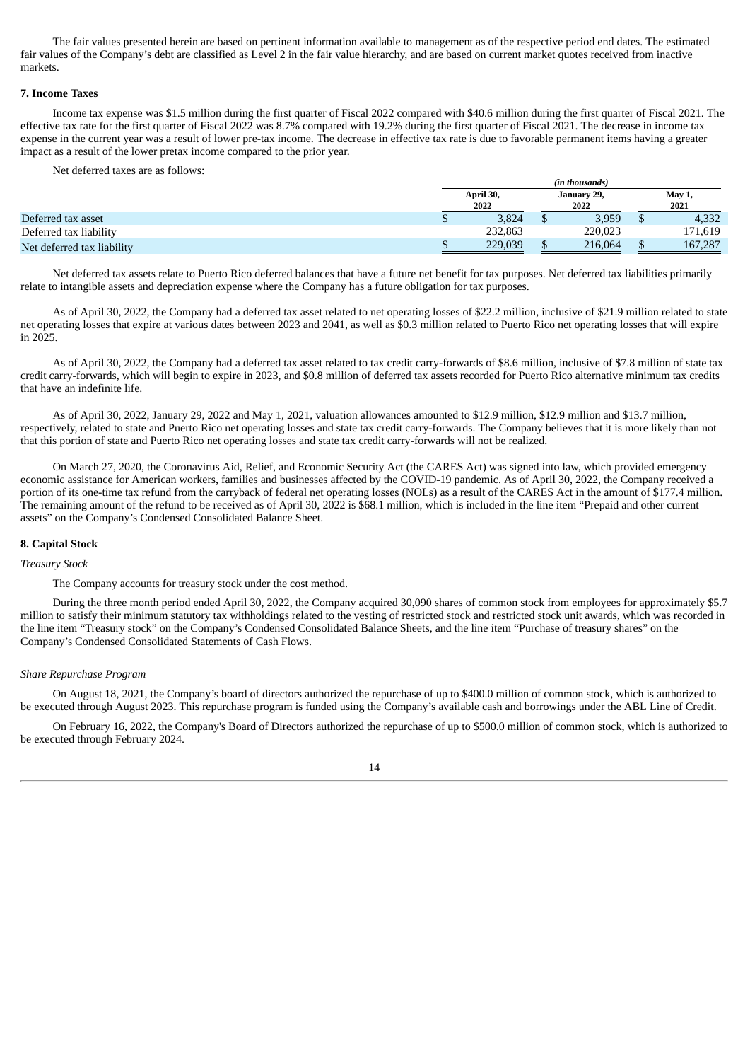The fair values presented herein are based on pertinent information available to management as of the respective period end dates. The estimated fair values of the Company's debt are classified as Level 2 in the fair value hierarchy, and are based on current market quotes received from inactive markets.

**7. Income Taxes**

Income tax expense was $1.5 million during the first quarter of Fiscal 2022 compared with $40.6 million during the first quarter of Fiscal 2021. The effective tax rate for the first quarter of Fiscal 2022 was 8.7% compared with 19.2% during the first quarter of Fiscal 2021. The decrease in income tax expense in the current year was a result of lower pre-tax income. The decrease in effective tax rate is due to favorable permanent items having a greater impact as a result of the lower pretax income compared to the prior year.

Net deferred taxes are as follows:

| | *(in thousands)* | | |
|---|---|---|---|
| | **April 30, 2022** | **January 29, 2022** | **May 1, 2021** |
| Deferred tax asset | $ 3,824 | $ 3,959 | $ 4,332 |
| Deferred tax liability | 232,863 | 220,023 | 171,619 |
| Net deferred tax liability | $ 229,039 | $ 216,064 | $ 167,287 |

Net deferred tax assets relate to Puerto Rico deferred balances that have a future net benefit for tax purposes. Net deferred tax liabilities primarily relate to intangible assets and depreciation expense where the Company has a future obligation for tax purposes.

As of April 30, 2022, the Company had a deferred tax asset related to net operating losses of $22.2 million, inclusive of $21.9 million related to state net operating losses that expire at various dates between 2023 and 2041, as well as $0.3 million related to Puerto Rico net operating losses that will expire in 2025.

As of April 30, 2022, the Company had a deferred tax asset related to tax credit carry-forwards of $8.6 million, inclusive of $7.8 million of state tax credit carry-forwards, which will begin to expire in 2023, and $0.8 million of deferred tax assets recorded for Puerto Rico alternative minimum tax credits that have an indefinite life.

As of April 30, 2022, January 29, 2022 and May 1, 2021, valuation allowances amounted to $12.9 million, $12.9 million and $13.7 million, respectively, related to state and Puerto Rico net operating losses and state tax credit carry-forwards. The Company believes that it is more likely than not that this portion of state and Puerto Rico net operating losses and state tax credit carry-forwards will not be realized.

On March 27, 2020, the Coronavirus Aid, Relief, and Economic Security Act (the CARES Act) was signed into law, which provided emergency economic assistance for American workers, families and businesses affected by the COVID-19 pandemic. As of April 30, 2022, the Company received a portion of its one-time tax refund from the carryback of federal net operating losses (NOLs) as a result of the CARES Act in the amount of $177.4 million. The remaining amount of the refund to be received as of April 30, 2022 is $68.1 million, which is included in the line item "Prepaid and other current assets" on the Company's Condensed Consolidated Balance Sheet.

**8. Capital Stock**

*Treasury Stock*

The Company accounts for treasury stock under the cost method.

During the three month period ended April 30, 2022, the Company acquired 30,090 shares of common stock from employees for approximately $5.7 million to satisfy their minimum statutory tax withholdings related to the vesting of restricted stock and restricted stock unit awards, which was recorded in the line item "Treasury stock" on the Company's Condensed Consolidated Balance Sheets, and the line item "Purchase of treasury shares" on the Company's Condensed Consolidated Statements of Cash Flows.

*Share Repurchase Program*

On August 18, 2021, the Company's board of directors authorized the repurchase of up to $400.0 million of common stock, which is authorized to be executed through August 2023. This repurchase program is funded using the Company's available cash and borrowings under the ABL Line of Credit.

On February 16, 2022, the Company's Board of Directors authorized the repurchase of up to $500.0 million of common stock, which is authorized to be executed through February 2024.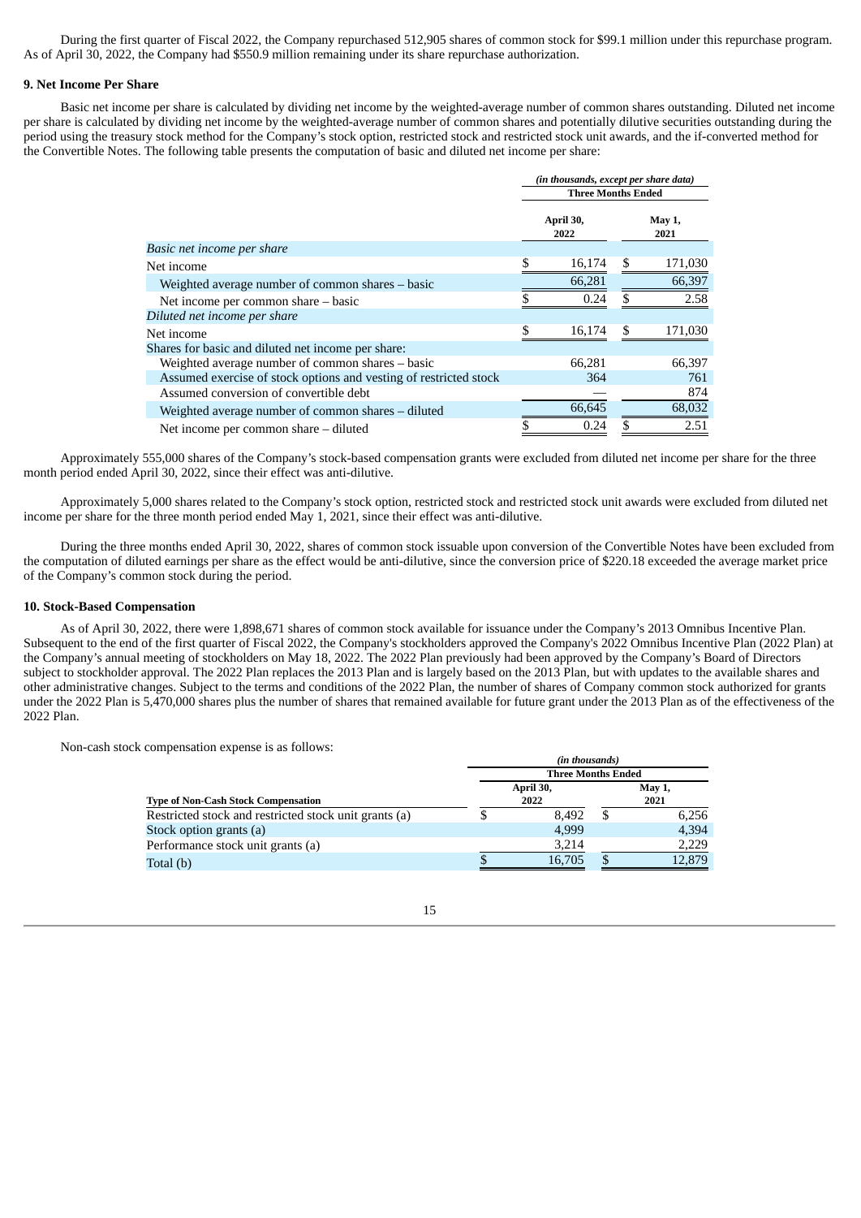During the first quarter of Fiscal 2022, the Company repurchased 512,905 shares of common stock for $99.1 million under this repurchase program. As of April 30, 2022, the Company had $550.9 million remaining under its share repurchase authorization.

### 9. Net Income Per Share

Basic net income per share is calculated by dividing net income by the weighted-average number of common shares outstanding. Diluted net income per share is calculated by dividing net income by the weighted-average number of common shares and potentially dilutive securities outstanding during the period using the treasury stock method for the Company's stock option, restricted stock and restricted stock unit awards, and the if-converted method for the Convertible Notes. The following table presents the computation of basic and diluted net income per share:

| | *(in thousands, except per share data)* | |
|---|---|---|
| | **Three Months Ended** | |
| | **April 30, 2022** | **May 1, 2021** |
| *Basic net income per share* | | |
| Net income | $ 16,174 | $ 171,030 |
| Weighted average number of common shares – basic | 66,281 | 66,397 |
| Net income per common share – basic | $ 0.24 | $ 2.58 |
| *Diluted net income per share* | | |
| Net income | $ 16,174 | $ 171,030 |
| Shares for basic and diluted net income per share: | | |
| Weighted average number of common shares – basic | 66,281 | 66,397 |
| Assumed exercise of stock options and vesting of restricted stock | 364 | 761 |
| Assumed conversion of convertible debt | — | 874 |
| Weighted average number of common shares – diluted | 66,645 | 68,032 |
| Net income per common share – diluted | $ 0.24 | $ 2.51 |

Approximately 555,000 shares of the Company's stock-based compensation grants were excluded from diluted net income per share for the three month period ended April 30, 2022, since their effect was anti-dilutive.

Approximately 5,000 shares related to the Company's stock option, restricted stock and restricted stock unit awards were excluded from diluted net income per share for the three month period ended May 1, 2021, since their effect was anti-dilutive.

During the three months ended April 30, 2022, shares of common stock issuable upon conversion of the Convertible Notes have been excluded from the computation of diluted earnings per share as the effect would be anti-dilutive, since the conversion price of $220.18 exceeded the average market price of the Company's common stock during the period.

### 10. Stock-Based Compensation

As of April 30, 2022, there were 1,898,671 shares of common stock available for issuance under the Company's 2013 Omnibus Incentive Plan. Subsequent to the end of the first quarter of Fiscal 2022, the Company's stockholders approved the Company's 2022 Omnibus Incentive Plan (2022 Plan) at the Company's annual meeting of stockholders on May 18, 2022. The 2022 Plan previously had been approved by the Company's Board of Directors subject to stockholder approval. The 2022 Plan replaces the 2013 Plan and is largely based on the 2013 Plan, but with updates to the available shares and other administrative changes. Subject to the terms and conditions of the 2022 Plan, the number of shares of Company common stock authorized for grants under the 2022 Plan is 5,470,000 shares plus the number of shares that remained available for future grant under the 2013 Plan as of the effectiveness of the 2022 Plan.

Non-cash stock compensation expense is as follows:

| | *(in thousands)* | |
|---|---|---|
| | **Three Months Ended** | |
| **Type of Non-Cash Stock Compensation** | **April 30, 2022** | **May 1, 2021** |
| Restricted stock and restricted stock unit grants (a) | $ 8,492 | $ 6,256 |
| Stock option grants (a) | 4,999 | 4,394 |
| Performance stock unit grants (a) | 3,214 | 2,229 |
| Total (b) | $ 16,705 | $ 12,879 |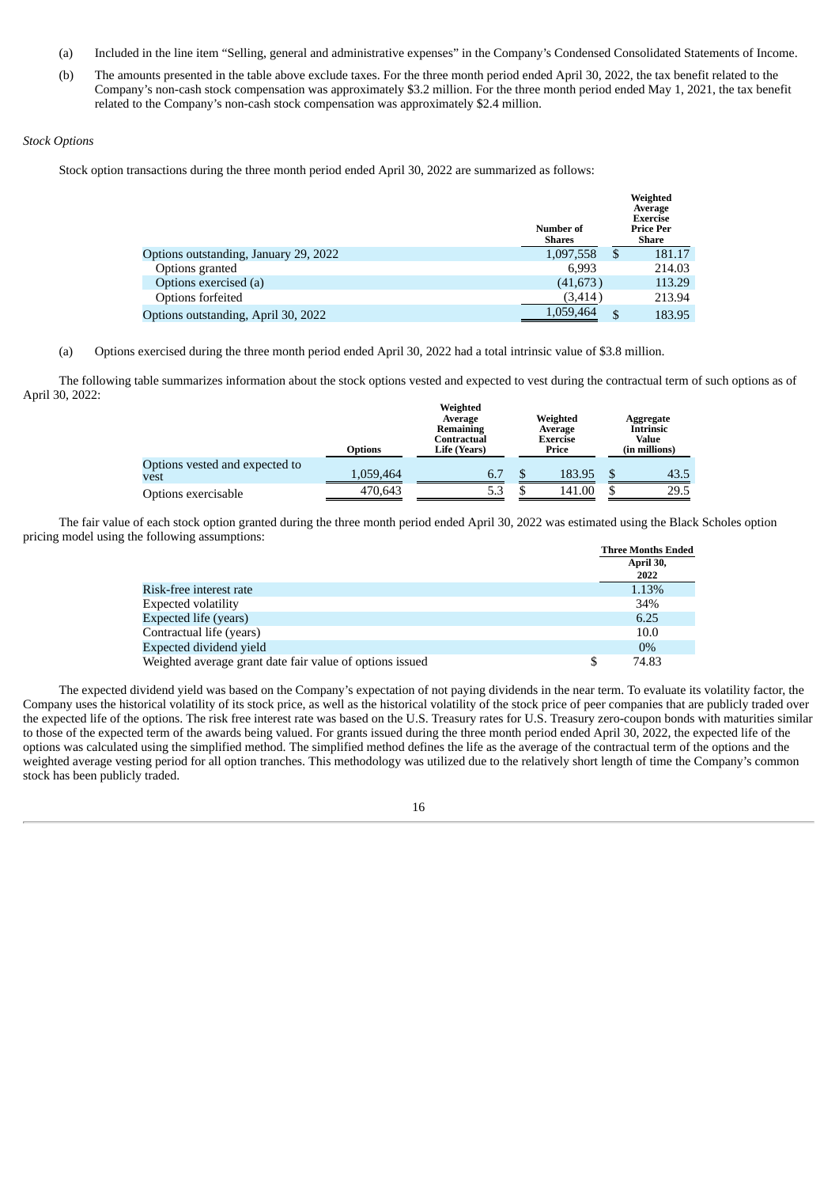(a) Included in the line item "Selling, general and administrative expenses" in the Company's Condensed Consolidated Statements of Income.

(b) The amounts presented in the table above exclude taxes. For the three month period ended April 30, 2022, the tax benefit related to the Company's non-cash stock compensation was approximately $3.2 million. For the three month period ended May 1, 2021, the tax benefit related to the Company's non-cash stock compensation was approximately $2.4 million.

*Stock Options*

Stock option transactions during the three month period ended April 30, 2022 are summarized as follows:

| | Number of Shares | Weighted Average Exercise Price Per Share |
|---|---|---|
| Options outstanding, January 29, 2022 | 1,097,558 | $ 181.17 |
| Options granted | 6,993 | 214.03 |
| Options exercised (a) | (41,673) | 113.29 |
| Options forfeited | (3,414) | 213.94 |
| Options outstanding, April 30, 2022 | 1,059,464 | $ 183.95 |

(a) Options exercised during the three month period ended April 30, 2022 had a total intrinsic value of $3.8 million.

The following table summarizes information about the stock options vested and expected to vest during the contractual term of such options as of April 30, 2022:

| | Options | Weighted Average Remaining Contractual Life (Years) | Weighted Average Exercise Price | Aggregate Intrinsic Value (in millions) |
|---|---|---|---|---|
| Options vested and expected to vest | 1,059,464 | 6.7 | $ 183.95 | $ 43.5 |
| Options exercisable | 470,643 | 5.3 | $ 141.00 | $ 29.5 |

The fair value of each stock option granted during the three month period ended April 30, 2022 was estimated using the Black Scholes option pricing model using the following assumptions:

| | Three Months Ended April 30, 2022 |
|---|---|
| Risk-free interest rate | 1.13% |
| Expected volatility | 34% |
| Expected life (years) | 6.25 |
| Contractual life (years) | 10.0 |
| Expected dividend yield | 0% |
| Weighted average grant date fair value of options issued | $ 74.83 |

The expected dividend yield was based on the Company's expectation of not paying dividends in the near term. To evaluate its volatility factor, the Company uses the historical volatility of its stock price, as well as the historical volatility of the stock price of peer companies that are publicly traded over the expected life of the options. The risk free interest rate was based on the U.S. Treasury rates for U.S. Treasury zero-coupon bonds with maturities similar to those of the expected term of the awards being valued. For grants issued during the three month period ended April 30, 2022, the expected life of the options was calculated using the simplified method. The simplified method defines the life as the average of the contractual term of the options and the weighted average vesting period for all option tranches. This methodology was utilized due to the relatively short length of time the Company's common stock has been publicly traded.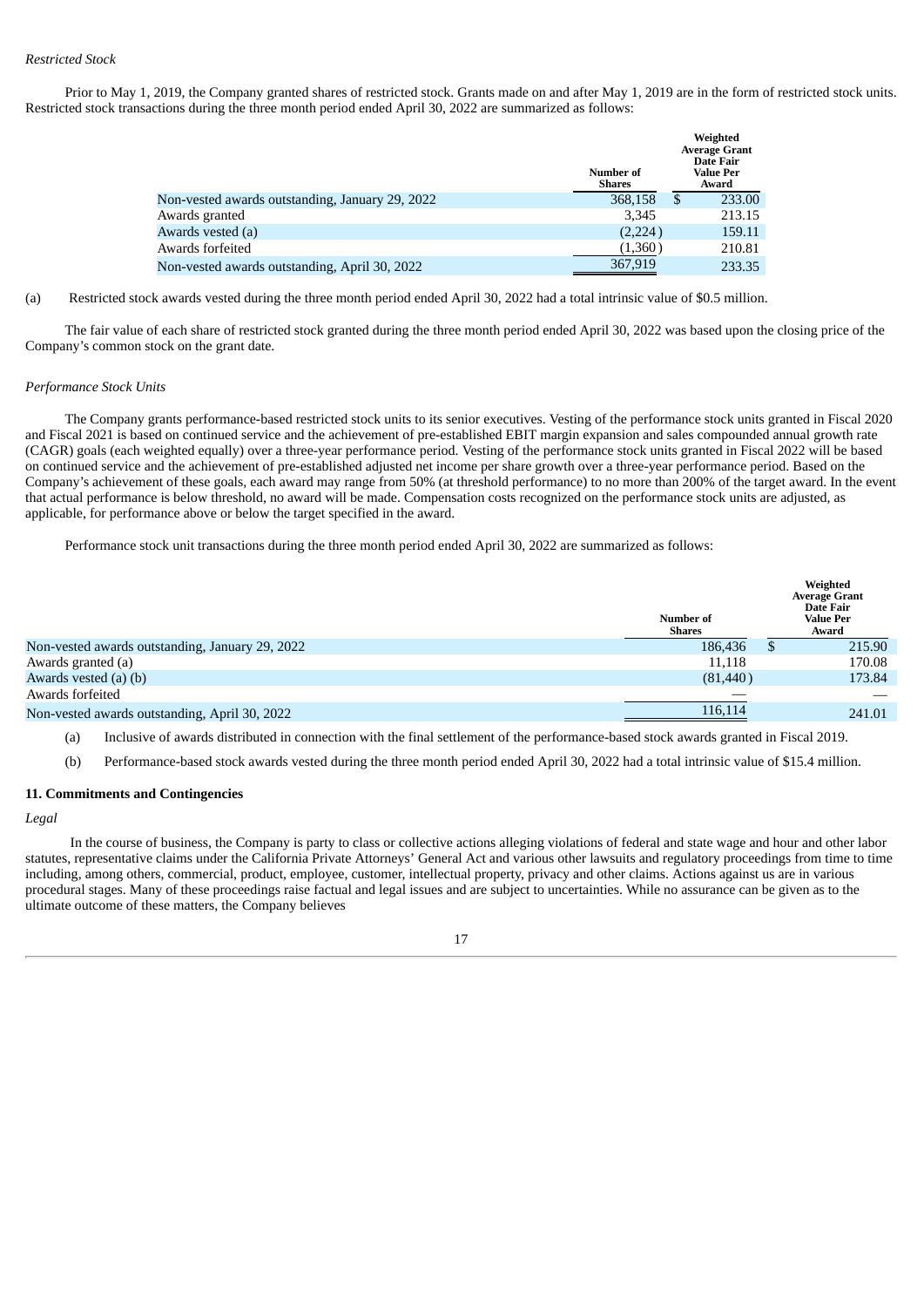*Restricted Stock*

Prior to May 1, 2019, the Company granted shares of restricted stock. Grants made on and after May 1, 2019 are in the form of restricted stock units. Restricted stock transactions during the three month period ended April 30, 2022 are summarized as follows:

| | Number of Shares | Weighted Average Grant Date Fair Value Per Award |
|---|---|---|
| Non-vested awards outstanding, January 29, 2022 | 368,158 | $ 233.00 |
| Awards granted | 3,345 | 213.15 |
| Awards vested (a) | (2,224) | 159.11 |
| Awards forfeited | (1,360) | 210.81 |
| Non-vested awards outstanding, April 30, 2022 | 367,919 | 233.35 |

(a) Restricted stock awards vested during the three month period ended April 30, 2022 had a total intrinsic value of $0.5 million.

The fair value of each share of restricted stock granted during the three month period ended April 30, 2022 was based upon the closing price of the Company's common stock on the grant date.

*Performance Stock Units*

The Company grants performance-based restricted stock units to its senior executives. Vesting of the performance stock units granted in Fiscal 2020 and Fiscal 2021 is based on continued service and the achievement of pre-established EBIT margin expansion and sales compounded annual growth rate (CAGR) goals (each weighted equally) over a three-year performance period. Vesting of the performance stock units granted in Fiscal 2022 will be based on continued service and the achievement of pre-established adjusted net income per share growth over a three-year performance period. Based on the Company's achievement of these goals, each award may range from 50% (at threshold performance) to no more than 200% of the target award. In the event that actual performance is below threshold, no award will be made. Compensation costs recognized on the performance stock units are adjusted, as applicable, for performance above or below the target specified in the award.

Performance stock unit transactions during the three month period ended April 30, 2022 are summarized as follows:

| | Number of Shares | Weighted Average Grant Date Fair Value Per Award |
|---|---|---|
| Non-vested awards outstanding, January 29, 2022 | 186,436 | $ 215.90 |
| Awards granted (a) | 11,118 | 170.08 |
| Awards vested (a) (b) | (81,440) | 173.84 |
| Awards forfeited | — | — |
| Non-vested awards outstanding, April 30, 2022 | 116,114 | 241.01 |

(a) Inclusive of awards distributed in connection with the final settlement of the performance-based stock awards granted in Fiscal 2019.

(b) Performance-based stock awards vested during the three month period ended April 30, 2022 had a total intrinsic value of $15.4 million.

## 11. Commitments and Contingencies

*Legal*

In the course of business, the Company is party to class or collective actions alleging violations of federal and state wage and hour and other labor statutes, representative claims under the California Private Attorneys' General Act and various other lawsuits and regulatory proceedings from time to time including, among others, commercial, product, employee, customer, intellectual property, privacy and other claims. Actions against us are in various procedural stages. Many of these proceedings raise factual and legal issues and are subject to uncertainties. While no assurance can be given as to the ultimate outcome of these matters, the Company believes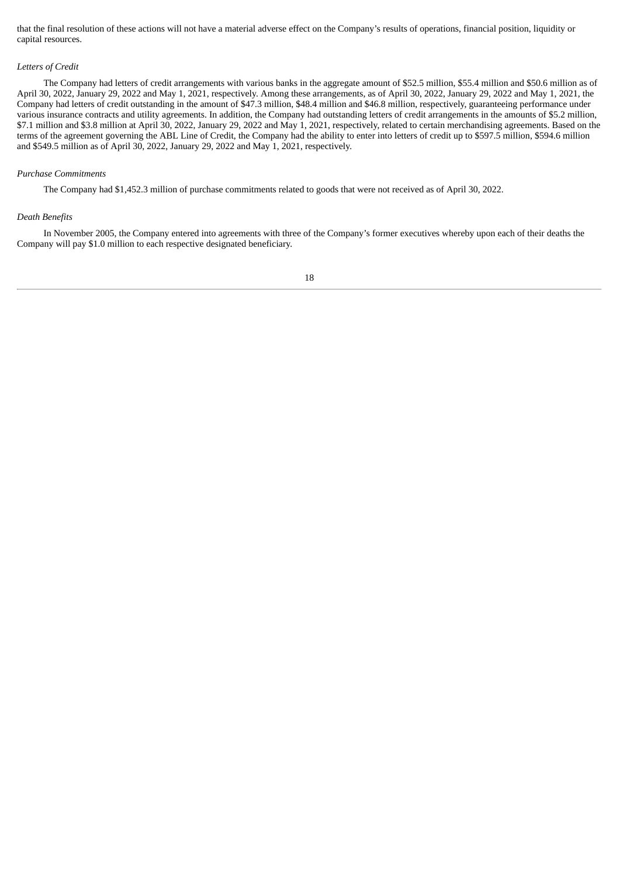that the final resolution of these actions will not have a material adverse effect on the Company's results of operations, financial position, liquidity or capital resources.

*Letters of Credit*

The Company had letters of credit arrangements with various banks in the aggregate amount of $52.5 million, $55.4 million and $50.6 million as of April 30, 2022, January 29, 2022 and May 1, 2021, respectively. Among these arrangements, as of April 30, 2022, January 29, 2022 and May 1, 2021, the Company had letters of credit outstanding in the amount of $47.3 million, $48.4 million and $46.8 million, respectively, guaranteeing performance under various insurance contracts and utility agreements. In addition, the Company had outstanding letters of credit arrangements in the amounts of $5.2 million, $7.1 million and $3.8 million at April 30, 2022, January 29, 2022 and May 1, 2021, respectively, related to certain merchandising agreements. Based on the terms of the agreement governing the ABL Line of Credit, the Company had the ability to enter into letters of credit up to $597.5 million, $594.6 million and $549.5 million as of April 30, 2022, January 29, 2022 and May 1, 2021, respectively.

*Purchase Commitments*

The Company had $1,452.3 million of purchase commitments related to goods that were not received as of April 30, 2022.

*Death Benefits*

In November 2005, the Company entered into agreements with three of the Company's former executives whereby upon each of their deaths the Company will pay $1.0 million to each respective designated beneficiary.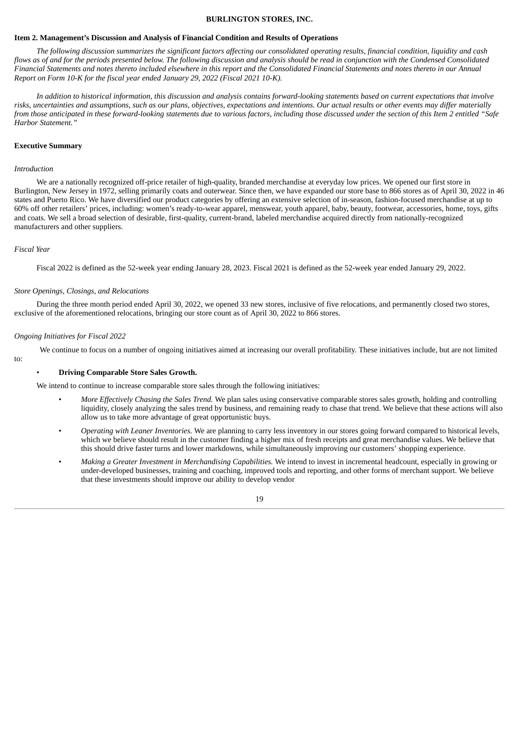### Item 2. Management's Discussion and Analysis of Financial Condition and Results of Operations

*The following discussion summarizes the significant factors affecting our consolidated operating results, financial condition, liquidity and cash flows as of and for the periods presented below. The following discussion and analysis should be read in conjunction with the Condensed Consolidated Financial Statements and notes thereto included elsewhere in this report and the Consolidated Financial Statements and notes thereto in our Annual Report on Form 10-K for the fiscal year ended January 29, 2022 (Fiscal 2021 10-K).*

*In addition to historical information, this discussion and analysis contains forward-looking statements based on current expectations that involve risks, uncertainties and assumptions, such as our plans, objectives, expectations and intentions. Our actual results or other events may differ materially from those anticipated in these forward-looking statements due to various factors, including those discussed under the section of this Item 2 entitled "Safe Harbor Statement."*

#### Executive Summary

*Introduction*

We are a nationally recognized off-price retailer of high-quality, branded merchandise at everyday low prices. We opened our first store in Burlington, New Jersey in 1972, selling primarily coats and outerwear. Since then, we have expanded our store base to 866 stores as of April 30, 2022 in 46 states and Puerto Rico. We have diversified our product categories by offering an extensive selection of in-season, fashion-focused merchandise at up to 60% off other retailers' prices, including: women's ready-to-wear apparel, menswear, youth apparel, baby, beauty, footwear, accessories, home, toys, gifts and coats. We sell a broad selection of desirable, first-quality, current-brand, labeled merchandise acquired directly from nationally-recognized manufacturers and other suppliers.

*Fiscal Year*

Fiscal 2022 is defined as the 52-week year ending January 28, 2023. Fiscal 2021 is defined as the 52-week year ended January 29, 2022.

*Store Openings, Closings, and Relocations*

During the three month period ended April 30, 2022, we opened 33 new stores, inclusive of five relocations, and permanently closed two stores, exclusive of the aforementioned relocations, bringing our store count as of April 30, 2022 to 866 stores.

*Ongoing Initiatives for Fiscal 2022*

We continue to focus on a number of ongoing initiatives aimed at increasing our overall profitability. These initiatives include, but are not limited to:

- **Driving Comparable Store Sales Growth.**

  We intend to continue to increase comparable store sales through the following initiatives:

  - *More Effectively Chasing the Sales Trend.* We plan sales using conservative comparable stores sales growth, holding and controlling liquidity, closely analyzing the sales trend by business, and remaining ready to chase that trend. We believe that these actions will also allow us to take more advantage of great opportunistic buys.
  - *Operating with Leaner Inventories.* We are planning to carry less inventory in our stores going forward compared to historical levels, which we believe should result in the customer finding a higher mix of fresh receipts and great merchandise values. We believe that this should drive faster turns and lower markdowns, while simultaneously improving our customers' shopping experience.
  - *Making a Greater Investment in Merchandising Capabilities.* We intend to invest in incremental headcount, especially in growing or under-developed businesses, training and coaching, improved tools and reporting, and other forms of merchant support. We believe that these investments should improve our ability to develop vendor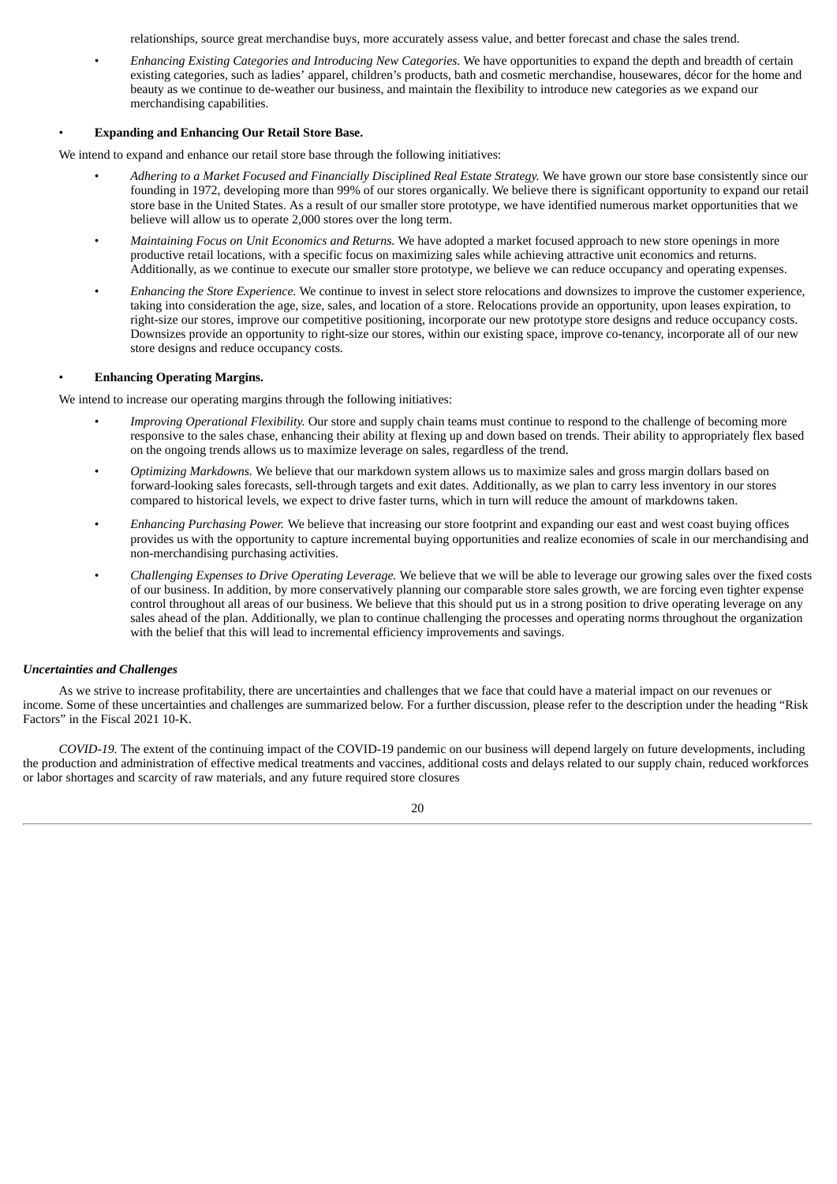relationships, source great merchandise buys, more accurately assess value, and better forecast and chase the sales trend.

- *Enhancing Existing Categories and Introducing New Categories.* We have opportunities to expand the depth and breadth of certain existing categories, such as ladies' apparel, children's products, bath and cosmetic merchandise, housewares, décor for the home and beauty as we continue to de-weather our business, and maintain the flexibility to introduce new categories as we expand our merchandising capabilities.

- **Expanding and Enhancing Our Retail Store Base.**

We intend to expand and enhance our retail store base through the following initiatives:

- *Adhering to a Market Focused and Financially Disciplined Real Estate Strategy.* We have grown our store base consistently since our founding in 1972, developing more than 99% of our stores organically. We believe there is significant opportunity to expand our retail store base in the United States. As a result of our smaller store prototype, we have identified numerous market opportunities that we believe will allow us to operate 2,000 stores over the long term.
- *Maintaining Focus on Unit Economics and Returns.* We have adopted a market focused approach to new store openings in more productive retail locations, with a specific focus on maximizing sales while achieving attractive unit economics and returns. Additionally, as we continue to execute our smaller store prototype, we believe we can reduce occupancy and operating expenses.
- *Enhancing the Store Experience.* We continue to invest in select store relocations and downsizes to improve the customer experience, taking into consideration the age, size, sales, and location of a store. Relocations provide an opportunity, upon leases expiration, to right-size our stores, improve our competitive positioning, incorporate our new prototype store designs and reduce occupancy costs. Downsizes provide an opportunity to right-size our stores, within our existing space, improve co-tenancy, incorporate all of our new store designs and reduce occupancy costs.

- **Enhancing Operating Margins.**

We intend to increase our operating margins through the following initiatives:

- *Improving Operational Flexibility.* Our store and supply chain teams must continue to respond to the challenge of becoming more responsive to the sales chase, enhancing their ability at flexing up and down based on trends. Their ability to appropriately flex based on the ongoing trends allows us to maximize leverage on sales, regardless of the trend.
- *Optimizing Markdowns.* We believe that our markdown system allows us to maximize sales and gross margin dollars based on forward-looking sales forecasts, sell-through targets and exit dates. Additionally, as we plan to carry less inventory in our stores compared to historical levels, we expect to drive faster turns, which in turn will reduce the amount of markdowns taken.
- *Enhancing Purchasing Power.* We believe that increasing our store footprint and expanding our east and west coast buying offices provides us with the opportunity to capture incremental buying opportunities and realize economies of scale in our merchandising and non-merchandising purchasing activities.
- *Challenging Expenses to Drive Operating Leverage.* We believe that we will be able to leverage our growing sales over the fixed costs of our business. In addition, by more conservatively planning our comparable store sales growth, we are forcing even tighter expense control throughout all areas of our business. We believe that this should put us in a strong position to drive operating leverage on any sales ahead of the plan. Additionally, we plan to continue challenging the processes and operating norms throughout the organization with the belief that this will lead to incremental efficiency improvements and savings.

### *Uncertainties and Challenges*

As we strive to increase profitability, there are uncertainties and challenges that we face that could have a material impact on our revenues or income. Some of these uncertainties and challenges are summarized below. For a further discussion, please refer to the description under the heading "Risk Factors" in the Fiscal 2021 10-K.

*COVID-19.* The extent of the continuing impact of the COVID-19 pandemic on our business will depend largely on future developments, including the production and administration of effective medical treatments and vaccines, additional costs and delays related to our supply chain, reduced workforces or labor shortages and scarcity of raw materials, and any future required store closures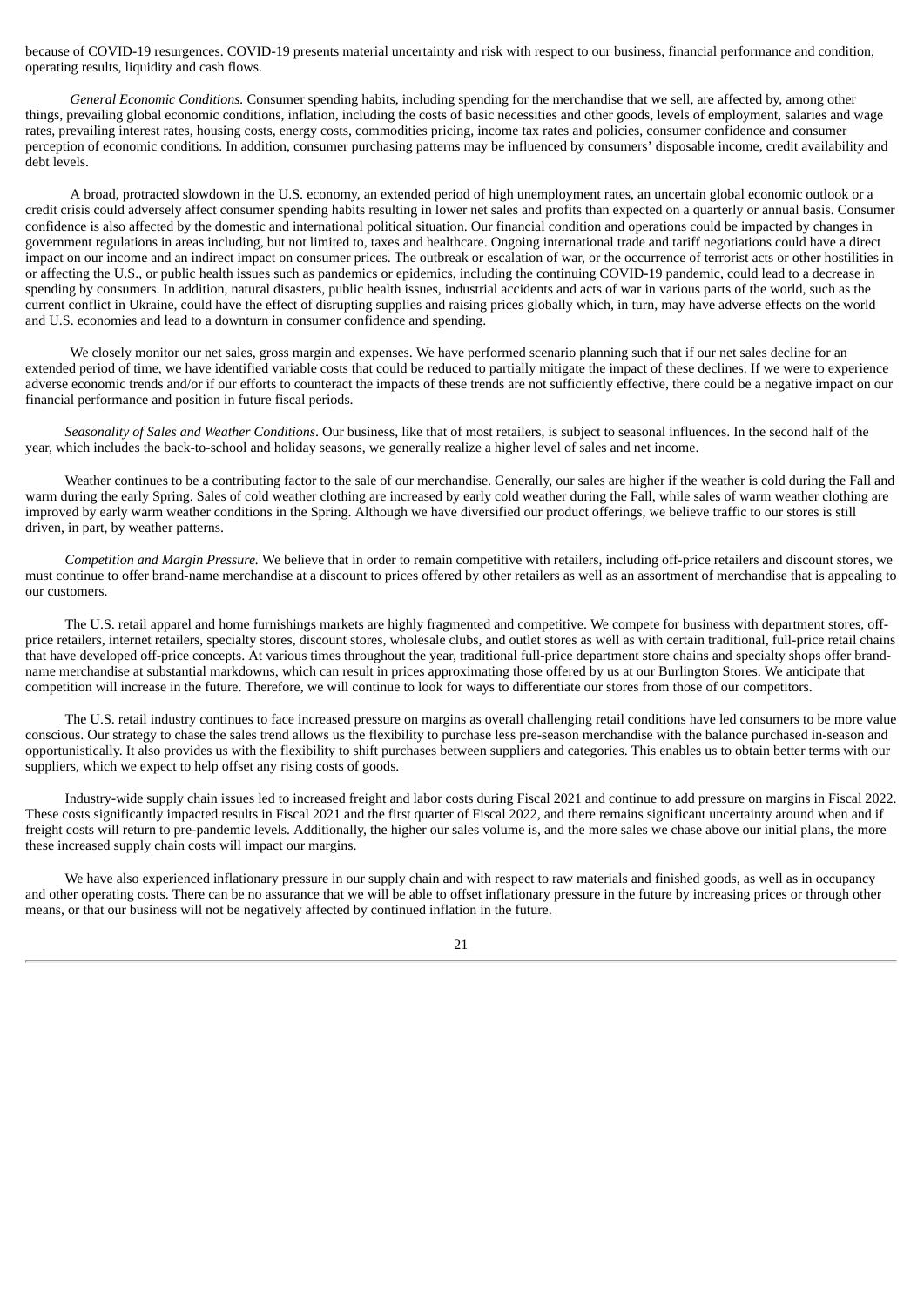because of COVID-19 resurgences. COVID-19 presents material uncertainty and risk with respect to our business, financial performance and condition, operating results, liquidity and cash flows.

*General Economic Conditions.* Consumer spending habits, including spending for the merchandise that we sell, are affected by, among other things, prevailing global economic conditions, inflation, including the costs of basic necessities and other goods, levels of employment, salaries and wage rates, prevailing interest rates, housing costs, energy costs, commodities pricing, income tax rates and policies, consumer confidence and consumer perception of economic conditions. In addition, consumer purchasing patterns may be influenced by consumers' disposable income, credit availability and debt levels.

A broad, protracted slowdown in the U.S. economy, an extended period of high unemployment rates, an uncertain global economic outlook or a credit crisis could adversely affect consumer spending habits resulting in lower net sales and profits than expected on a quarterly or annual basis. Consumer confidence is also affected by the domestic and international political situation. Our financial condition and operations could be impacted by changes in government regulations in areas including, but not limited to, taxes and healthcare. Ongoing international trade and tariff negotiations could have a direct impact on our income and an indirect impact on consumer prices. The outbreak or escalation of war, or the occurrence of terrorist acts or other hostilities in or affecting the U.S., or public health issues such as pandemics or epidemics, including the continuing COVID-19 pandemic, could lead to a decrease in spending by consumers. In addition, natural disasters, public health issues, industrial accidents and acts of war in various parts of the world, such as the current conflict in Ukraine, could have the effect of disrupting supplies and raising prices globally which, in turn, may have adverse effects on the world and U.S. economies and lead to a downturn in consumer confidence and spending.

We closely monitor our net sales, gross margin and expenses. We have performed scenario planning such that if our net sales decline for an extended period of time, we have identified variable costs that could be reduced to partially mitigate the impact of these declines. If we were to experience adverse economic trends and/or if our efforts to counteract the impacts of these trends are not sufficiently effective, there could be a negative impact on our financial performance and position in future fiscal periods.

*Seasonality of Sales and Weather Conditions*. Our business, like that of most retailers, is subject to seasonal influences. In the second half of the year, which includes the back-to-school and holiday seasons, we generally realize a higher level of sales and net income.

Weather continues to be a contributing factor to the sale of our merchandise. Generally, our sales are higher if the weather is cold during the Fall and warm during the early Spring. Sales of cold weather clothing are increased by early cold weather during the Fall, while sales of warm weather clothing are improved by early warm weather conditions in the Spring. Although we have diversified our product offerings, we believe traffic to our stores is still driven, in part, by weather patterns.

*Competition and Margin Pressure.* We believe that in order to remain competitive with retailers, including off-price retailers and discount stores, we must continue to offer brand-name merchandise at a discount to prices offered by other retailers as well as an assortment of merchandise that is appealing to our customers.

The U.S. retail apparel and home furnishings markets are highly fragmented and competitive. We compete for business with department stores, off-price retailers, internet retailers, specialty stores, discount stores, wholesale clubs, and outlet stores as well as with certain traditional, full-price retail chains that have developed off-price concepts. At various times throughout the year, traditional full-price department store chains and specialty shops offer brand-name merchandise at substantial markdowns, which can result in prices approximating those offered by us at our Burlington Stores. We anticipate that competition will increase in the future. Therefore, we will continue to look for ways to differentiate our stores from those of our competitors.

The U.S. retail industry continues to face increased pressure on margins as overall challenging retail conditions have led consumers to be more value conscious. Our strategy to chase the sales trend allows us the flexibility to purchase less pre-season merchandise with the balance purchased in-season and opportunistically. It also provides us with the flexibility to shift purchases between suppliers and categories. This enables us to obtain better terms with our suppliers, which we expect to help offset any rising costs of goods.

Industry-wide supply chain issues led to increased freight and labor costs during Fiscal 2021 and continue to add pressure on margins in Fiscal 2022. These costs significantly impacted results in Fiscal 2021 and the first quarter of Fiscal 2022, and there remains significant uncertainty around when and if freight costs will return to pre-pandemic levels. Additionally, the higher our sales volume is, and the more sales we chase above our initial plans, the more these increased supply chain costs will impact our margins.

We have also experienced inflationary pressure in our supply chain and with respect to raw materials and finished goods, as well as in occupancy and other operating costs. There can be no assurance that we will be able to offset inflationary pressure in the future by increasing prices or through other means, or that our business will not be negatively affected by continued inflation in the future.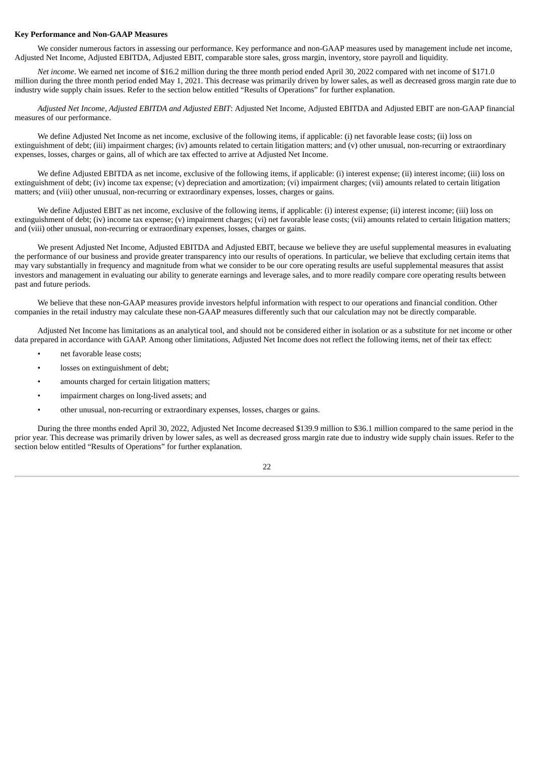**Key Performance and Non-GAAP Measures**

We consider numerous factors in assessing our performance. Key performance and non-GAAP measures used by management include net income, Adjusted Net Income, Adjusted EBITDA, Adjusted EBIT, comparable store sales, gross margin, inventory, store payroll and liquidity.

*Net income*. We earned net income of $16.2 million during the three month period ended April 30, 2022 compared with net income of $171.0 million during the three month period ended May 1, 2021. This decrease was primarily driven by lower sales, as well as decreased gross margin rate due to industry wide supply chain issues. Refer to the section below entitled "Results of Operations" for further explanation.

*Adjusted Net Income, Adjusted EBITDA and Adjusted EBIT*: Adjusted Net Income, Adjusted EBITDA and Adjusted EBIT are non-GAAP financial measures of our performance.

We define Adjusted Net Income as net income, exclusive of the following items, if applicable: (i) net favorable lease costs; (ii) loss on extinguishment of debt; (iii) impairment charges; (iv) amounts related to certain litigation matters; and (v) other unusual, non-recurring or extraordinary expenses, losses, charges or gains, all of which are tax effected to arrive at Adjusted Net Income.

We define Adjusted EBITDA as net income, exclusive of the following items, if applicable: (i) interest expense; (ii) interest income; (iii) loss on extinguishment of debt; (iv) income tax expense; (v) depreciation and amortization; (vi) impairment charges; (vii) amounts related to certain litigation matters; and (viii) other unusual, non-recurring or extraordinary expenses, losses, charges or gains.

We define Adjusted EBIT as net income, exclusive of the following items, if applicable: (i) interest expense; (ii) interest income; (iii) loss on extinguishment of debt; (iv) income tax expense; (v) impairment charges; (vi) net favorable lease costs; (vii) amounts related to certain litigation matters; and (viii) other unusual, non-recurring or extraordinary expenses, losses, charges or gains.

We present Adjusted Net Income, Adjusted EBITDA and Adjusted EBIT, because we believe they are useful supplemental measures in evaluating the performance of our business and provide greater transparency into our results of operations. In particular, we believe that excluding certain items that may vary substantially in frequency and magnitude from what we consider to be our core operating results are useful supplemental measures that assist investors and management in evaluating our ability to generate earnings and leverage sales, and to more readily compare core operating results between past and future periods.

We believe that these non-GAAP measures provide investors helpful information with respect to our operations and financial condition. Other companies in the retail industry may calculate these non-GAAP measures differently such that our calculation may not be directly comparable.

Adjusted Net Income has limitations as an analytical tool, and should not be considered either in isolation or as a substitute for net income or other data prepared in accordance with GAAP. Among other limitations, Adjusted Net Income does not reflect the following items, net of their tax effect:

- net favorable lease costs;
- losses on extinguishment of debt;
- amounts charged for certain litigation matters;
- impairment charges on long-lived assets; and
- other unusual, non-recurring or extraordinary expenses, losses, charges or gains.

During the three months ended April 30, 2022, Adjusted Net Income decreased $139.9 million to $36.1 million compared to the same period in the prior year. This decrease was primarily driven by lower sales, as well as decreased gross margin rate due to industry wide supply chain issues. Refer to the section below entitled "Results of Operations" for further explanation.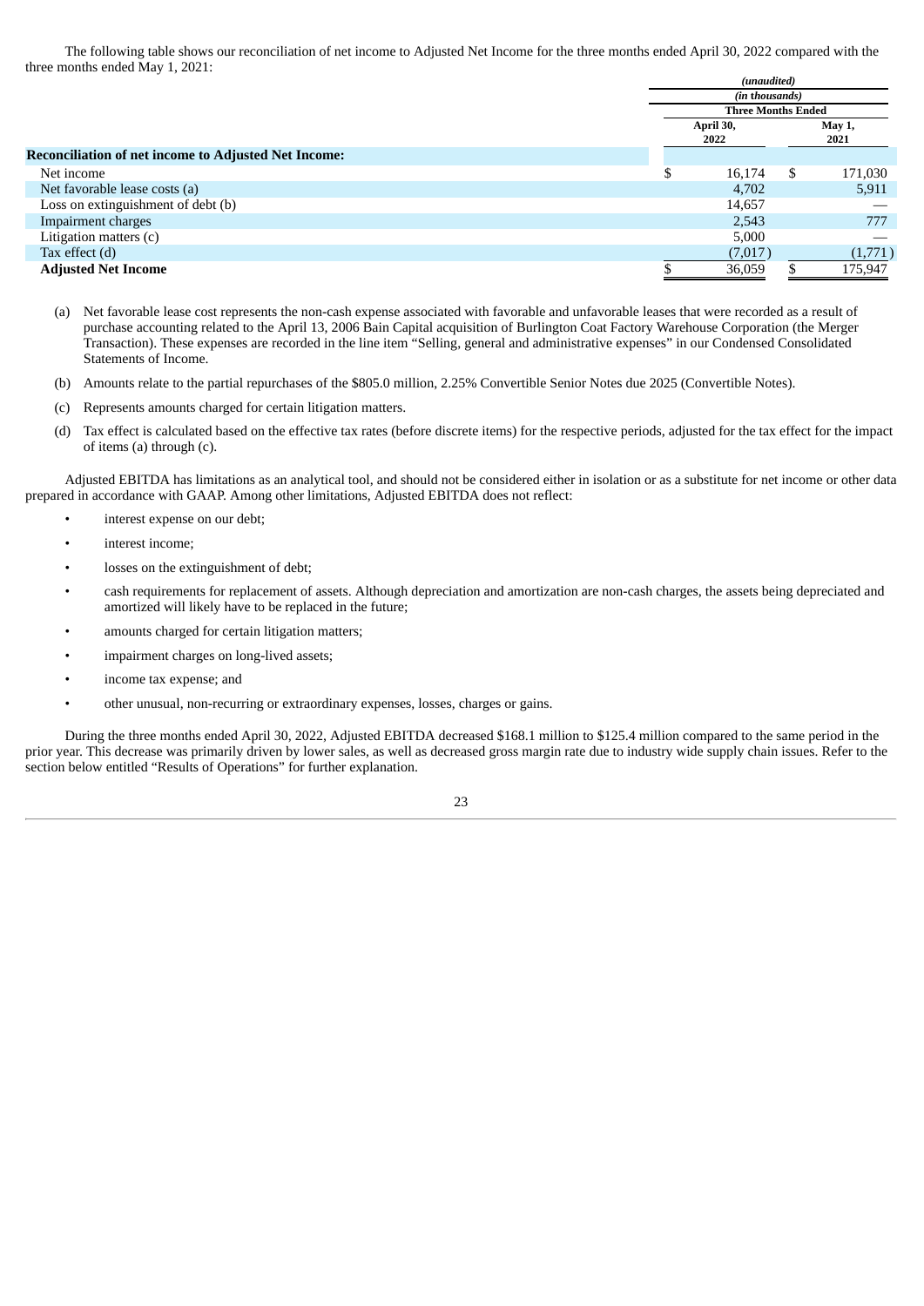The following table shows our reconciliation of net income to Adjusted Net Income for the three months ended April 30, 2022 compared with the three months ended May 1, 2021:

| | *(unaudited)* | |
|---|---|---|
| | *(in thousands)* | |
| | **Three Months Ended** | |
| | **April 30, 2022** | **May 1, 2021** |
| **Reconciliation of net income to Adjusted Net Income:** | | |
| Net income | $ 16,174 | $ 171,030 |
| Net favorable lease costs (a) | 4,702 | 5,911 |
| Loss on extinguishment of debt (b) | 14,657 | — |
| Impairment charges | 2,543 | 777 |
| Litigation matters (c) | 5,000 | — |
| Tax effect (d) | (7,017) | (1,771) |
| **Adjusted Net Income** | $ 36,059 | $ 175,947 |

(a) Net favorable lease cost represents the non-cash expense associated with favorable and unfavorable leases that were recorded as a result of purchase accounting related to the April 13, 2006 Bain Capital acquisition of Burlington Coat Factory Warehouse Corporation (the Merger Transaction). These expenses are recorded in the line item "Selling, general and administrative expenses" in our Condensed Consolidated Statements of Income.

(b) Amounts relate to the partial repurchases of the $805.0 million, 2.25% Convertible Senior Notes due 2025 (Convertible Notes).

(c) Represents amounts charged for certain litigation matters.

(d) Tax effect is calculated based on the effective tax rates (before discrete items) for the respective periods, adjusted for the tax effect for the impact of items (a) through (c).

Adjusted EBITDA has limitations as an analytical tool, and should not be considered either in isolation or as a substitute for net income or other data prepared in accordance with GAAP. Among other limitations, Adjusted EBITDA does not reflect:

- interest expense on our debt;
- interest income;
- losses on the extinguishment of debt;
- cash requirements for replacement of assets. Although depreciation and amortization are non-cash charges, the assets being depreciated and amortized will likely have to be replaced in the future;
- amounts charged for certain litigation matters;
- impairment charges on long-lived assets;
- income tax expense; and
- other unusual, non-recurring or extraordinary expenses, losses, charges or gains.

During the three months ended April 30, 2022, Adjusted EBITDA decreased $168.1 million to $125.4 million compared to the same period in the prior year. This decrease was primarily driven by lower sales, as well as decreased gross margin rate due to industry wide supply chain issues. Refer to the section below entitled "Results of Operations" for further explanation.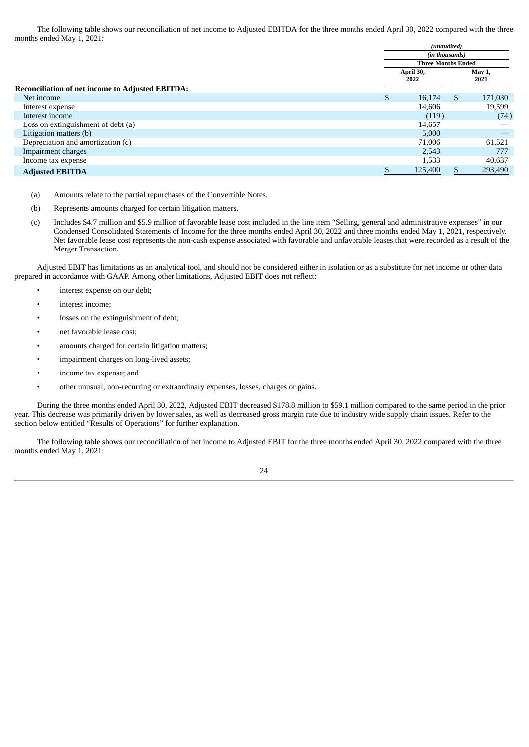The following table shows our reconciliation of net income to Adjusted EBITDA for the three months ended April 30, 2022 compared with the three months ended May 1, 2021:

| | *(unaudited)* | |
|---|---|---|
| | *(in thousands)* | |
| | **Three Months Ended** | |
| | **April 30, 2022** | **May 1, 2021** |
| **Reconciliation of net income to Adjusted EBITDA:** | | |
| Net income | $ 16,174 | $ 171,030 |
| Interest expense | 14,606 | 19,599 |
| Interest income | (119) | (74) |
| Loss on extinguishment of debt (a) | 14,657 | — |
| Litigation matters (b) | 5,000 | — |
| Depreciation and amortization (c) | 71,006 | 61,521 |
| Impairment charges | 2,543 | 777 |
| Income tax expense | 1,533 | 40,637 |
| **Adjusted EBITDA** | $ 125,400 | $ 293,490 |

(a) Amounts relate to the partial repurchases of the Convertible Notes.

(b) Represents amounts charged for certain litigation matters.

(c) Includes $4.7 million and $5.9 million of favorable lease cost included in the line item "Selling, general and administrative expenses" in our Condensed Consolidated Statements of Income for the three months ended April 30, 2022 and three months ended May 1, 2021, respectively. Net favorable lease cost represents the non-cash expense associated with favorable and unfavorable leases that were recorded as a result of the Merger Transaction.

Adjusted EBIT has limitations as an analytical tool, and should not be considered either in isolation or as a substitute for net income or other data prepared in accordance with GAAP. Among other limitations, Adjusted EBIT does not reflect:

- interest expense on our debt;
- interest income;
- losses on the extinguishment of debt;
- net favorable lease cost;
- amounts charged for certain litigation matters;
- impairment charges on long-lived assets;
- income tax expense; and
- other unusual, non-recurring or extraordinary expenses, losses, charges or gains.

During the three months ended April 30, 2022, Adjusted EBIT decreased $178.8 million to $59.1 million compared to the same period in the prior year. This decrease was primarily driven by lower sales, as well as decreased gross margin rate due to industry wide supply chain issues. Refer to the section below entitled "Results of Operations" for further explanation.

The following table shows our reconciliation of net income to Adjusted EBIT for the three months ended April 30, 2022 compared with the three months ended May 1, 2021: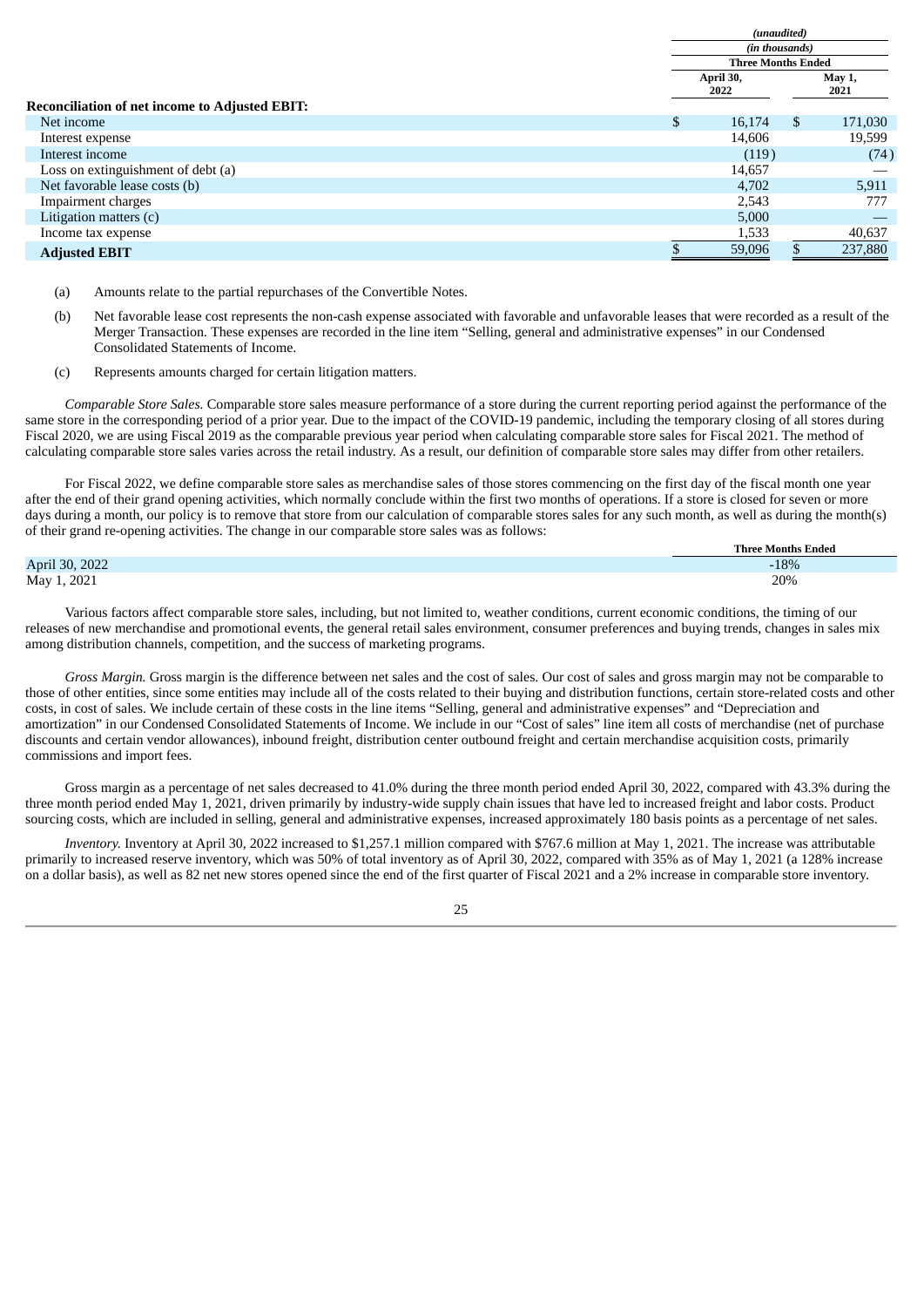| | (unaudited) | |
|---|---|---|
| | (in thousands) | |
| | Three Months Ended | |
| **Reconciliation of net income to Adjusted EBIT:** | April 30, 2022 | May 1, 2021 |
| Net income | $ 16,174 | $ 171,030 |
| Interest expense | 14,606 | 19,599 |
| Interest income | (119) | (74) |
| Loss on extinguishment of debt (a) | 14,657 | — |
| Net favorable lease costs (b) | 4,702 | 5,911 |
| Impairment charges | 2,543 | 777 |
| Litigation matters (c) | 5,000 | — |
| Income tax expense | 1,533 | 40,637 |
| **Adjusted EBIT** | $ 59,096 | $ 237,880 |

(a) Amounts relate to the partial repurchases of the Convertible Notes.

(b) Net favorable lease cost represents the non-cash expense associated with favorable and unfavorable leases that were recorded as a result of the Merger Transaction. These expenses are recorded in the line item "Selling, general and administrative expenses" in our Condensed Consolidated Statements of Income.

(c) Represents amounts charged for certain litigation matters.

*Comparable Store Sales.* Comparable store sales measure performance of a store during the current reporting period against the performance of the same store in the corresponding period of a prior year. Due to the impact of the COVID-19 pandemic, including the temporary closing of all stores during Fiscal 2020, we are using Fiscal 2019 as the comparable previous year period when calculating comparable store sales for Fiscal 2021. The method of calculating comparable store sales varies across the retail industry. As a result, our definition of comparable store sales may differ from other retailers.

For Fiscal 2022, we define comparable store sales as merchandise sales of those stores commencing on the first day of the fiscal month one year after the end of their grand opening activities, which normally conclude within the first two months of operations. If a store is closed for seven or more days during a month, our policy is to remove that store from our calculation of comparable stores sales for any such month, as well as during the month(s) of their grand re-opening activities. The change in our comparable store sales was as follows:

| | Three Months Ended |
|---|---|
| April 30, 2022 | -18% |
| May 1, 2021 | 20% |

Various factors affect comparable store sales, including, but not limited to, weather conditions, current economic conditions, the timing of our releases of new merchandise and promotional events, the general retail sales environment, consumer preferences and buying trends, changes in sales mix among distribution channels, competition, and the success of marketing programs.

*Gross Margin.* Gross margin is the difference between net sales and the cost of sales. Our cost of sales and gross margin may not be comparable to those of other entities, since some entities may include all of the costs related to their buying and distribution functions, certain store-related costs and other costs, in cost of sales. We include certain of these costs in the line items "Selling, general and administrative expenses" and "Depreciation and amortization" in our Condensed Consolidated Statements of Income. We include in our "Cost of sales" line item all costs of merchandise (net of purchase discounts and certain vendor allowances), inbound freight, distribution center outbound freight and certain merchandise acquisition costs, primarily commissions and import fees.

Gross margin as a percentage of net sales decreased to 41.0% during the three month period ended April 30, 2022, compared with 43.3% during the three month period ended May 1, 2021, driven primarily by industry-wide supply chain issues that have led to increased freight and labor costs. Product sourcing costs, which are included in selling, general and administrative expenses, increased approximately 180 basis points as a percentage of net sales.

*Inventory.* Inventory at April 30, 2022 increased to $1,257.1 million compared with $767.6 million at May 1, 2021. The increase was attributable primarily to increased reserve inventory, which was 50% of total inventory as of April 30, 2022, compared with 35% as of May 1, 2021 (a 128% increase on a dollar basis), as well as 82 net new stores opened since the end of the first quarter of Fiscal 2021 and a 2% increase in comparable store inventory.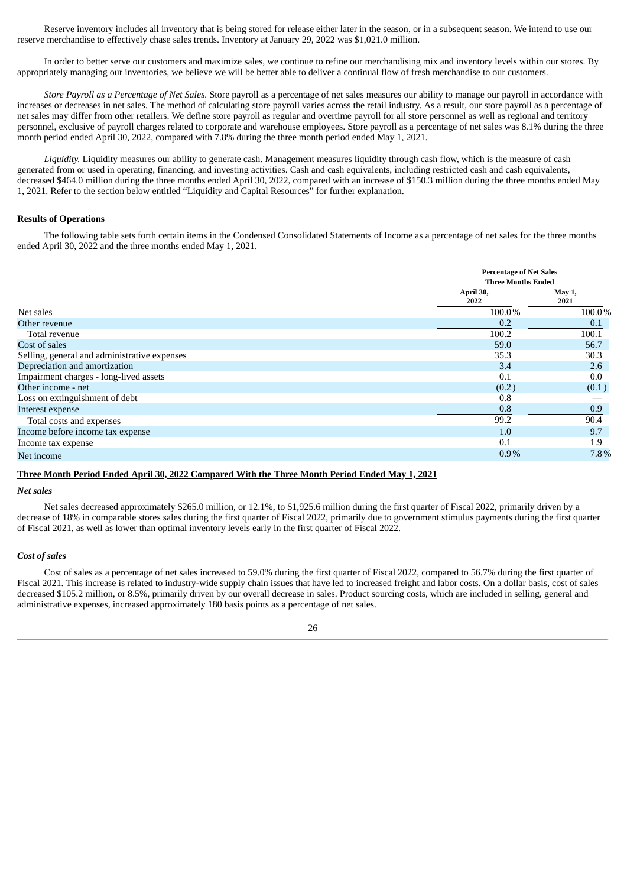Reserve inventory includes all inventory that is being stored for release either later in the season, or in a subsequent season. We intend to use our reserve merchandise to effectively chase sales trends. Inventory at January 29, 2022 was $1,021.0 million.

In order to better serve our customers and maximize sales, we continue to refine our merchandising mix and inventory levels within our stores. By appropriately managing our inventories, we believe we will be better able to deliver a continual flow of fresh merchandise to our customers.

*Store Payroll as a Percentage of Net Sales.* Store payroll as a percentage of net sales measures our ability to manage our payroll in accordance with increases or decreases in net sales. The method of calculating store payroll varies across the retail industry. As a result, our store payroll as a percentage of net sales may differ from other retailers. We define store payroll as regular and overtime payroll for all store personnel as well as regional and territory personnel, exclusive of payroll charges related to corporate and warehouse employees. Store payroll as a percentage of net sales was 8.1% during the three month period ended April 30, 2022, compared with 7.8% during the three month period ended May 1, 2021.

*Liquidity.* Liquidity measures our ability to generate cash. Management measures liquidity through cash flow, which is the measure of cash generated from or used in operating, financing, and investing activities. Cash and cash equivalents, including restricted cash and cash equivalents, decreased $464.0 million during the three months ended April 30, 2022, compared with an increase of $150.3 million during the three months ended May 1, 2021. Refer to the section below entitled "Liquidity and Capital Resources" for further explanation.

**Results of Operations**

The following table sets forth certain items in the Condensed Consolidated Statements of Income as a percentage of net sales for the three months ended April 30, 2022 and the three months ended May 1, 2021.

| | Percentage of Net Sales | |
|---|---|---|
| | Three Months Ended | |
| | April 30, 2022 | May 1, 2021 |
| Net sales | 100.0 % | 100.0 % |
| Other revenue | 0.2 | 0.1 |
| Total revenue | 100.2 | 100.1 |
| Cost of sales | 59.0 | 56.7 |
| Selling, general and administrative expenses | 35.3 | 30.3 |
| Depreciation and amortization | 3.4 | 2.6 |
| Impairment charges - long-lived assets | 0.1 | 0.0 |
| Other income - net | (0.2) | (0.1) |
| Loss on extinguishment of debt | 0.8 | — |
| Interest expense | 0.8 | 0.9 |
| Total costs and expenses | 99.2 | 90.4 |
| Income before income tax expense | 1.0 | 9.7 |
| Income tax expense | 0.1 | 1.9 |
| Net income | 0.9 % | 7.8 % |

**Three Month Period Ended April 30, 2022 Compared With the Three Month Period Ended May 1, 2021**

***Net sales***

Net sales decreased approximately $265.0 million, or 12.1%, to $1,925.6 million during the first quarter of Fiscal 2022, primarily driven by a decrease of 18% in comparable stores sales during the first quarter of Fiscal 2022, primarily due to government stimulus payments during the first quarter of Fiscal 2021, as well as lower than optimal inventory levels early in the first quarter of Fiscal 2022.

***Cost of sales***

Cost of sales as a percentage of net sales increased to 59.0% during the first quarter of Fiscal 2022, compared to 56.7% during the first quarter of Fiscal 2021. This increase is related to industry-wide supply chain issues that have led to increased freight and labor costs. On a dollar basis, cost of sales decreased $105.2 million, or 8.5%, primarily driven by our overall decrease in sales. Product sourcing costs, which are included in selling, general and administrative expenses, increased approximately 180 basis points as a percentage of net sales.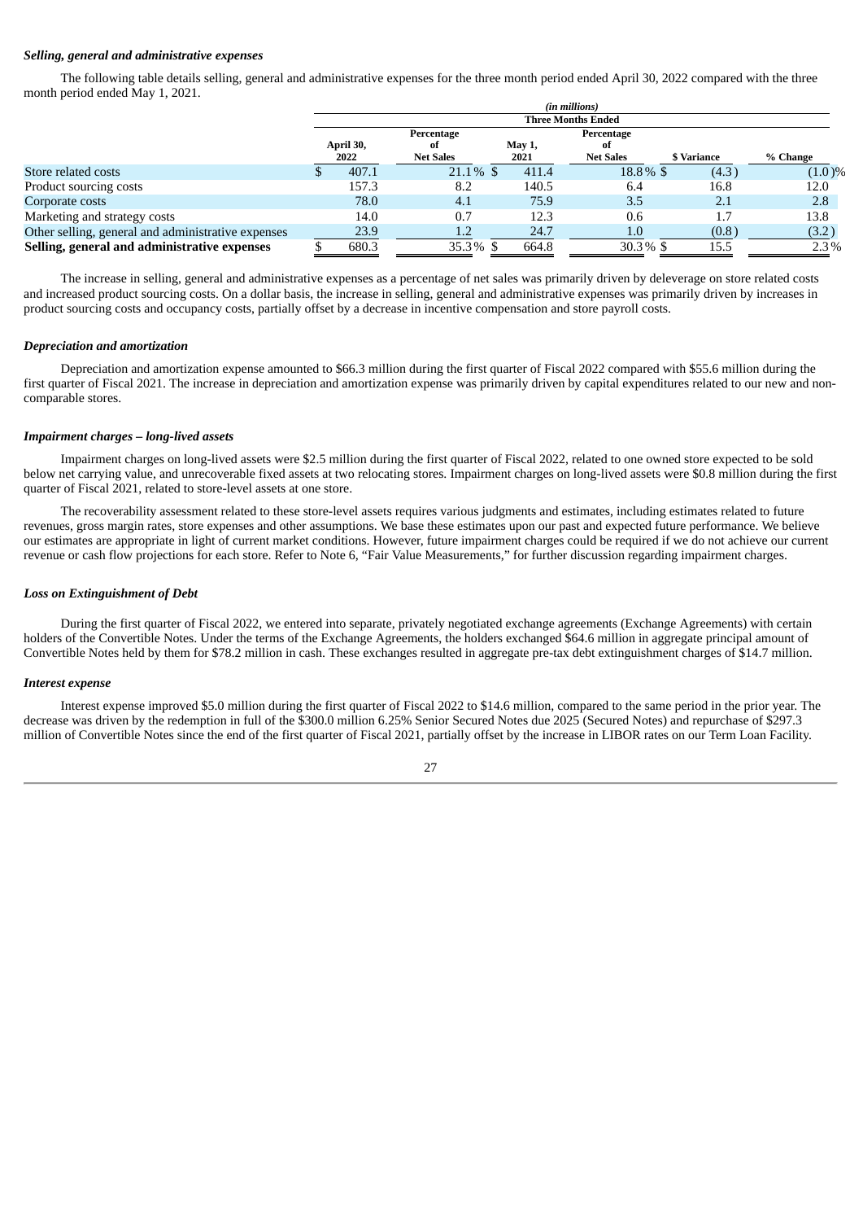***Selling, general and administrative expenses***

The following table details selling, general and administrative expenses for the three month period ended April 30, 2022 compared with the three month period ended May 1, 2021.

| | *(in millions)* | | | | | |
|---|---|---|---|---|---|---|
| | **Three Months Ended** | | | | | |
| | **April 30, 2022** | **Percentage of Net Sales** | **May 1, 2021** | **Percentage of Net Sales** | **$ Variance** | **% Change** |
| Store related costs | $ 407.1 | 21.1 % | $ 411.4 | 18.8 % | $ (4.3) | (1.0)% |
| Product sourcing costs | 157.3 | 8.2 | 140.5 | 6.4 | 16.8 | 12.0 |
| Corporate costs | 78.0 | 4.1 | 75.9 | 3.5 | 2.1 | 2.8 |
| Marketing and strategy costs | 14.0 | 0.7 | 12.3 | 0.6 | 1.7 | 13.8 |
| Other selling, general and administrative expenses | 23.9 | 1.2 | 24.7 | 1.0 | (0.8) | (3.2) |
| **Selling, general and administrative expenses** | $ 680.3 | 35.3 % | $ 664.8 | 30.3 % | $ 15.5 | 2.3 % |

The increase in selling, general and administrative expenses as a percentage of net sales was primarily driven by deleverage on store related costs and increased product sourcing costs. On a dollar basis, the increase in selling, general and administrative expenses was primarily driven by increases in product sourcing costs and occupancy costs, partially offset by a decrease in incentive compensation and store payroll costs.

***Depreciation and amortization***

Depreciation and amortization expense amounted to $66.3 million during the first quarter of Fiscal 2022 compared with $55.6 million during the first quarter of Fiscal 2021. The increase in depreciation and amortization expense was primarily driven by capital expenditures related to our new and non-comparable stores.

***Impairment charges – long-lived assets***

Impairment charges on long-lived assets were $2.5 million during the first quarter of Fiscal 2022, related to one owned store expected to be sold below net carrying value, and unrecoverable fixed assets at two relocating stores. Impairment charges on long-lived assets were $0.8 million during the first quarter of Fiscal 2021, related to store-level assets at one store.

The recoverability assessment related to these store-level assets requires various judgments and estimates, including estimates related to future revenues, gross margin rates, store expenses and other assumptions. We base these estimates upon our past and expected future performance. We believe our estimates are appropriate in light of current market conditions. However, future impairment charges could be required if we do not achieve our current revenue or cash flow projections for each store. Refer to Note 6, "Fair Value Measurements," for further discussion regarding impairment charges.

***Loss on Extinguishment of Debt***

During the first quarter of Fiscal 2022, we entered into separate, privately negotiated exchange agreements (Exchange Agreements) with certain holders of the Convertible Notes. Under the terms of the Exchange Agreements, the holders exchanged $64.6 million in aggregate principal amount of Convertible Notes held by them for $78.2 million in cash. These exchanges resulted in aggregate pre-tax debt extinguishment charges of $14.7 million.

***Interest expense***

Interest expense improved $5.0 million during the first quarter of Fiscal 2022 to $14.6 million, compared to the same period in the prior year. The decrease was driven by the redemption in full of the $300.0 million 6.25% Senior Secured Notes due 2025 (Secured Notes) and repurchase of $297.3 million of Convertible Notes since the end of the first quarter of Fiscal 2021, partially offset by the increase in LIBOR rates on our Term Loan Facility.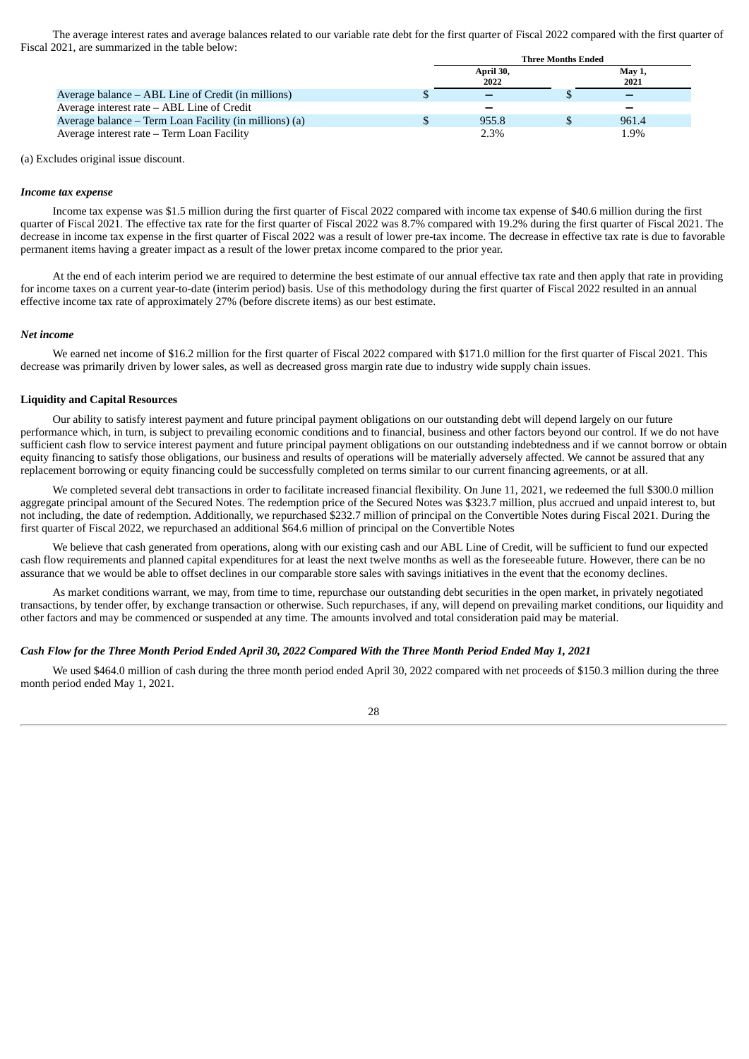The average interest rates and average balances related to our variable rate debt for the first quarter of Fiscal 2022 compared with the first quarter of Fiscal 2021, are summarized in the table below:

| | Three Months Ended | |
|---|---|---|
| | April 30, 2022 | May 1, 2021 |
| Average balance – ABL Line of Credit (in millions) | $ – | $ – |
| Average interest rate – ABL Line of Credit | – | – |
| Average balance – Term Loan Facility (in millions) (a) | $ 955.8 | $ 961.4 |
| Average interest rate – Term Loan Facility | 2.3% | 1.9% |

(a) Excludes original issue discount.

***Income tax expense***

Income tax expense was $1.5 million during the first quarter of Fiscal 2022 compared with income tax expense of $40.6 million during the first quarter of Fiscal 2021. The effective tax rate for the first quarter of Fiscal 2022 was 8.7% compared with 19.2% during the first quarter of Fiscal 2021. The decrease in income tax expense in the first quarter of Fiscal 2022 was a result of lower pre-tax income. The decrease in effective tax rate is due to favorable permanent items having a greater impact as a result of the lower pretax income compared to the prior year.

At the end of each interim period we are required to determine the best estimate of our annual effective tax rate and then apply that rate in providing for income taxes on a current year-to-date (interim period) basis. Use of this methodology during the first quarter of Fiscal 2022 resulted in an annual effective income tax rate of approximately 27% (before discrete items) as our best estimate.

***Net income***

We earned net income of $16.2 million for the first quarter of Fiscal 2022 compared with $171.0 million for the first quarter of Fiscal 2021. This decrease was primarily driven by lower sales, as well as decreased gross margin rate due to industry wide supply chain issues.

**Liquidity and Capital Resources**

Our ability to satisfy interest payment and future principal payment obligations on our outstanding debt will depend largely on our future performance which, in turn, is subject to prevailing economic conditions and to financial, business and other factors beyond our control. If we do not have sufficient cash flow to service interest payment and future principal payment obligations on our outstanding indebtedness and if we cannot borrow or obtain equity financing to satisfy those obligations, our business and results of operations will be materially adversely affected. We cannot be assured that any replacement borrowing or equity financing could be successfully completed on terms similar to our current financing agreements, or at all.

We completed several debt transactions in order to facilitate increased financial flexibility. On June 11, 2021, we redeemed the full $300.0 million aggregate principal amount of the Secured Notes. The redemption price of the Secured Notes was $323.7 million, plus accrued and unpaid interest to, but not including, the date of redemption. Additionally, we repurchased $232.7 million of principal on the Convertible Notes during Fiscal 2021. During the first quarter of Fiscal 2022, we repurchased an additional $64.6 million of principal on the Convertible Notes

We believe that cash generated from operations, along with our existing cash and our ABL Line of Credit, will be sufficient to fund our expected cash flow requirements and planned capital expenditures for at least the next twelve months as well as the foreseeable future. However, there can be no assurance that we would be able to offset declines in our comparable store sales with savings initiatives in the event that the economy declines.

As market conditions warrant, we may, from time to time, repurchase our outstanding debt securities in the open market, in privately negotiated transactions, by tender offer, by exchange transaction or otherwise. Such repurchases, if any, will depend on prevailing market conditions, our liquidity and other factors and may be commenced or suspended at any time. The amounts involved and total consideration paid may be material.

***Cash Flow for the Three Month Period Ended April 30, 2022 Compared With the Three Month Period Ended May 1, 2021***

We used $464.0 million of cash during the three month period ended April 30, 2022 compared with net proceeds of $150.3 million during the three month period ended May 1, 2021.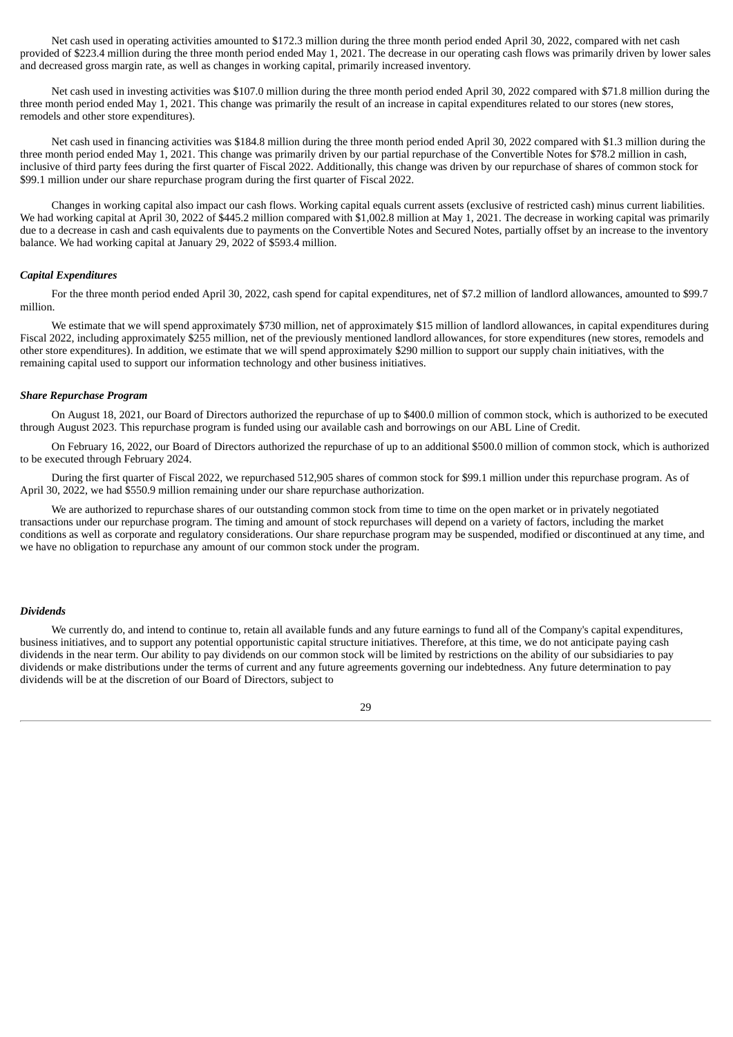Net cash used in operating activities amounted to $172.3 million during the three month period ended April 30, 2022, compared with net cash provided of $223.4 million during the three month period ended May 1, 2021. The decrease in our operating cash flows was primarily driven by lower sales and decreased gross margin rate, as well as changes in working capital, primarily increased inventory.

Net cash used in investing activities was $107.0 million during the three month period ended April 30, 2022 compared with $71.8 million during the three month period ended May 1, 2021. This change was primarily the result of an increase in capital expenditures related to our stores (new stores, remodels and other store expenditures).

Net cash used in financing activities was $184.8 million during the three month period ended April 30, 2022 compared with $1.3 million during the three month period ended May 1, 2021. This change was primarily driven by our partial repurchase of the Convertible Notes for $78.2 million in cash, inclusive of third party fees during the first quarter of Fiscal 2022. Additionally, this change was driven by our repurchase of shares of common stock for $99.1 million under our share repurchase program during the first quarter of Fiscal 2022.

Changes in working capital also impact our cash flows. Working capital equals current assets (exclusive of restricted cash) minus current liabilities. We had working capital at April 30, 2022 of $445.2 million compared with $1,002.8 million at May 1, 2021. The decrease in working capital was primarily due to a decrease in cash and cash equivalents due to payments on the Convertible Notes and Secured Notes, partially offset by an increase to the inventory balance. We had working capital at January 29, 2022 of $593.4 million.

### *Capital Expenditures*

For the three month period ended April 30, 2022, cash spend for capital expenditures, net of $7.2 million of landlord allowances, amounted to $99.7 million.

We estimate that we will spend approximately $730 million, net of approximately $15 million of landlord allowances, in capital expenditures during Fiscal 2022, including approximately $255 million, net of the previously mentioned landlord allowances, for store expenditures (new stores, remodels and other store expenditures). In addition, we estimate that we will spend approximately $290 million to support our supply chain initiatives, with the remaining capital used to support our information technology and other business initiatives.

### *Share Repurchase Program*

On August 18, 2021, our Board of Directors authorized the repurchase of up to $400.0 million of common stock, which is authorized to be executed through August 2023. This repurchase program is funded using our available cash and borrowings on our ABL Line of Credit.

On February 16, 2022, our Board of Directors authorized the repurchase of up to an additional $500.0 million of common stock, which is authorized to be executed through February 2024.

During the first quarter of Fiscal 2022, we repurchased 512,905 shares of common stock for $99.1 million under this repurchase program. As of April 30, 2022, we had $550.9 million remaining under our share repurchase authorization.

We are authorized to repurchase shares of our outstanding common stock from time to time on the open market or in privately negotiated transactions under our repurchase program. The timing and amount of stock repurchases will depend on a variety of factors, including the market conditions as well as corporate and regulatory considerations. Our share repurchase program may be suspended, modified or discontinued at any time, and we have no obligation to repurchase any amount of our common stock under the program.

### *Dividends*

We currently do, and intend to continue to, retain all available funds and any future earnings to fund all of the Company's capital expenditures, business initiatives, and to support any potential opportunistic capital structure initiatives. Therefore, at this time, we do not anticipate paying cash dividends in the near term. Our ability to pay dividends on our common stock will be limited by restrictions on the ability of our subsidiaries to pay dividends or make distributions under the terms of current and any future agreements governing our indebtedness. Any future determination to pay dividends will be at the discretion of our Board of Directors, subject to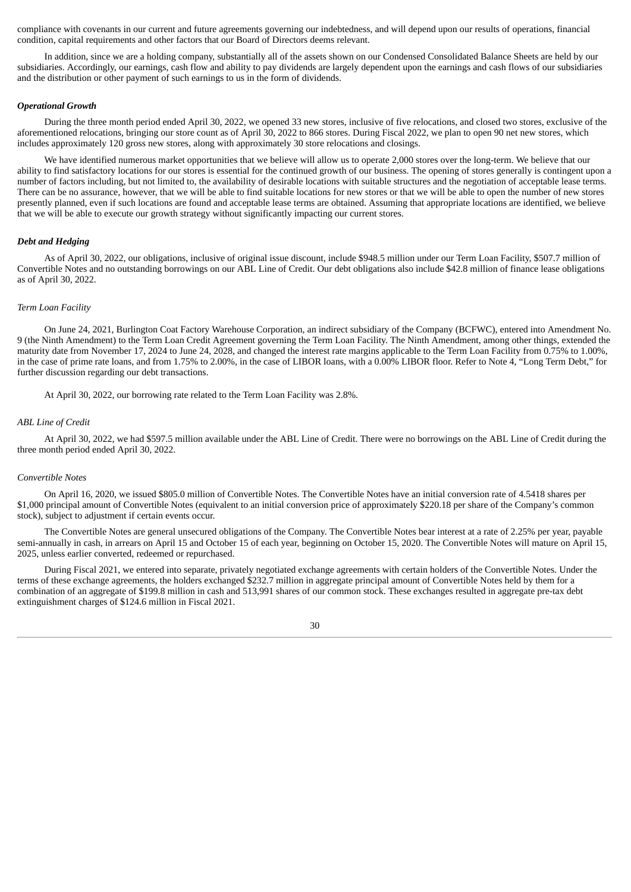compliance with covenants in our current and future agreements governing our indebtedness, and will depend upon our results of operations, financial condition, capital requirements and other factors that our Board of Directors deems relevant.

In addition, since we are a holding company, substantially all of the assets shown on our Condensed Consolidated Balance Sheets are held by our subsidiaries. Accordingly, our earnings, cash flow and ability to pay dividends are largely dependent upon the earnings and cash flows of our subsidiaries and the distribution or other payment of such earnings to us in the form of dividends.

***Operational Growth***

During the three month period ended April 30, 2022, we opened 33 new stores, inclusive of five relocations, and closed two stores, exclusive of the aforementioned relocations, bringing our store count as of April 30, 2022 to 866 stores. During Fiscal 2022, we plan to open 90 net new stores, which includes approximately 120 gross new stores, along with approximately 30 store relocations and closings.

We have identified numerous market opportunities that we believe will allow us to operate 2,000 stores over the long-term. We believe that our ability to find satisfactory locations for our stores is essential for the continued growth of our business. The opening of stores generally is contingent upon a number of factors including, but not limited to, the availability of desirable locations with suitable structures and the negotiation of acceptable lease terms. There can be no assurance, however, that we will be able to find suitable locations for new stores or that we will be able to open the number of new stores presently planned, even if such locations are found and acceptable lease terms are obtained. Assuming that appropriate locations are identified, we believe that we will be able to execute our growth strategy without significantly impacting our current stores.

***Debt and Hedging***

As of April 30, 2022, our obligations, inclusive of original issue discount, include $948.5 million under our Term Loan Facility, $507.7 million of Convertible Notes and no outstanding borrowings on our ABL Line of Credit. Our debt obligations also include $42.8 million of finance lease obligations as of April 30, 2022.

*Term Loan Facility*

On June 24, 2021, Burlington Coat Factory Warehouse Corporation, an indirect subsidiary of the Company (BCFWC), entered into Amendment No. 9 (the Ninth Amendment) to the Term Loan Credit Agreement governing the Term Loan Facility. The Ninth Amendment, among other things, extended the maturity date from November 17, 2024 to June 24, 2028, and changed the interest rate margins applicable to the Term Loan Facility from 0.75% to 1.00%, in the case of prime rate loans, and from 1.75% to 2.00%, in the case of LIBOR loans, with a 0.00% LIBOR floor. Refer to Note 4, "Long Term Debt," for further discussion regarding our debt transactions.

At April 30, 2022, our borrowing rate related to the Term Loan Facility was 2.8%.

*ABL Line of Credit*

At April 30, 2022, we had $597.5 million available under the ABL Line of Credit. There were no borrowings on the ABL Line of Credit during the three month period ended April 30, 2022.

*Convertible Notes*

On April 16, 2020, we issued $805.0 million of Convertible Notes. The Convertible Notes have an initial conversion rate of 4.5418 shares per $1,000 principal amount of Convertible Notes (equivalent to an initial conversion price of approximately $220.18 per share of the Company's common stock), subject to adjustment if certain events occur.

The Convertible Notes are general unsecured obligations of the Company. The Convertible Notes bear interest at a rate of 2.25% per year, payable semi-annually in cash, in arrears on April 15 and October 15 of each year, beginning on October 15, 2020. The Convertible Notes will mature on April 15, 2025, unless earlier converted, redeemed or repurchased.

During Fiscal 2021, we entered into separate, privately negotiated exchange agreements with certain holders of the Convertible Notes. Under the terms of these exchange agreements, the holders exchanged $232.7 million in aggregate principal amount of Convertible Notes held by them for a combination of an aggregate of $199.8 million in cash and 513,991 shares of our common stock. These exchanges resulted in aggregate pre-tax debt extinguishment charges of $124.6 million in Fiscal 2021.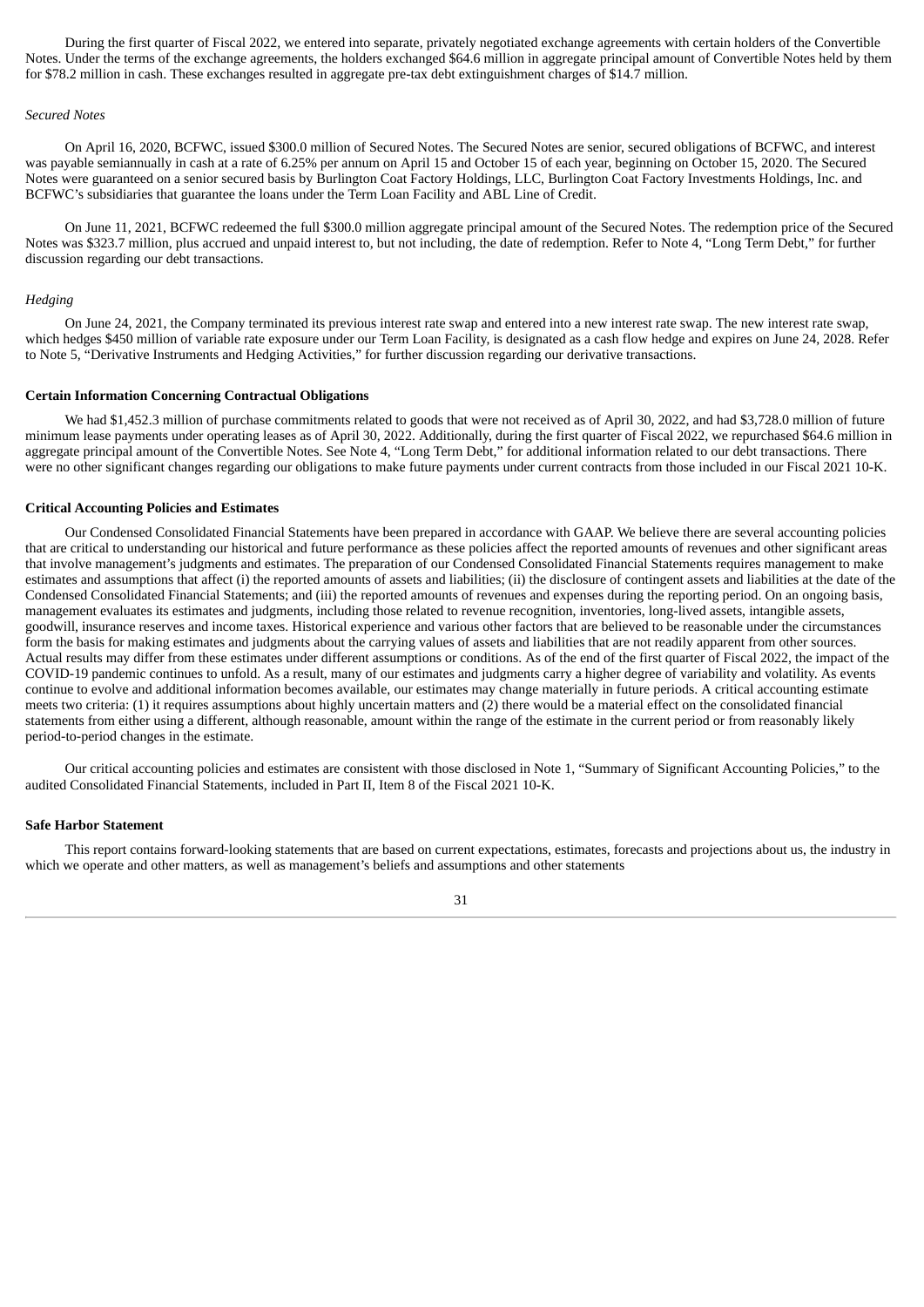During the first quarter of Fiscal 2022, we entered into separate, privately negotiated exchange agreements with certain holders of the Convertible Notes. Under the terms of the exchange agreements, the holders exchanged $64.6 million in aggregate principal amount of Convertible Notes held by them for $78.2 million in cash. These exchanges resulted in aggregate pre-tax debt extinguishment charges of $14.7 million.

*Secured Notes*

On April 16, 2020, BCFWC, issued $300.0 million of Secured Notes. The Secured Notes are senior, secured obligations of BCFWC, and interest was payable semiannually in cash at a rate of 6.25% per annum on April 15 and October 15 of each year, beginning on October 15, 2020. The Secured Notes were guaranteed on a senior secured basis by Burlington Coat Factory Holdings, LLC, Burlington Coat Factory Investments Holdings, Inc. and BCFWC's subsidiaries that guarantee the loans under the Term Loan Facility and ABL Line of Credit.

On June 11, 2021, BCFWC redeemed the full $300.0 million aggregate principal amount of the Secured Notes. The redemption price of the Secured Notes was $323.7 million, plus accrued and unpaid interest to, but not including, the date of redemption. Refer to Note 4, "Long Term Debt," for further discussion regarding our debt transactions.

*Hedging*

On June 24, 2021, the Company terminated its previous interest rate swap and entered into a new interest rate swap. The new interest rate swap, which hedges $450 million of variable rate exposure under our Term Loan Facility, is designated as a cash flow hedge and expires on June 24, 2028. Refer to Note 5, "Derivative Instruments and Hedging Activities," for further discussion regarding our derivative transactions.

**Certain Information Concerning Contractual Obligations**

We had $1,452.3 million of purchase commitments related to goods that were not received as of April 30, 2022, and had $3,728.0 million of future minimum lease payments under operating leases as of April 30, 2022. Additionally, during the first quarter of Fiscal 2022, we repurchased $64.6 million in aggregate principal amount of the Convertible Notes. See Note 4, "Long Term Debt," for additional information related to our debt transactions. There were no other significant changes regarding our obligations to make future payments under current contracts from those included in our Fiscal 2021 10-K.

**Critical Accounting Policies and Estimates**

Our Condensed Consolidated Financial Statements have been prepared in accordance with GAAP. We believe there are several accounting policies that are critical to understanding our historical and future performance as these policies affect the reported amounts of revenues and other significant areas that involve management's judgments and estimates. The preparation of our Condensed Consolidated Financial Statements requires management to make estimates and assumptions that affect (i) the reported amounts of assets and liabilities; (ii) the disclosure of contingent assets and liabilities at the date of the Condensed Consolidated Financial Statements; and (iii) the reported amounts of revenues and expenses during the reporting period. On an ongoing basis, management evaluates its estimates and judgments, including those related to revenue recognition, inventories, long-lived assets, intangible assets, goodwill, insurance reserves and income taxes. Historical experience and various other factors that are believed to be reasonable under the circumstances form the basis for making estimates and judgments about the carrying values of assets and liabilities that are not readily apparent from other sources. Actual results may differ from these estimates under different assumptions or conditions. As of the end of the first quarter of Fiscal 2022, the impact of the COVID-19 pandemic continues to unfold. As a result, many of our estimates and judgments carry a higher degree of variability and volatility. As events continue to evolve and additional information becomes available, our estimates may change materially in future periods. A critical accounting estimate meets two criteria: (1) it requires assumptions about highly uncertain matters and (2) there would be a material effect on the consolidated financial statements from either using a different, although reasonable, amount within the range of the estimate in the current period or from reasonably likely period-to-period changes in the estimate.

Our critical accounting policies and estimates are consistent with those disclosed in Note 1, "Summary of Significant Accounting Policies," to the audited Consolidated Financial Statements, included in Part II, Item 8 of the Fiscal 2021 10-K.

**Safe Harbor Statement**

This report contains forward-looking statements that are based on current expectations, estimates, forecasts and projections about us, the industry in which we operate and other matters, as well as management's beliefs and assumptions and other statements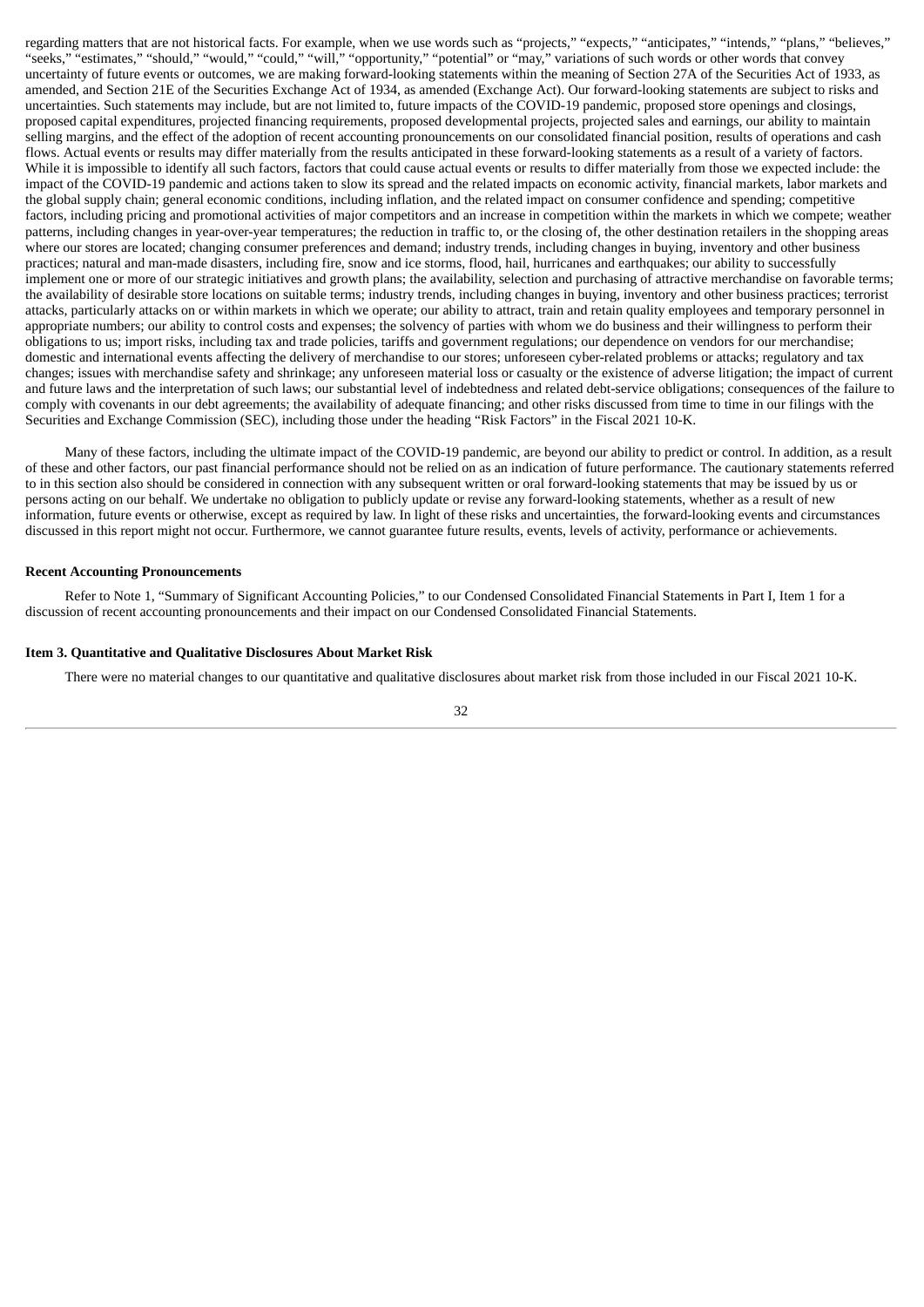regarding matters that are not historical facts. For example, when we use words such as "projects," "expects," "anticipates," "intends," "plans," "believes," "seeks," "estimates," "should," "would," "could," "will," "opportunity," "potential" or "may," variations of such words or other words that convey uncertainty of future events or outcomes, we are making forward-looking statements within the meaning of Section 27A of the Securities Act of 1933, as amended, and Section 21E of the Securities Exchange Act of 1934, as amended (Exchange Act). Our forward-looking statements are subject to risks and uncertainties. Such statements may include, but are not limited to, future impacts of the COVID-19 pandemic, proposed store openings and closings, proposed capital expenditures, projected financing requirements, proposed developmental projects, projected sales and earnings, our ability to maintain selling margins, and the effect of the adoption of recent accounting pronouncements on our consolidated financial position, results of operations and cash flows. Actual events or results may differ materially from the results anticipated in these forward-looking statements as a result of a variety of factors. While it is impossible to identify all such factors, factors that could cause actual events or results to differ materially from those we expected include: the impact of the COVID-19 pandemic and actions taken to slow its spread and the related impacts on economic activity, financial markets, labor markets and the global supply chain; general economic conditions, including inflation, and the related impact on consumer confidence and spending; competitive factors, including pricing and promotional activities of major competitors and an increase in competition within the markets in which we compete; weather patterns, including changes in year-over-year temperatures; the reduction in traffic to, or the closing of, the other destination retailers in the shopping areas where our stores are located; changing consumer preferences and demand; industry trends, including changes in buying, inventory and other business practices; natural and man-made disasters, including fire, snow and ice storms, flood, hail, hurricanes and earthquakes; our ability to successfully implement one or more of our strategic initiatives and growth plans; the availability, selection and purchasing of attractive merchandise on favorable terms; the availability of desirable store locations on suitable terms; industry trends, including changes in buying, inventory and other business practices; terrorist attacks, particularly attacks on or within markets in which we operate; our ability to attract, train and retain quality employees and temporary personnel in appropriate numbers; our ability to control costs and expenses; the solvency of parties with whom we do business and their willingness to perform their obligations to us; import risks, including tax and trade policies, tariffs and government regulations; our dependence on vendors for our merchandise; domestic and international events affecting the delivery of merchandise to our stores; unforeseen cyber-related problems or attacks; regulatory and tax changes; issues with merchandise safety and shrinkage; any unforeseen material loss or casualty or the existence of adverse litigation; the impact of current and future laws and the interpretation of such laws; our substantial level of indebtedness and related debt-service obligations; consequences of the failure to comply with covenants in our debt agreements; the availability of adequate financing; and other risks discussed from time to time in our filings with the Securities and Exchange Commission (SEC), including those under the heading "Risk Factors" in the Fiscal 2021 10-K.

Many of these factors, including the ultimate impact of the COVID-19 pandemic, are beyond our ability to predict or control. In addition, as a result of these and other factors, our past financial performance should not be relied on as an indication of future performance. The cautionary statements referred to in this section also should be considered in connection with any subsequent written or oral forward-looking statements that may be issued by us or persons acting on our behalf. We undertake no obligation to publicly update or revise any forward-looking statements, whether as a result of new information, future events or otherwise, except as required by law. In light of these risks and uncertainties, the forward-looking events and circumstances discussed in this report might not occur. Furthermore, we cannot guarantee future results, events, levels of activity, performance or achievements.

**Recent Accounting Pronouncements**

Refer to Note 1, "Summary of Significant Accounting Policies," to our Condensed Consolidated Financial Statements in Part I, Item 1 for a discussion of recent accounting pronouncements and their impact on our Condensed Consolidated Financial Statements.

**Item 3. Quantitative and Qualitative Disclosures About Market Risk**

There were no material changes to our quantitative and qualitative disclosures about market risk from those included in our Fiscal 2021 10-K.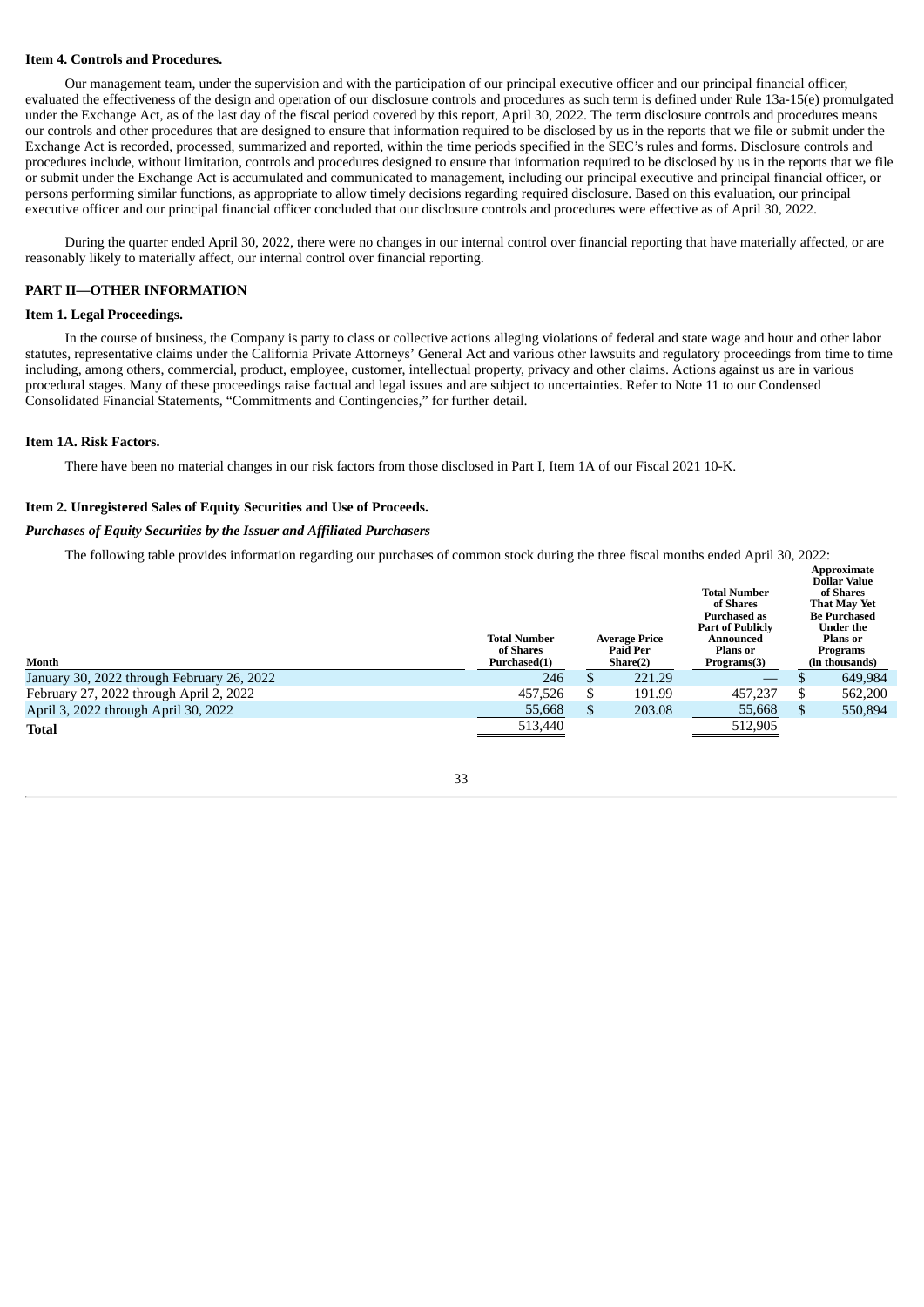**Item 4. Controls and Procedures.**

Our management team, under the supervision and with the participation of our principal executive officer and our principal financial officer, evaluated the effectiveness of the design and operation of our disclosure controls and procedures as such term is defined under Rule 13a-15(e) promulgated under the Exchange Act, as of the last day of the fiscal period covered by this report, April 30, 2022. The term disclosure controls and procedures means our controls and other procedures that are designed to ensure that information required to be disclosed by us in the reports that we file or submit under the Exchange Act is recorded, processed, summarized and reported, within the time periods specified in the SEC's rules and forms. Disclosure controls and procedures include, without limitation, controls and procedures designed to ensure that information required to be disclosed by us in the reports that we file or submit under the Exchange Act is accumulated and communicated to management, including our principal executive and principal financial officer, or persons performing similar functions, as appropriate to allow timely decisions regarding required disclosure. Based on this evaluation, our principal executive officer and our principal financial officer concluded that our disclosure controls and procedures were effective as of April 30, 2022.

During the quarter ended April 30, 2022, there were no changes in our internal control over financial reporting that have materially affected, or are reasonably likely to materially affect, our internal control over financial reporting.

## PART II—OTHER INFORMATION

**Item 1. Legal Proceedings.**

In the course of business, the Company is party to class or collective actions alleging violations of federal and state wage and hour and other labor statutes, representative claims under the California Private Attorneys' General Act and various other lawsuits and regulatory proceedings from time to time including, among others, commercial, product, employee, customer, intellectual property, privacy and other claims. Actions against us are in various procedural stages. Many of these proceedings raise factual and legal issues and are subject to uncertainties. Refer to Note 11 to our Condensed Consolidated Financial Statements, "Commitments and Contingencies," for further detail.

**Item 1A. Risk Factors.**

There have been no material changes in our risk factors from those disclosed in Part I, Item 1A of our Fiscal 2021 10-K.

**Item 2. Unregistered Sales of Equity Securities and Use of Proceeds.**

***Purchases of Equity Securities by the Issuer and Affiliated Purchasers***

The following table provides information regarding our purchases of common stock during the three fiscal months ended April 30, 2022:

| Month | Total Number of Shares Purchased(1) | Average Price Paid Per Share(2) | Total Number of Shares Purchased as Part of Publicly Announced Plans or Programs(3) | Approximate Dollar Value of Shares That May Yet Be Purchased Under the Plans or Programs (in thousands) |
|---|---|---|---|---|
| January 30, 2022 through February 26, 2022 | 246 | $ 221.29 | — | $ 649,984 |
| February 27, 2022 through April 2, 2022 | 457,526 | $ 191.99 | 457,237 | $ 562,200 |
| April 3, 2022 through April 30, 2022 | 55,668 | $ 203.08 | 55,668 | $ 550,894 |
| **Total** | 513,440 | | 512,905 | |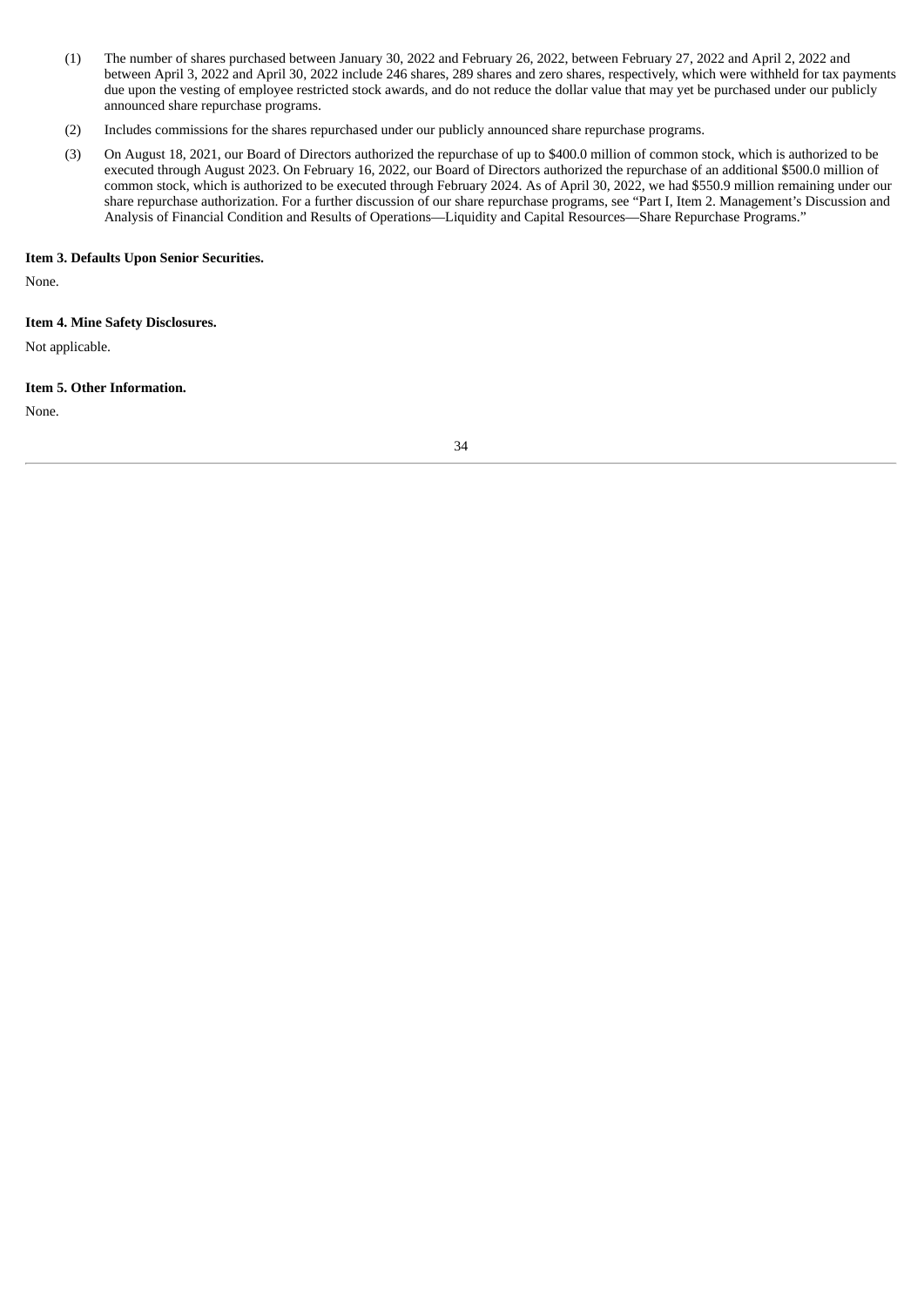(1) The number of shares purchased between January 30, 2022 and February 26, 2022, between February 27, 2022 and April 2, 2022 and between April 3, 2022 and April 30, 2022 include 246 shares, 289 shares and zero shares, respectively, which were withheld for tax payments due upon the vesting of employee restricted stock awards, and do not reduce the dollar value that may yet be purchased under our publicly announced share repurchase programs.

(2) Includes commissions for the shares repurchased under our publicly announced share repurchase programs.

(3) On August 18, 2021, our Board of Directors authorized the repurchase of up to $400.0 million of common stock, which is authorized to be executed through August 2023. On February 16, 2022, our Board of Directors authorized the repurchase of an additional $500.0 million of common stock, which is authorized to be executed through February 2024. As of April 30, 2022, we had $550.9 million remaining under our share repurchase authorization. For a further discussion of our share repurchase programs, see "Part I, Item 2. Management's Discussion and Analysis of Financial Condition and Results of Operations—Liquidity and Capital Resources—Share Repurchase Programs."

**Item 3. Defaults Upon Senior Securities.**

None.

**Item 4. Mine Safety Disclosures.**

Not applicable.

**Item 5. Other Information.**

None.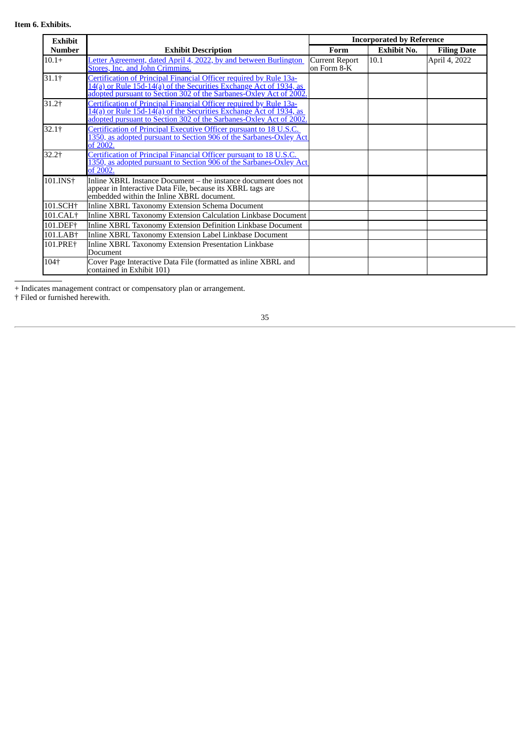**Item 6. Exhibits.**

| Exhibit Number | Exhibit Description | Incorporated by Reference | | |
|---|---|---|---|---|
| | | Form | Exhibit No. | Filing Date |
| 10.1+ | Letter Agreement, dated April 4, 2022, by and between Burlington Stores, Inc. and John Crimmins. | Current Report on Form 8-K | 10.1 | April 4, 2022 |
| 31.1† | Certification of Principal Financial Officer required by Rule 13a-14(a) or Rule 15d-14(a) of the Securities Exchange Act of 1934, as adopted pursuant to Section 302 of the Sarbanes-Oxley Act of 2002. | | | |
| 31.2† | Certification of Principal Financial Officer required by Rule 13a-14(a) or Rule 15d-14(a) of the Securities Exchange Act of 1934, as adopted pursuant to Section 302 of the Sarbanes-Oxley Act of 2002. | | | |
| 32.1† | Certification of Principal Executive Officer pursuant to 18 U.S.C. 1350, as adopted pursuant to Section 906 of the Sarbanes-Oxley Act of 2002. | | | |
| 32.2† | Certification of Principal Financial Officer pursuant to 18 U.S.C. 1350, as adopted pursuant to Section 906 of the Sarbanes-Oxley Act of 2002. | | | |
| 101.INS† | Inline XBRL Instance Document – the instance document does not appear in Interactive Data File, because its XBRL tags are embedded within the Inline XBRL document. | | | |
| 101.SCH† | Inline XBRL Taxonomy Extension Schema Document | | | |
| 101.CAL† | Inline XBRL Taxonomy Extension Calculation Linkbase Document | | | |
| 101.DEF† | Inline XBRL Taxonomy Extension Definition Linkbase Document | | | |
| 101.LAB† | Inline XBRL Taxonomy Extension Label Linkbase Document | | | |
| 101.PRE† | Inline XBRL Taxonomy Extension Presentation Linkbase Document | | | |
| 104† | Cover Page Interactive Data File (formatted as inline XBRL and contained in Exhibit 101) | | | |

+ Indicates management contract or compensatory plan or arrangement.

† Filed or furnished herewith.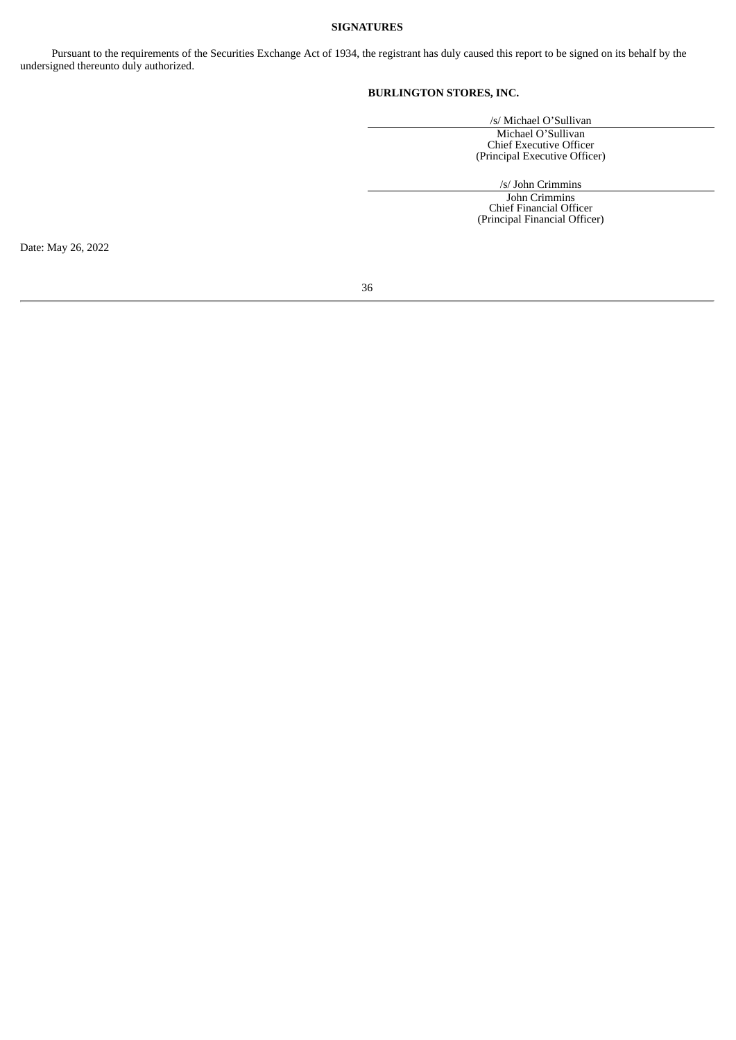**SIGNATURES**

Pursuant to the requirements of the Securities Exchange Act of 1934, the registrant has duly caused this report to be signed on its behalf by the undersigned thereunto duly authorized.

**BURLINGTON STORES, INC.**

/s/ Michael O'Sullivan
Michael O'Sullivan
Chief Executive Officer
(Principal Executive Officer)

/s/ John Crimmins
John Crimmins
Chief Financial Officer
(Principal Financial Officer)

Date: May 26, 2022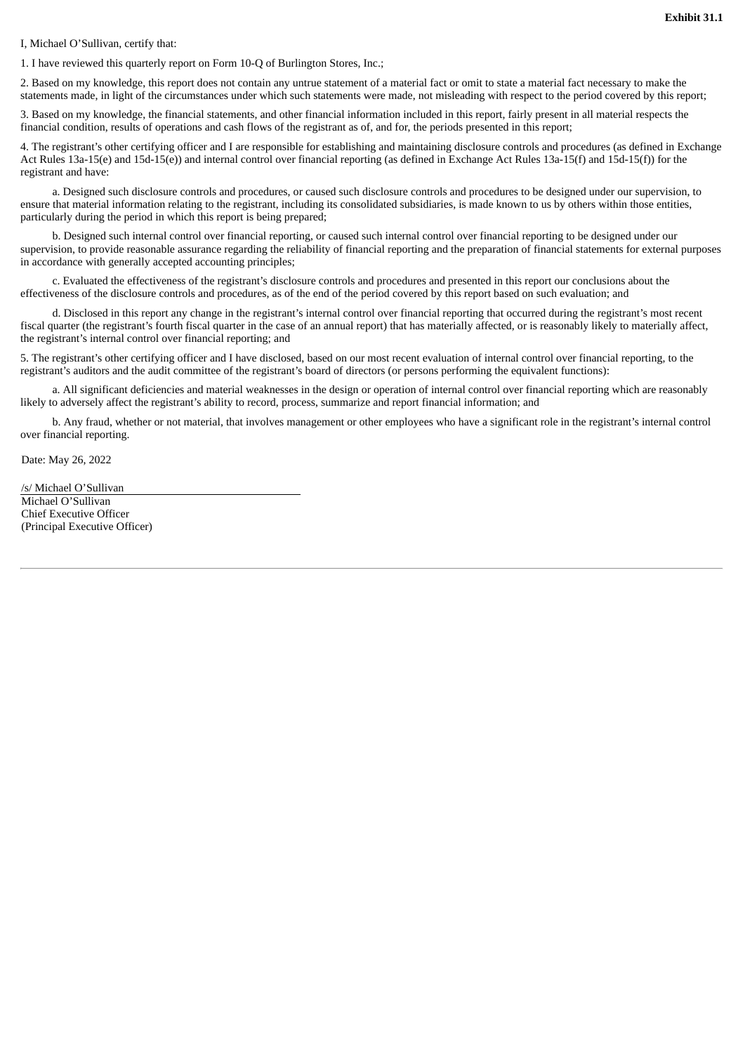**Exhibit 31.1**

I, Michael O'Sullivan, certify that:

1. I have reviewed this quarterly report on Form 10-Q of Burlington Stores, Inc.;

2. Based on my knowledge, this report does not contain any untrue statement of a material fact or omit to state a material fact necessary to make the statements made, in light of the circumstances under which such statements were made, not misleading with respect to the period covered by this report;

3. Based on my knowledge, the financial statements, and other financial information included in this report, fairly present in all material respects the financial condition, results of operations and cash flows of the registrant as of, and for, the periods presented in this report;

4. The registrant's other certifying officer and I are responsible for establishing and maintaining disclosure controls and procedures (as defined in Exchange Act Rules 13a-15(e) and 15d-15(e)) and internal control over financial reporting (as defined in Exchange Act Rules 13a-15(f) and 15d-15(f)) for the registrant and have:

a. Designed such disclosure controls and procedures, or caused such disclosure controls and procedures to be designed under our supervision, to ensure that material information relating to the registrant, including its consolidated subsidiaries, is made known to us by others within those entities, particularly during the period in which this report is being prepared;

b. Designed such internal control over financial reporting, or caused such internal control over financial reporting to be designed under our supervision, to provide reasonable assurance regarding the reliability of financial reporting and the preparation of financial statements for external purposes in accordance with generally accepted accounting principles;

c. Evaluated the effectiveness of the registrant's disclosure controls and procedures and presented in this report our conclusions about the effectiveness of the disclosure controls and procedures, as of the end of the period covered by this report based on such evaluation; and

d. Disclosed in this report any change in the registrant's internal control over financial reporting that occurred during the registrant's most recent fiscal quarter (the registrant's fourth fiscal quarter in the case of an annual report) that has materially affected, or is reasonably likely to materially affect, the registrant's internal control over financial reporting; and

5. The registrant's other certifying officer and I have disclosed, based on our most recent evaluation of internal control over financial reporting, to the registrant's auditors and the audit committee of the registrant's board of directors (or persons performing the equivalent functions):

a. All significant deficiencies and material weaknesses in the design or operation of internal control over financial reporting which are reasonably likely to adversely affect the registrant's ability to record, process, summarize and report financial information; and

b. Any fraud, whether or not material, that involves management or other employees who have a significant role in the registrant's internal control over financial reporting.

Date: May 26, 2022

/s/ Michael O'Sullivan
Michael O'Sullivan
Chief Executive Officer
(Principal Executive Officer)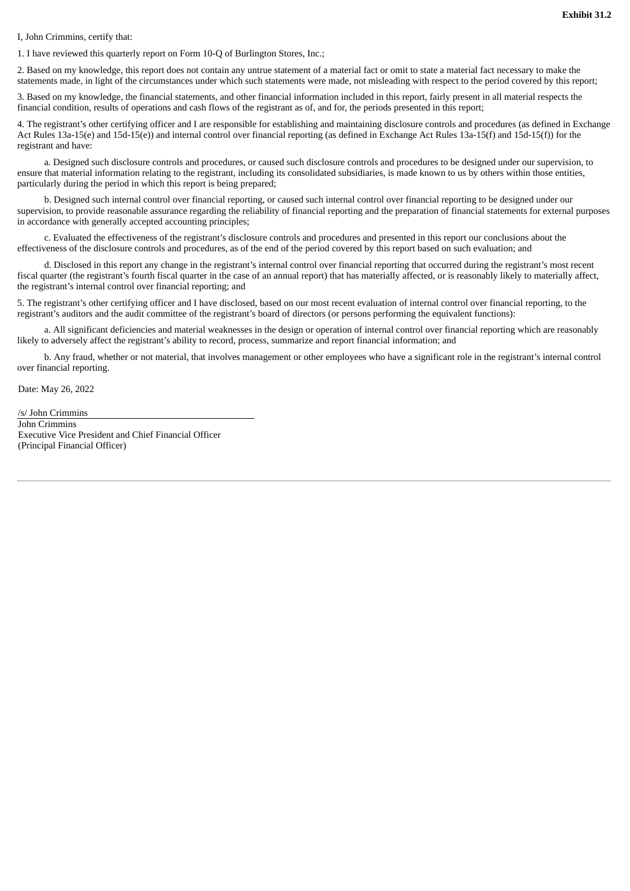**Exhibit 31.2**

I, John Crimmins, certify that:

1. I have reviewed this quarterly report on Form 10-Q of Burlington Stores, Inc.;

2. Based on my knowledge, this report does not contain any untrue statement of a material fact or omit to state a material fact necessary to make the statements made, in light of the circumstances under which such statements were made, not misleading with respect to the period covered by this report;

3. Based on my knowledge, the financial statements, and other financial information included in this report, fairly present in all material respects the financial condition, results of operations and cash flows of the registrant as of, and for, the periods presented in this report;

4. The registrant's other certifying officer and I are responsible for establishing and maintaining disclosure controls and procedures (as defined in Exchange Act Rules 13a-15(e) and 15d-15(e)) and internal control over financial reporting (as defined in Exchange Act Rules 13a-15(f) and 15d-15(f)) for the registrant and have:

a. Designed such disclosure controls and procedures, or caused such disclosure controls and procedures to be designed under our supervision, to ensure that material information relating to the registrant, including its consolidated subsidiaries, is made known to us by others within those entities, particularly during the period in which this report is being prepared;

b. Designed such internal control over financial reporting, or caused such internal control over financial reporting to be designed under our supervision, to provide reasonable assurance regarding the reliability of financial reporting and the preparation of financial statements for external purposes in accordance with generally accepted accounting principles;

c. Evaluated the effectiveness of the registrant's disclosure controls and procedures and presented in this report our conclusions about the effectiveness of the disclosure controls and procedures, as of the end of the period covered by this report based on such evaluation; and

d. Disclosed in this report any change in the registrant's internal control over financial reporting that occurred during the registrant's most recent fiscal quarter (the registrant's fourth fiscal quarter in the case of an annual report) that has materially affected, or is reasonably likely to materially affect, the registrant's internal control over financial reporting; and

5. The registrant's other certifying officer and I have disclosed, based on our most recent evaluation of internal control over financial reporting, to the registrant's auditors and the audit committee of the registrant's board of directors (or persons performing the equivalent functions):

a. All significant deficiencies and material weaknesses in the design or operation of internal control over financial reporting which are reasonably likely to adversely affect the registrant's ability to record, process, summarize and report financial information; and

b. Any fraud, whether or not material, that involves management or other employees who have a significant role in the registrant's internal control over financial reporting.

Date: May 26, 2022

/s/ John Crimmins

John Crimmins
Executive Vice President and Chief Financial Officer
(Principal Financial Officer)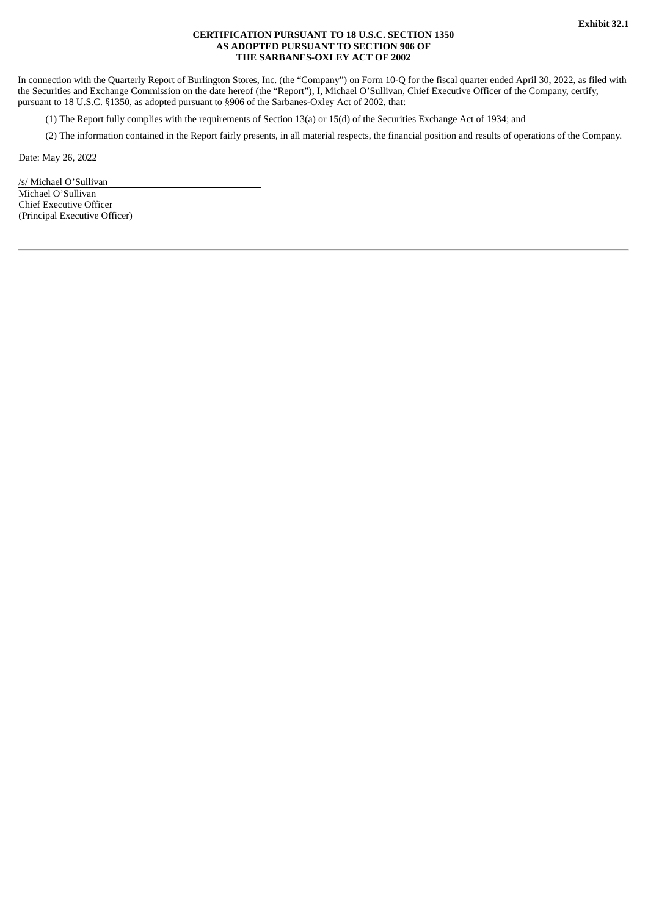**Exhibit 32.1**

**CERTIFICATION PURSUANT TO 18 U.S.C. SECTION 1350
AS ADOPTED PURSUANT TO SECTION 906 OF
THE SARBANES-OXLEY ACT OF 2002**

In connection with the Quarterly Report of Burlington Stores, Inc. (the "Company") on Form 10-Q for the fiscal quarter ended April 30, 2022, as filed with the Securities and Exchange Commission on the date hereof (the "Report"), I, Michael O'Sullivan, Chief Executive Officer of the Company, certify, pursuant to 18 U.S.C. §1350, as adopted pursuant to §906 of the Sarbanes-Oxley Act of 2002, that:

(1) The Report fully complies with the requirements of Section 13(a) or 15(d) of the Securities Exchange Act of 1934; and

(2) The information contained in the Report fairly presents, in all material respects, the financial position and results of operations of the Company.

Date: May 26, 2022

/s/ Michael O'Sullivan
Michael O'Sullivan
Chief Executive Officer
(Principal Executive Officer)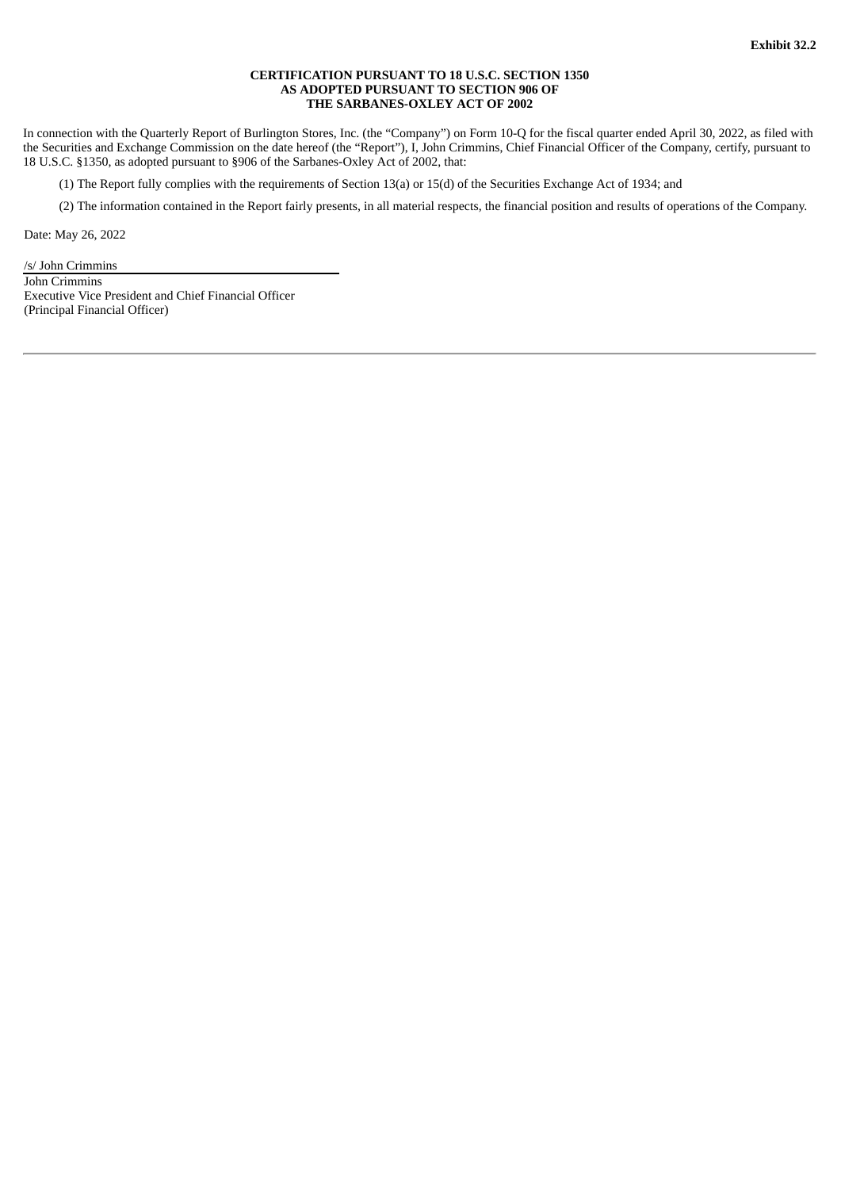**Exhibit 32.2**

**CERTIFICATION PURSUANT TO 18 U.S.C. SECTION 1350
AS ADOPTED PURSUANT TO SECTION 906 OF
THE SARBANES-OXLEY ACT OF 2002**

In connection with the Quarterly Report of Burlington Stores, Inc. (the “Company”) on Form 10-Q for the fiscal quarter ended April 30, 2022, as filed with the Securities and Exchange Commission on the date hereof (the “Report”), I, John Crimmins, Chief Financial Officer of the Company, certify, pursuant to 18 U.S.C. §1350, as adopted pursuant to §906 of the Sarbanes-Oxley Act of 2002, that:

(1) The Report fully complies with the requirements of Section 13(a) or 15(d) of the Securities Exchange Act of 1934; and

(2) The information contained in the Report fairly presents, in all material respects, the financial position and results of operations of the Company.

Date: May 26, 2022

/s/ John Crimmins
John Crimmins
Executive Vice President and Chief Financial Officer
(Principal Financial Officer)